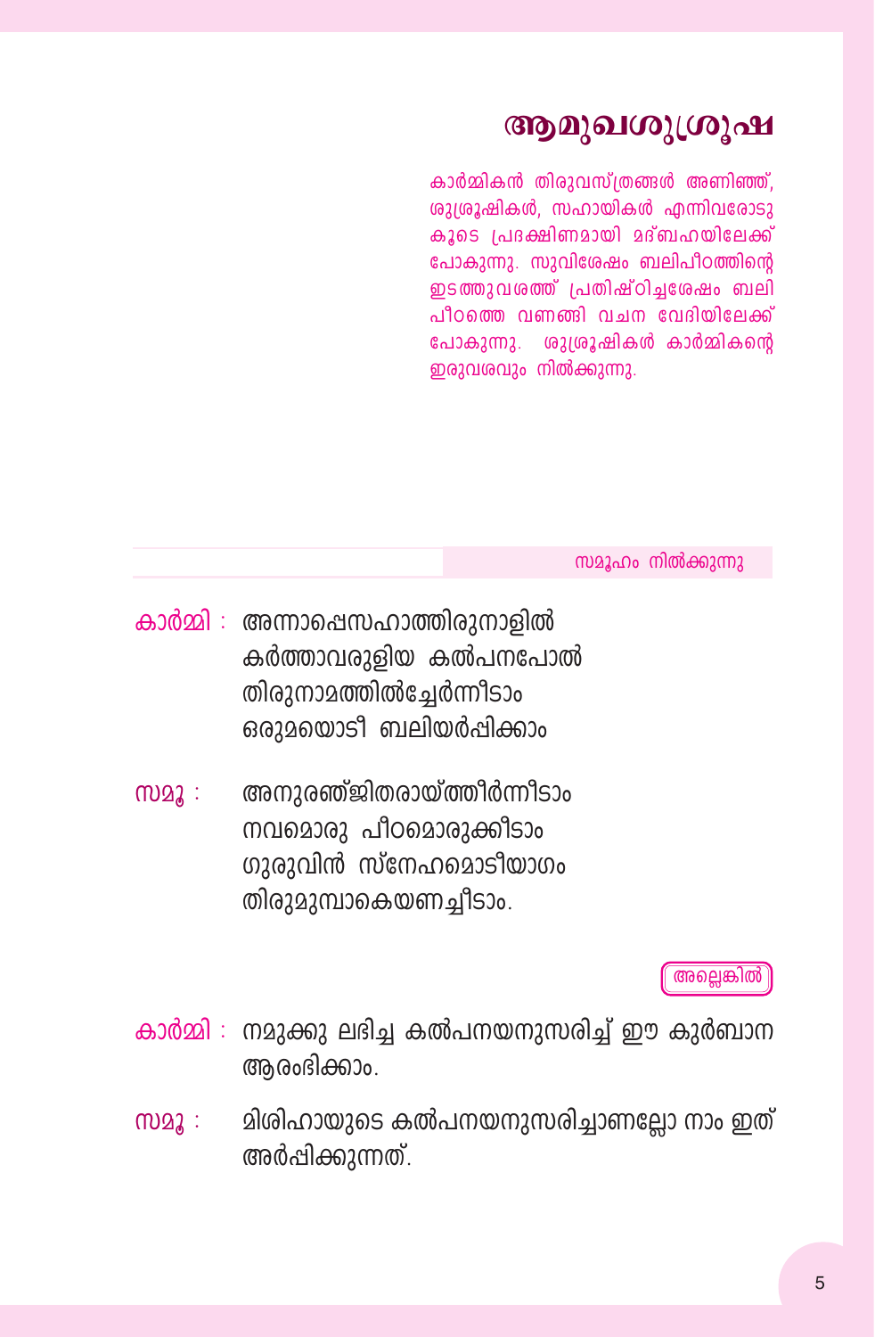# ആമുഖശുശ്രൂഷ

കാർമ്മികൻ തിരുവസ്ത്രങ്ങൾ അണിഞ്ഞ്, ശുശ്രൂഷികൾ, സഹായികൾ എന്നിവരോടു കൂടെ പ്രദക്ഷിണമായി മദ്ബഹയിലേക്ക് പോകുന്നു. സുവിശേഷം ബലിപീഠത്തിന്റെ ഇടത്തുവശത്ത് പ്രതിഷ്ഠിച്ചശേഷം ബലിപീഠത്തെ വണങ്ങി വചന വേദിയിലേക്ക് പോകുന്നു. ശുശ്രൂഷികൾ കാർമ്മികന്റെ ഇരുവശവും നിൽക്കുന്നു.

സമൂഹം നിൽക്കുന്നു

**കാർമ്മി :** അന്നാപ്പെസഹാത്തിരുനാളിൽ
കർത്താവരുളിയ കൽപനപോൽ
തിരുനാമത്തിൽച്ചേർന്നീടാം
ഒരുമയൊടീ ബലിയർപ്പിക്കാം

**സമൂ :** അനുരഞ്ജിതരായ്ത്തീർന്നീടാം
നവമൊരു പീഠമൊരുക്കീടാം
ഗുരുവിൻ സ്നേഹമൊടീയാഗം
തിരുമുമ്പാകെയണച്ചീടാം.

അല്ലെങ്കിൽ

**കാർമ്മി :** നമുക്കു ലഭിച്ച കൽപനയനുസരിച്ച് ഈ കുർബാന ആരംഭിക്കാം.

**സമൂ :** മിശിഹായുടെ കൽപനയനുസരിച്ചാണല്ലോ നാം ഇത് അർപ്പിക്കുന്നത്.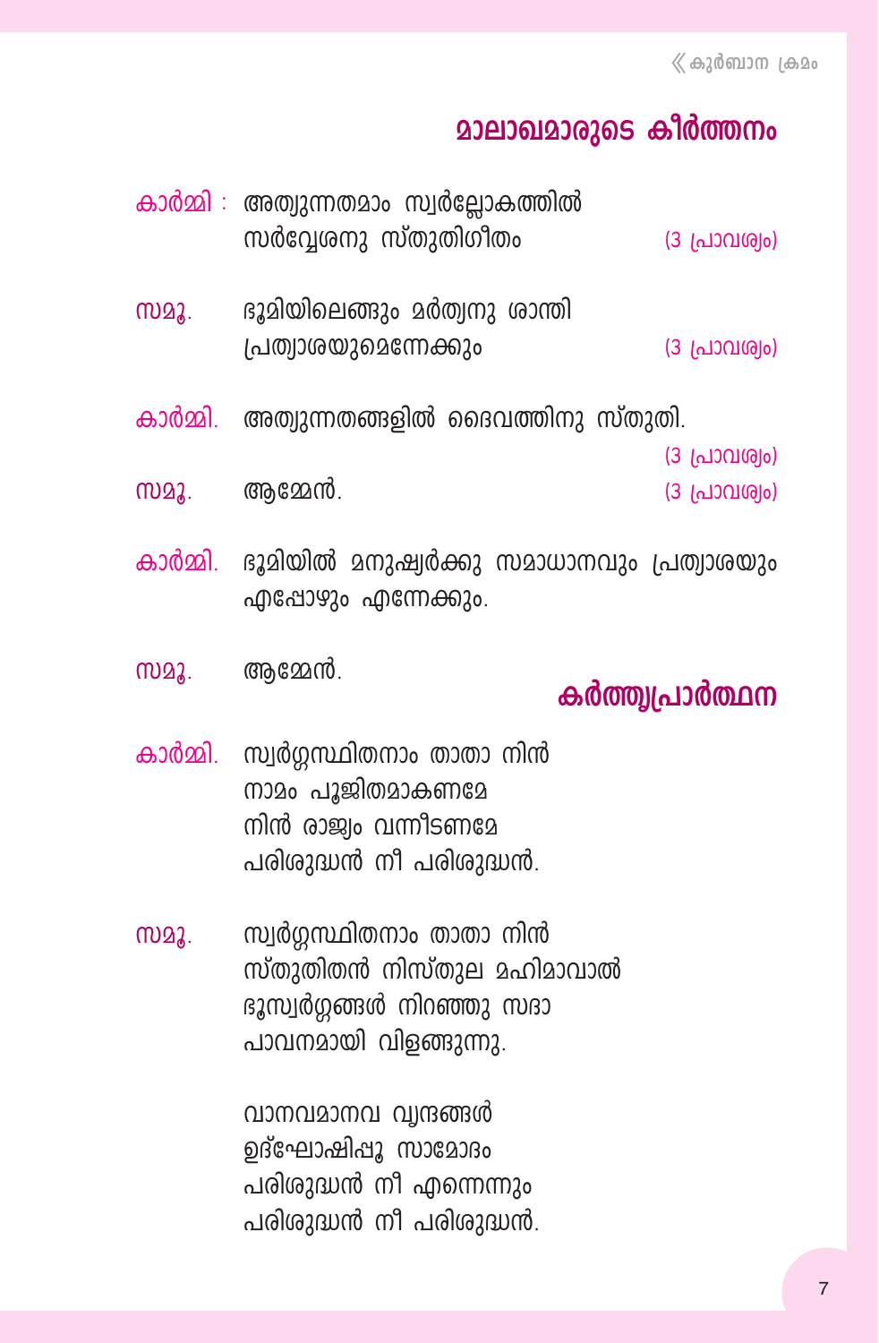## മാലാഖമാരുടെ കീർത്തനം

**കാർമ്മി :** അത്യുന്നതമാം സ്വർല്ലോകത്തിൽ
സർവ്വേശനു സ്തുതിഗീതം (3 പ്രാവശ്യം)

**സമൂ.** ഭൂമിയിലെങ്ങും മർത്യനു ശാന്തി
പ്രത്യാശയുമെന്നേക്കും (3 പ്രാവശ്യം)

**കാർമ്മി.** അത്യുന്നതങ്ങളിൽ ദൈവത്തിനു സ്തുതി. (3 പ്രാവശ്യം)

**സമൂ.** ആമ്മേൻ. (3 പ്രാവശ്യം)

**കാർമ്മി.** ഭൂമിയിൽ മനുഷ്യർക്കു സമാധാനവും പ്രത്യാശയും എപ്പോഴും എന്നേക്കും.

**സമൂ.** ആമ്മേൻ.

## കർത്തൃപ്രാർത്ഥന

**കാർമ്മി.** സ്വർഗ്ഗസ്ഥിതനാം താതാ നിൻ
നാമം പൂജിതമാകണമേ
നിൻ രാജ്യം വന്നീടണമേ
പരിശുദ്ധൻ നീ പരിശുദ്ധൻ.

**സമൂ.** സ്വർഗ്ഗസ്ഥിതനാം താതാ നിൻ
സ്തുതിതൻ നിസ്തുല മഹിമാവാൽ
ഭൂസ്വർഗ്ഗങ്ങൾ നിറഞ്ഞു സദാ
പാവനമായി വിളങ്ങുന്നു.

വാനവമാനവ വൃന്ദങ്ങൾ
ഉദ്ഘോഷിപ്പൂ സാമോദം
പരിശുദ്ധൻ നീ എന്നെന്നും
പരിശുദ്ധൻ നീ പരിശുദ്ധൻ.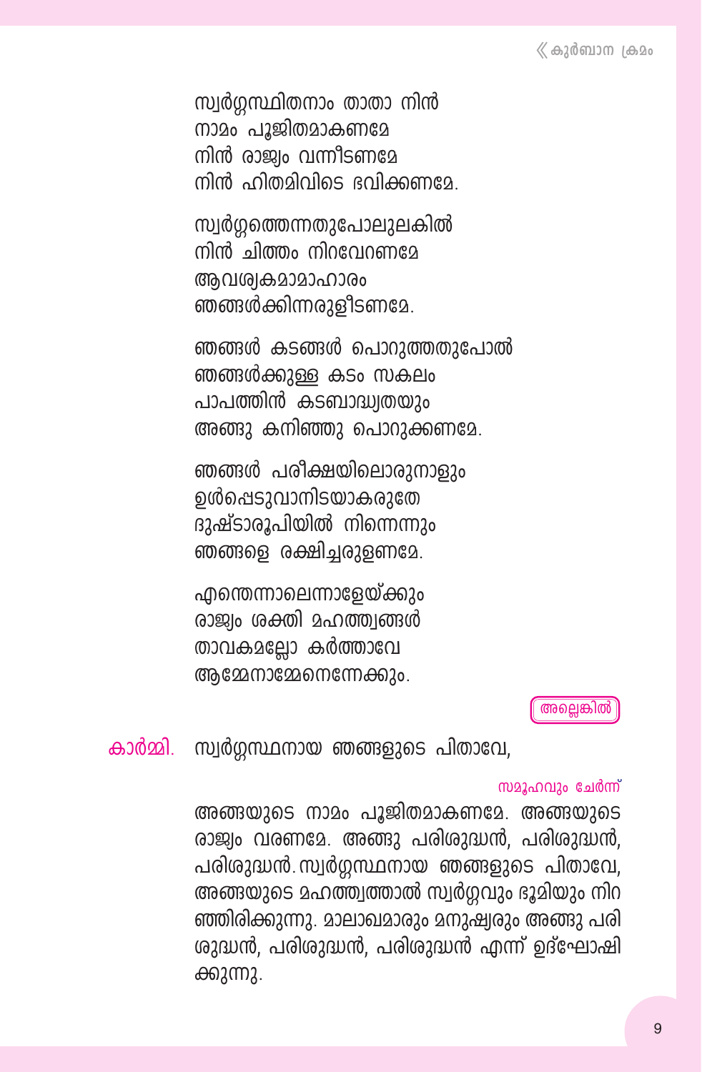സ്വർഗ്ഗസ്ഥിതനാം താതാ നിൻ
നാമം പൂജിതമാകണമേ
നിൻ രാജ്യം വന്നീടണമേ
നിൻ ഹിതമിവിടെ ഭവിക്കണമേ.

സ്വർഗ്ഗത്തെന്നതുപോലുലകിൽ
നിൻ ചിത്തം നിറവേറണമേ
ആവശ്യകമാമാഹാരം
ഞങ്ങൾക്കിന്നരുളീടണമേ.

ഞങ്ങൾ കടങ്ങൾ പൊറുത്തതുപോൽ
ഞങ്ങൾക്കുള്ള കടം സകലം
പാപത്തിൻ കടബാദ്ധ്യതയും
അങ്ങു കനിഞ്ഞു പൊറുക്കണമേ.

ഞങ്ങൾ പരീക്ഷയിലൊരുനാളും
ഉൾപ്പെടുവാനിടയാകരുതേ
ദുഷ്ടാരൂപിയിൽ നിന്നെന്നും
ഞങ്ങളെ രക്ഷിച്ചരുളണമേ.

എന്തെന്നാലെന്നാളേയ്ക്കും
രാജ്യം ശക്തി മഹത്ത്വങ്ങൾ
താവകമല്ലോ കർത്താവേ
ആമ്മേനാമ്മേനെന്നേക്കും.

അല്ലെങ്കിൽ

കാർമ്മി. സ്വർഗ്ഗസ്ഥനായ ഞങ്ങളുടെ പിതാവേ,

സമൂഹവും ചേർന്ന്

അങ്ങയുടെ നാമം പൂജിതമാകണമേ. അങ്ങയുടെ രാജ്യം വരണമേ. അങ്ങു പരിശുദ്ധൻ, പരിശുദ്ധൻ, പരിശുദ്ധൻ. സ്വർഗ്ഗസ്ഥനായ ഞങ്ങളുടെ പിതാവേ, അങ്ങയുടെ മഹത്ത്വത്താൽ സ്വർഗ്ഗവും ഭൂമിയും നിറഞ്ഞിരിക്കുന്നു. മാലാഖമാരും മനുഷ്യരും അങ്ങു പരിശുദ്ധൻ, പരിശുദ്ധൻ, പരിശുദ്ധൻ എന്ന് ഉദ്ഘോഷിക്കുന്നു.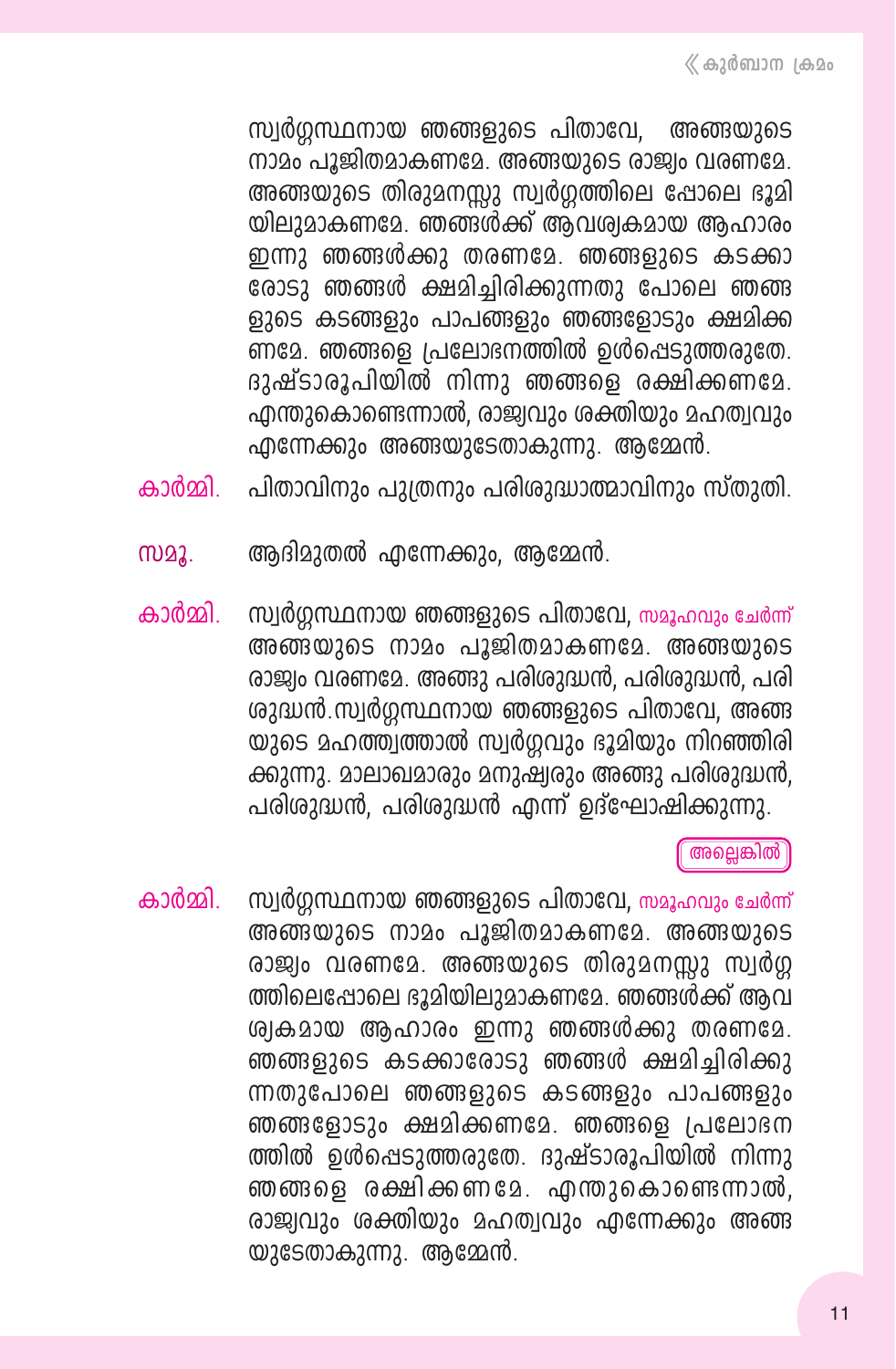സ്വർഗ്ഗസ്ഥനായ ഞങ്ങളുടെ പിതാവേ, അങ്ങയുടെ നാമം പൂജിതമാകണമേ. അങ്ങയുടെ രാജ്യം വരണമേ. അങ്ങയുടെ തിരുമനസ്സു സ്വർഗ്ഗത്തിലെ പ്പോലെ ഭൂമിയിലുമാകണമേ. ഞങ്ങൾക്ക് ആവശ്യകമായ ആഹാരം ഇന്നു ഞങ്ങൾക്കു തരണമേ. ഞങ്ങളുടെ കടക്കാരോടു ഞങ്ങൾ ക്ഷമിച്ചിരിക്കുന്നതു പോലെ ഞങ്ങളുടെ കടങ്ങളും പാപങ്ങളും ഞങ്ങളോടും ക്ഷമിക്കണമേ. ഞങ്ങളെ പ്രലോഭനത്തിൽ ഉൾപ്പെടുത്തരുതേ. ദുഷ്ടാരൂപിയിൽ നിന്നു ഞങ്ങളെ രക്ഷിക്കണമേ. എന്തുകൊണ്ടെന്നാൽ, രാജ്യവും ശക്തിയും മഹത്വവും എന്നേക്കും അങ്ങയുടേതാകുന്നു. ആമ്മേൻ.

**കാർമ്മി.** പിതാവിനും പുത്രനും പരിശുദ്ധാത്മാവിനും സ്തുതി.

**സമൂ.** ആദിമുതൽ എന്നേക്കും, ആമ്മേൻ.

**കാർമ്മി.** സ്വർഗ്ഗസ്ഥനായ ഞങ്ങളുടെ പിതാവേ, *സമൂഹവും ചേർന്ന്* അങ്ങയുടെ നാമം പൂജിതമാകണമേ. അങ്ങയുടെ രാജ്യം വരണമേ. അങ്ങു പരിശുദ്ധൻ, പരിശുദ്ധൻ, പരിശുദ്ധൻ.സ്വർഗ്ഗസ്ഥനായ ഞങ്ങളുടെ പിതാവേ, അങ്ങയുടെ മഹത്ത്വത്താൽ സ്വർഗ്ഗവും ഭൂമിയും നിറഞ്ഞിരിക്കുന്നു. മാലാഖമാരും മനുഷ്യരും അങ്ങു പരിശുദ്ധൻ, പരിശുദ്ധൻ, പരിശുദ്ധൻ എന്ന് ഉദ്ഘോഷിക്കുന്നു.

*അല്ലെങ്കിൽ*

**കാർമ്മി.** സ്വർഗ്ഗസ്ഥനായ ഞങ്ങളുടെ പിതാവേ, *സമൂഹവും ചേർന്ന്* അങ്ങയുടെ നാമം പൂജിതമാകണമേ. അങ്ങയുടെ രാജ്യം വരണമേ. അങ്ങയുടെ തിരുമനസ്സു സ്വർഗ്ഗത്തിലെപ്പോലെ ഭൂമിയിലുമാകണമേ. ഞങ്ങൾക്ക് ആവശ്യകമായ ആഹാരം ഇന്നു ഞങ്ങൾക്കു തരണമേ. ഞങ്ങളുടെ കടക്കാരോടു ഞങ്ങൾ ക്ഷമിച്ചിരിക്കുന്നതുപോലെ ഞങ്ങളുടെ കടങ്ങളും പാപങ്ങളും ഞങ്ങളോടും ക്ഷമിക്കണമേ. ഞങ്ങളെ പ്രലോഭനത്തിൽ ഉൾപ്പെടുത്തരുതേ. ദുഷ്ടാരൂപിയിൽ നിന്നു ഞങ്ങളെ രക്ഷിക്കണമേ. എന്തുകൊണ്ടെന്നാൽ, രാജ്യവും ശക്തിയും മഹത്വവും എന്നേക്കും അങ്ങയുടേതാകുന്നു. ആമ്മേൻ.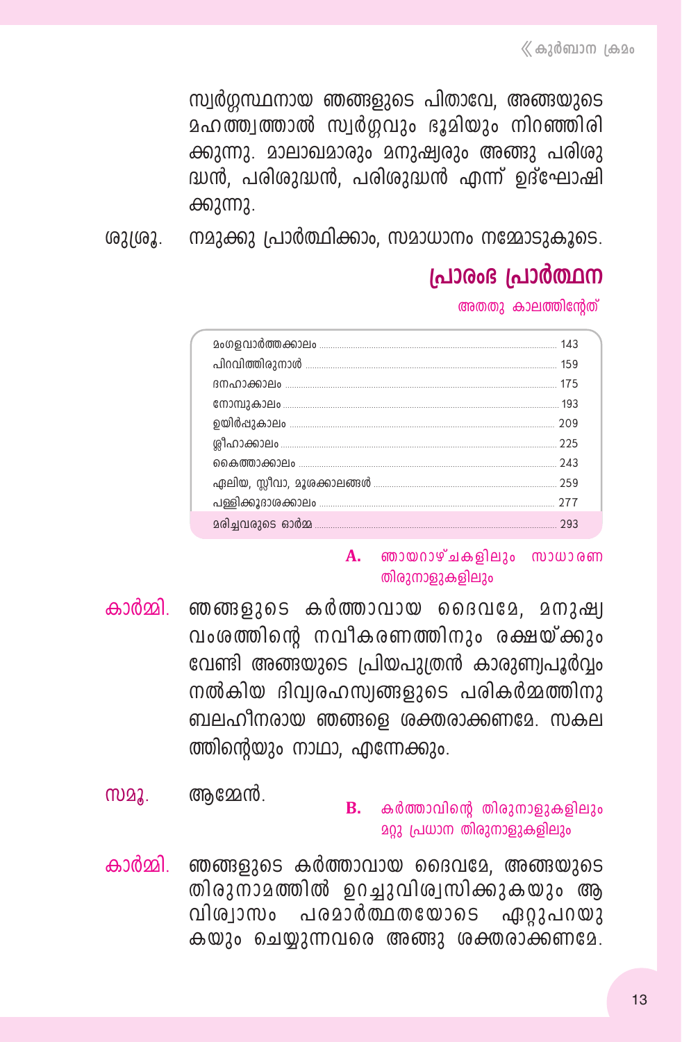സ്വർഗ്ഗസ്ഥനായ ഞങ്ങളുടെ പിതാവേ, അങ്ങയുടെ മഹത്ത്വത്താൽ സ്വർഗ്ഗവും ഭൂമിയും നിറഞ്ഞിരിക്കുന്നു. മാലാഖമാരും മനുഷ്യരും അങ്ങു പരിശുദ്ധൻ, പരിശുദ്ധൻ, പരിശുദ്ധൻ എന്ന് ഉദ്ഘോഷിക്കുന്നു.

ശുശ്രൂ. നമുക്കു പ്രാർത്ഥിക്കാം, സമാധാനം നമ്മോടുകൂടെ.

## പ്രാരംഭ പ്രാർത്ഥന

അതതു കാലത്തിന്റേത്

| | |
|---|---|
| മംഗളവാർത്തക്കാലം | 143 |
| പിറവിത്തിരുനാൾ | 159 |
| ദനഹാക്കാലം | 175 |
| നോമ്പുകാലം | 193 |
| ഉയിർപ്പുകാലം | 209 |
| ശ്ലീഹാക്കാലം | 225 |
| കൈത്താക്കാലം | 243 |
| ഏലിയ, സ്ലീവാ, മൂശക്കാലങ്ങൾ | 259 |
| പള്ളിക്കൂദാശക്കാലം | 277 |
| മരിച്ചവരുടെ ഓർമ്മ | 293 |

**A.** ഞായറാഴ്ചകളിലും സാധാരണ തിരുനാളുകളിലും

കാർമ്മി. ഞങ്ങളുടെ കർത്താവായ ദൈവമേ, മനുഷ്യവംശത്തിന്റെ നവീകരണത്തിനും രക്ഷയ്ക്കും വേണ്ടി അങ്ങയുടെ പ്രിയപുത്രൻ കാരുണ്യപൂർവ്വം നൽകിയ ദിവ്യരഹസ്യങ്ങളുടെ പരികർമ്മത്തിനു ബലഹീനരായ ഞങ്ങളെ ശക്തരാക്കണമേ. സകലത്തിന്റെയും നാഥാ, എന്നേക്കും.

സമൂ. ആമ്മേൻ.

**B.** കർത്താവിന്റെ തിരുനാളുകളിലും മറ്റു പ്രധാന തിരുനാളുകളിലും

കാർമ്മി. ഞങ്ങളുടെ കർത്താവായ ദൈവമേ, അങ്ങയുടെ തിരുനാമത്തിൽ ഉറച്ചുവിശ്വസിക്കുകയും ആ വിശ്വാസം പരമാർത്ഥതയോടെ ഏറ്റുപറയുകയും ചെയ്യുന്നവരെ അങ്ങു ശക്തരാക്കണമേ.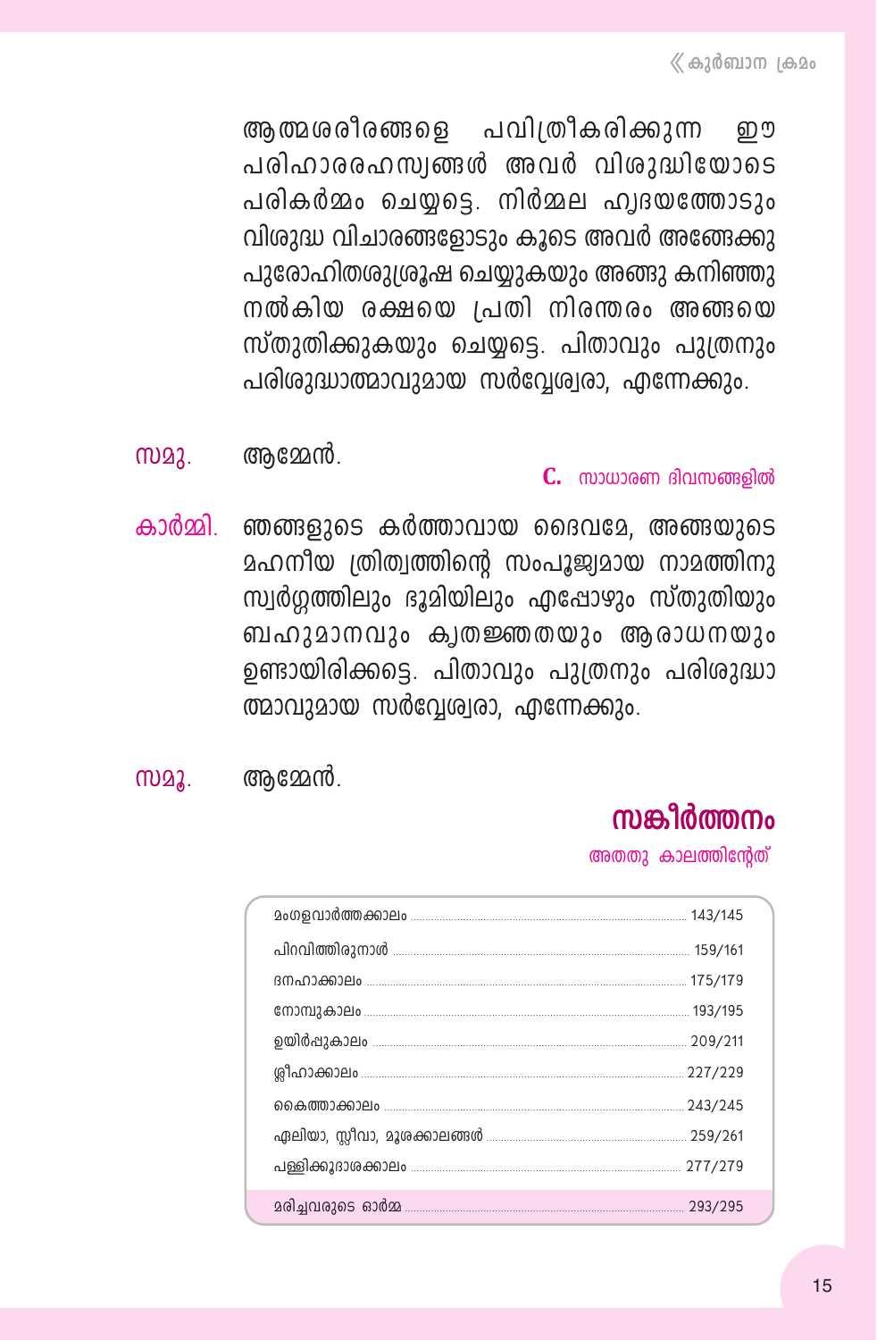ആത്മശരീരങ്ങളെ പവിത്രീകരിക്കുന്ന ഈ പരിഹാരരഹസ്യങ്ങൾ അവർ വിശുദ്ധിയോടെ പരികർമ്മം ചെയ്യട്ടെ. നിർമ്മല ഹൃദയത്തോടും വിശുദ്ധ വിചാരങ്ങളോടും കൂടെ അവർ അങ്ങേക്കു പുരോഹിതശുശ്രൂഷ ചെയ്യുകയും അങ്ങു കനിഞ്ഞു നൽകിയ രക്ഷയെ പ്രതി നിരന്തരം അങ്ങയെ സ്തുതിക്കുകയും ചെയ്യട്ടെ. പിതാവും പുത്രനും പരിശുദ്ധാത്മാവുമായ സർവ്വേശ്വരാ, എന്നേക്കും.

സമൂ. ആമ്മേൻ.

**C.** സാധാരണ ദിവസങ്ങളിൽ

കാർമ്മി. ഞങ്ങളുടെ കർത്താവായ ദൈവമേ, അങ്ങയുടെ മഹനീയ ത്രിത്വത്തിന്റെ സംപൂജ്യമായ നാമത്തിനു സ്വർഗ്ഗത്തിലും ഭൂമിയിലും എപ്പോഴും സ്തുതിയും ബഹുമാനവും കൃതജ്ഞതയും ആരാധനയും ഉണ്ടായിരിക്കട്ടെ. പിതാവും പുത്രനും പരിശുദ്ധാത്മാവുമായ സർവ്വേശ്വരാ, എന്നേക്കും.

സമൂ. ആമ്മേൻ.

## സങ്കീർത്തനം

അതതു കാലത്തിന്റേത്

| | |
|---|---|
| മംഗളവാർത്തക്കാലം | 143/145 |
| പിറവിത്തിരുനാൾ | 159/161 |
| ദനഹാക്കാലം | 175/179 |
| നോമ്പുകാലം | 193/195 |
| ഉയിർപ്പുകാലം | 209/211 |
| ശ്ലീഹാക്കാലം | 227/229 |
| കൈത്താക്കാലം | 243/245 |
| ഏലിയാ, സ്ലീവാ, മൂശക്കാലങ്ങൾ | 259/261 |
| പള്ളിക്കൂദാശക്കാലം | 277/279 |
| മരിച്ചവരുടെ ഓർമ്മ | 293/295 |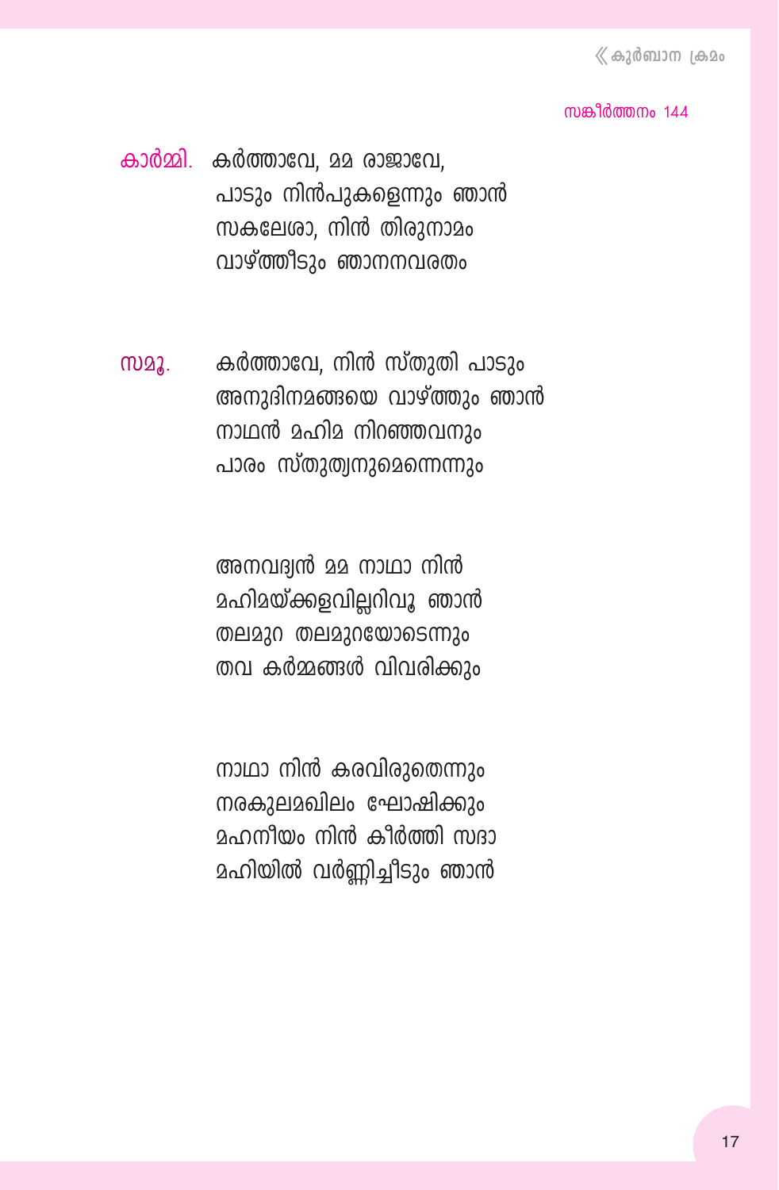സങ്കീർത്തനം 144

**കാർമ്മി.** കർത്താവേ, മമ രാജാവേ,
പാടും നിൻപുകളെന്നും ഞാൻ
സകലേശാ, നിൻ തിരുനാമം
വാഴ്ത്തീടും ഞാനനവരതം

**സമൂ.** കർത്താവേ, നിൻ സ്തുതി പാടും
അനുദിനമങ്ങയെ വാഴ്ത്തും ഞാൻ
നാഥൻ മഹിമ നിറഞ്ഞവനും
പാരം സ്തുത്യനുമെന്നെന്നും

അനവദ്യൻ മമ നാഥാ നിൻ
മഹിമയ്ക്കളവില്ലറിവൂ ഞാൻ
തലമുറ തലമുറയോടെന്നും
തവ കർമ്മങ്ങൾ വിവരിക്കും

നാഥാ നിൻ കരവിരുതെന്നും
നരകുലമഖിലം ഘോഷിക്കും
മഹനീയം നിൻ കീർത്തി സദാ
മഹിയിൽ വർണ്ണിച്ചീടും ഞാൻ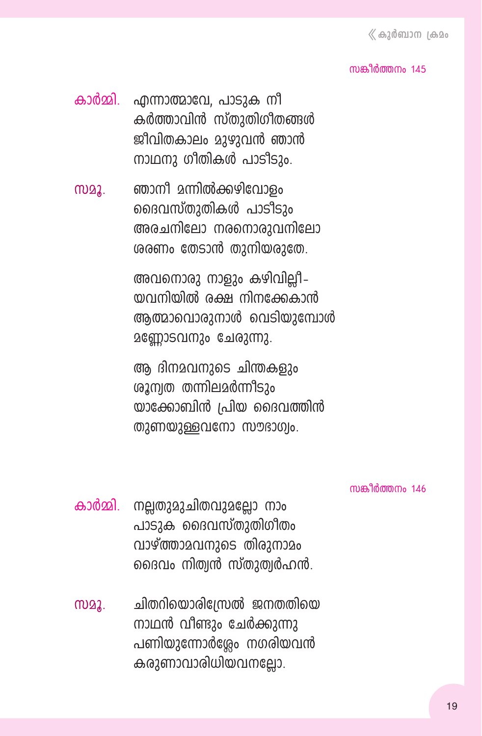സങ്കീർത്തനം 145

**കാർമ്മി.** എന്നാത്മാവേ, പാടുക നീ
കർത്താവിൻ സ്തുതിഗീതങ്ങൾ
ജീവിതകാലം മുഴുവൻ ഞാൻ
നാഥനു ഗീതികൾ പാടീടും.

**സമൂ.** ഞാനീ മന്നിൽക്കഴിവോളം
ദൈവസ്തുതികൾ പാടീടും
അരചനിലോ നരനൊരുവനിലോ
ശരണം തേടാൻ തുനിയരുതേ.

അവനൊരു നാളും കഴിവില്ലീ-
യവനിയിൽ രക്ഷ നിനക്കേകാൻ
ആത്മാവൊരുനാൾ വെടിയുമ്പോൾ
മണ്ണോടവനും ചേരുന്നു.

ആ ദിനമവനുടെ ചിന്തകളും
ശൂന്യത തന്നിലമർന്നീടും
യാക്കോബിൻ പ്രിയ ദൈവത്തിൻ
തുണയുള്ളവനോ സൗഭാഗ്യം.

സങ്കീർത്തനം 146

**കാർമ്മി.** നല്ലതുമുചിതവുമല്ലോ നാം
പാടുക ദൈവസ്തുതിഗീതം
വാഴ്ത്താമവനുടെ തിരുനാമം
ദൈവം നിത്യൻ സ്തുത്യർഹൻ.

**സമൂ.** ചിതറിയൊരിസ്രേൽ ജനതതിയെ
നാഥൻ വീണ്ടും ചേർക്കുന്നു
പണിയുന്നോർശ്ലേം നഗരിയവൻ
കരുണാവാരിധിയവനല്ലോ.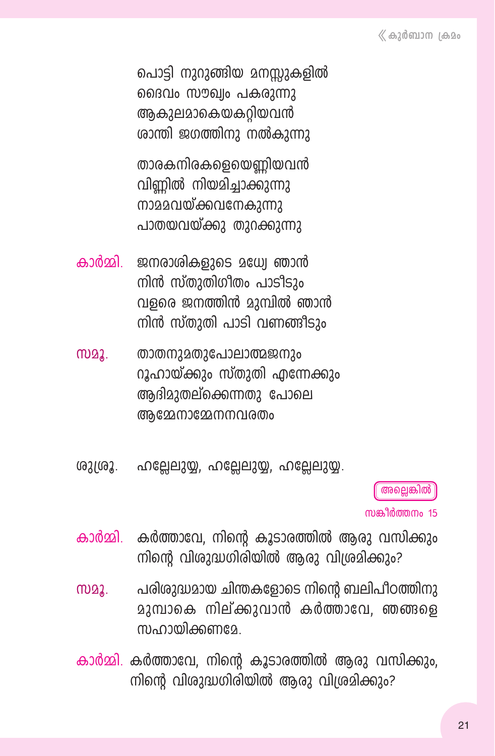പൊട്ടി നുറുങ്ങിയ മനസ്സുകളിൽ
ദൈവം സൗഖ്യം പകരുന്നു
ആകുലമാകെയകറ്റിയവൻ
ശാന്തി ജഗത്തിനു നൽകുന്നു

താരകനിരകളെയെണ്ണിയവൻ
വിണ്ണിൽ നിയമിച്ചാക്കുന്നു
നാമമവയ്ക്കവനേകുന്നു
പാതയവയ്ക്കു തുറക്കുന്നു

**കാർമ്മി.** ജനരാശികളുടെ മധ്യേ ഞാൻ
നിൻ സ്തുതിഗീതം പാടീടും
വളരെ ജനത്തിൻ മുമ്പിൽ ഞാൻ
നിൻ സ്തുതി പാടി വണങ്ങീടും

**സമൂ.** താതനുമതുപോലാത്മജനും
റൂഹായ്ക്കും സ്തുതി എന്നേക്കും
ആദിമുതല്ക്കെന്നതു പോലെ
ആമ്മേനാമ്മേനനവരതം

**ശുശ്രൂ.** ഹല്ലേലുയ്യ, ഹല്ലേലുയ്യ, ഹല്ലേലുയ്യ.

അല്ലെങ്കിൽ

സങ്കീർത്തനം 15

**കാർമ്മി.** കർത്താവേ, നിന്റെ കൂടാരത്തിൽ ആരു വസിക്കും
നിന്റെ വിശുദ്ധഗിരിയിൽ ആരു വിശ്രമിക്കും?

**സമൂ.** പരിശുദ്ധമായ ചിന്തകളോടെ നിന്റെ ബലിപീഠത്തിനു മുമ്പാകെ നില്ക്കുവാൻ കർത്താവേ, ഞങ്ങളെ സഹായിക്കണമേ.

**കാർമ്മി.** കർത്താവേ, നിന്റെ കൂടാരത്തിൽ ആരു വസിക്കും,
നിന്റെ വിശുദ്ധഗിരിയിൽ ആരു വിശ്രമിക്കും?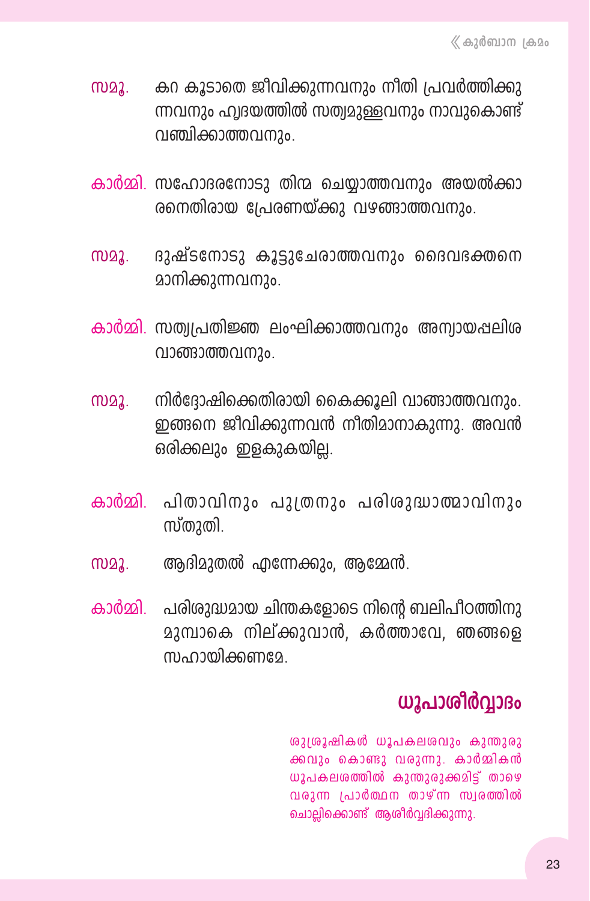സമൂ. കറ കൂടാതെ ജീവിക്കുന്നവനും നീതി പ്രവർത്തിക്കുന്നവനും ഹൃദയത്തിൽ സത്യമുള്ളവനും നാവുകൊണ്ട് വഞ്ചിക്കാത്തവനും.

കാർമ്മി. സഹോദരനോടു തിന്മ ചെയ്യാത്തവനും അയൽക്കാരനെതിരായ പ്രേരണയ്ക്കു വഴങ്ങാത്തവനും.

സമൂ. ദുഷ്ടനോടു കൂട്ടുചേരാത്തവനും ദൈവഭക്തനെ മാനിക്കുന്നവനും.

കാർമ്മി. സത്യപ്രതിജ്ഞ ലംഘിക്കാത്തവനും അന്യായപ്പലിശ വാങ്ങാത്തവനും.

സമൂ. നിർദ്ദോഷിക്കെതിരായി കൈക്കൂലി വാങ്ങാത്തവനും. ഇങ്ങനെ ജീവിക്കുന്നവൻ നീതിമാനാകുന്നു. അവൻ ഒരിക്കലും ഇളകുകയില്ല.

കാർമ്മി. പിതാവിനും പുത്രനും പരിശുദ്ധാത്മാവിനും സ്തുതി.

സമൂ. ആദിമുതൽ എന്നേക്കും, ആമ്മേൻ.

കാർമ്മി. പരിശുദ്ധമായ ചിന്തകളോടെ നിന്റെ ബലിപീഠത്തിനു മുമ്പാകെ നില്ക്കുവാൻ, കർത്താവേ, ഞങ്ങളെ സഹായിക്കണമേ.

## ധൂപാശീർവ്വാദം

ശുശ്രൂഷികൾ ധൂപകലശവും കുന്തുരുക്കവും കൊണ്ടു വരുന്നു. കാർമ്മികൻ ധൂപകലശത്തിൽ കുന്തുരുക്കമിട്ട് താഴെ വരുന്ന പ്രാർത്ഥന താഴ്ന്ന സ്വരത്തിൽ ചൊല്ലിക്കൊണ്ട് ആശീർവ്വദിക്കുന്നു.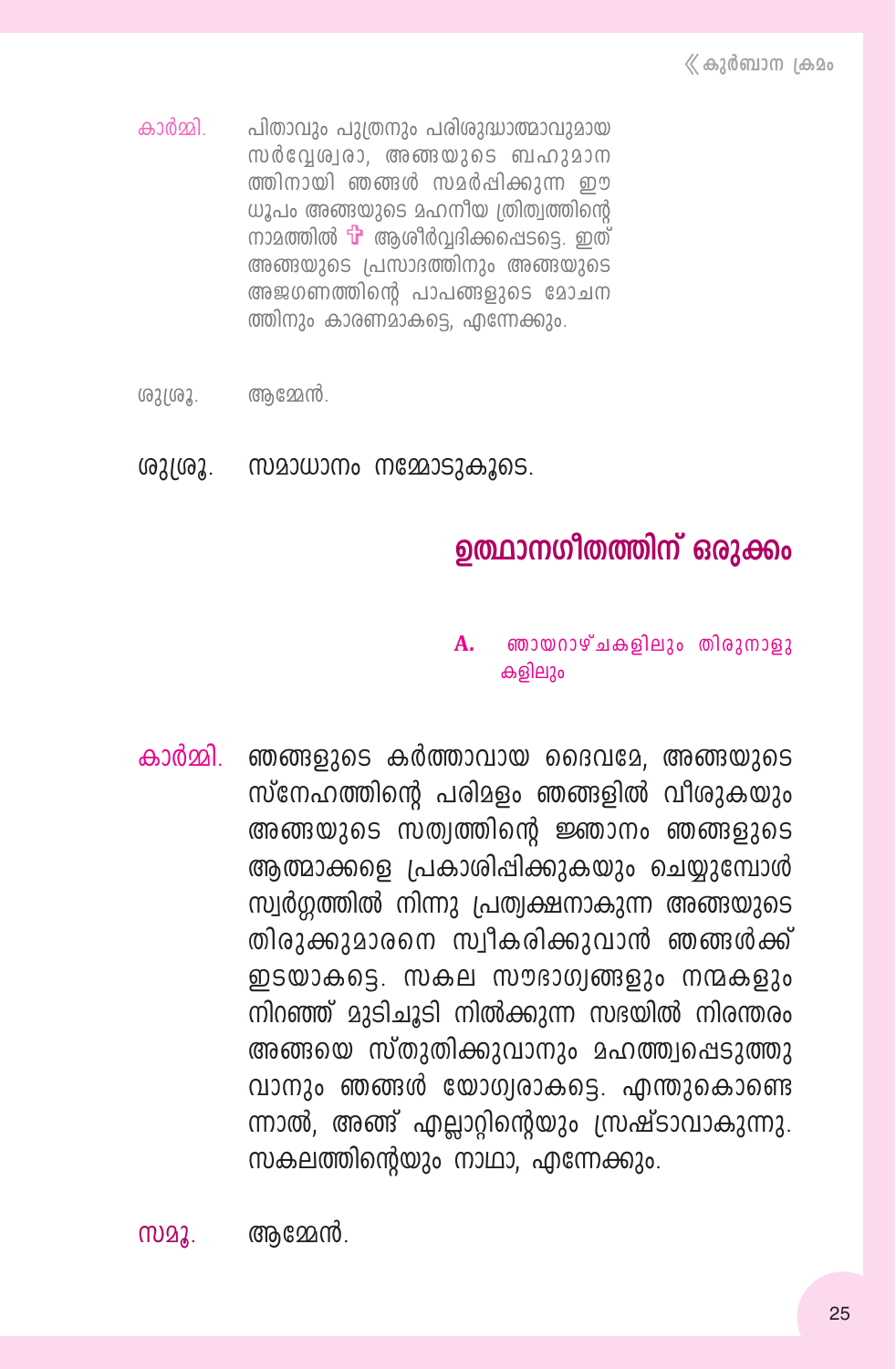കാർമ്മി. പിതാവും പുത്രനും പരിശുദ്ധാത്മാവുമായ സർവ്വേശ്വരാ, അങ്ങയുടെ ബഹുമാനത്തിനായി ഞങ്ങൾ സമർപ്പിക്കുന്ന ഈ ധൂപം അങ്ങയുടെ മഹനീയ ത്രിത്വത്തിന്റെ നാമത്തിൽ ✠ ആശീർവ്വദിക്കപ്പെടട്ടെ. ഇത് അങ്ങയുടെ പ്രസാദത്തിനും അങ്ങയുടെ അജഗണത്തിന്റെ പാപങ്ങളുടെ മോചനത്തിനും കാരണമാകട്ടെ, എന്നേക്കും.

ശുശ്രൂ. ആമ്മേൻ.

**ശുശ്രൂ. സമാധാനം നമ്മോടുകൂടെ.**

## ഉത്ഥാനഗീതത്തിന് ഒരുക്കം

**A. ഞായറാഴ്ചകളിലും തിരുനാളുകളിലും**

**കാർമ്മി.** ഞങ്ങളുടെ കർത്താവായ ദൈവമേ, അങ്ങയുടെ സ്നേഹത്തിന്റെ പരിമളം ഞങ്ങളിൽ വീശുകയും അങ്ങയുടെ സത്യത്തിന്റെ ജ്ഞാനം ഞങ്ങളുടെ ആത്മാക്കളെ പ്രകാശിപ്പിക്കുകയും ചെയ്യുമ്പോൾ സ്വർഗ്ഗത്തിൽ നിന്നു പ്രത്യക്ഷനാകുന്ന അങ്ങയുടെ തിരുക്കുമാരനെ സ്വീകരിക്കുവാൻ ഞങ്ങൾക്ക് ഇടയാകട്ടെ. സകല സൗഭാഗ്യങ്ങളും നന്മകളും നിറഞ്ഞ് മുടിചൂടി നിൽക്കുന്ന സഭയിൽ നിരന്തരം അങ്ങയെ സ്തുതിക്കുവാനും മഹത്ത്വപ്പെടുത്തുവാനും ഞങ്ങൾ യോഗ്യരാകട്ടെ. എന്തുകൊണ്ടെന്നാൽ, അങ്ങ് എല്ലാറ്റിന്റെയും സ്രഷ്ടാവാകുന്നു. സകലത്തിന്റെയും നാഥാ, എന്നേക്കും.

**സമൂ. ആമ്മേൻ.**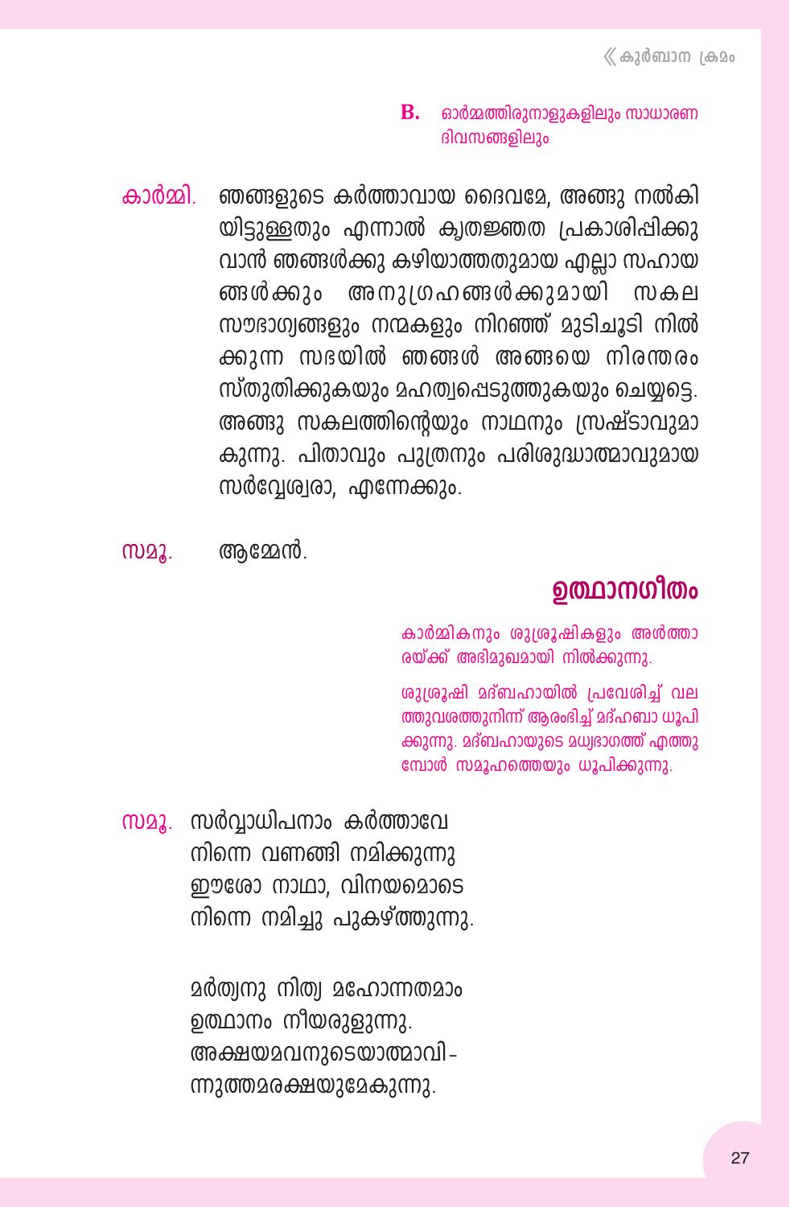**B.** ഓർമ്മത്തിരുനാളുകളിലും സാധാരണ ദിവസങ്ങളിലും

കാർമ്മി. ഞങ്ങളുടെ കർത്താവായ ദൈവമേ, അങ്ങു നൽകിയിട്ടുള്ളതും എന്നാൽ കൃതജ്ഞത പ്രകാശിപ്പിക്കുവാൻ ഞങ്ങൾക്കു കഴിയാത്തതുമായ എല്ലാ സഹായങ്ങൾക്കും അനുഗ്രഹങ്ങൾക്കുമായി സകല സൗഭാഗ്യങ്ങളും നന്മകളും നിറഞ്ഞ് മുടിചൂടി നിൽക്കുന്ന സഭയിൽ ഞങ്ങൾ അങ്ങയെ നിരന്തരം സ്തുതിക്കുകയും മഹത്വപ്പെടുത്തുകയും ചെയ്യട്ടെ. അങ്ങു സകലത്തിന്റെയും നാഥനും സ്രഷ്ടാവുമാകുന്നു. പിതാവും പുത്രനും പരിശുദ്ധാത്മാവുമായ സർവ്വേശ്വരാ, എന്നേക്കും.

സമൂ. ആമ്മേൻ.

## ഉത്ഥാനഗീതം

കാർമ്മികനും ശുശ്രൂഷികളും അൾത്താരയ്ക്ക് അഭിമുഖമായി നിൽക്കുന്നു.

ശുശ്രൂഷി മദ്ബഹായിൽ പ്രവേശിച്ച് വലത്തുവശത്തുനിന്ന് ആരംഭിച്ച് മദ്ഹബാ ധൂപിക്കുന്നു. മദ്ബഹായുടെ മധ്യഭാഗത്ത് എത്തുമ്പോൾ സമൂഹത്തെയും ധൂപിക്കുന്നു.

സമൂ. സർവ്വാധിപനാം കർത്താവേ  
നിന്നെ വണങ്ങി നമിക്കുന്നു  
ഈശോ നാഥാ, വിനയമൊടെ  
നിന്നെ നമിച്ചു പുകഴ്ത്തുന്നു.

മർത്യനു നിത്യ മഹോന്നതമാം  
ഉത്ഥാനം നീയരുളുന്നു.  
അക്ഷയമവനുടെയാത്മാവി-  
ന്നുത്തമരക്ഷയുമേകുന്നു.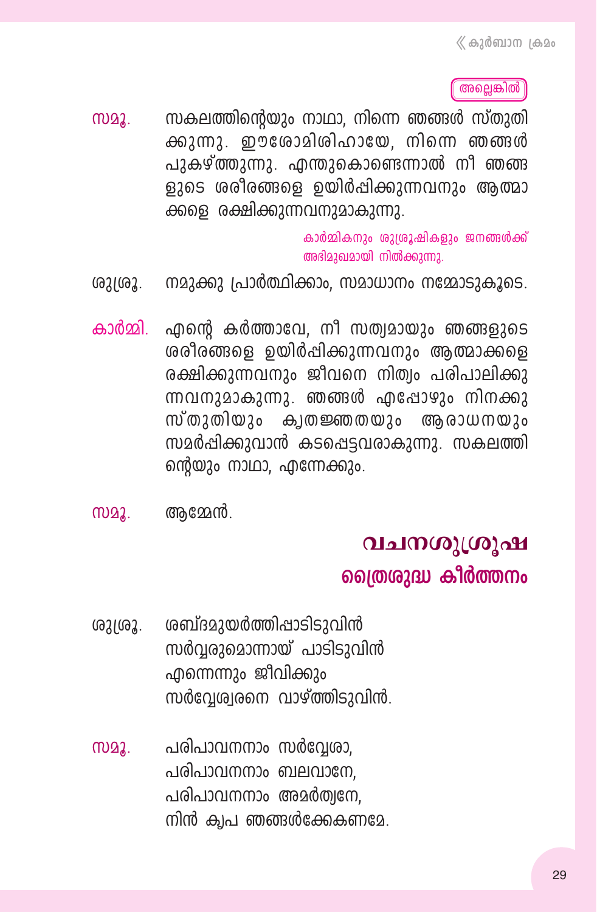അല്ലെങ്കിൽ

**സമൂ.** സകലത്തിന്റെയും നാഥാ, നിന്നെ ഞങ്ങൾ സ്തുതിക്കുന്നു. ഈശോമിശിഹായേ, നിന്നെ ഞങ്ങൾ പുകഴ്ത്തുന്നു. എന്തുകൊണ്ടെന്നാൽ നീ ഞങ്ങളുടെ ശരീരങ്ങളെ ഉയിർപ്പിക്കുന്നവനും ആത്മാക്കളെ രക്ഷിക്കുന്നവനുമാകുന്നു.

*കാർമ്മികനും ശുശ്രൂഷികളും ജനങ്ങൾക്ക് അഭിമുഖമായി നിൽക്കുന്നു.*

**ശുശ്രൂ.** നമുക്കു പ്രാർത്ഥിക്കാം, സമാധാനം നമ്മോടുകൂടെ.

**കാർമ്മി.** എന്റെ കർത്താവേ, നീ സത്യമായും ഞങ്ങളുടെ ശരീരങ്ങളെ ഉയിർപ്പിക്കുന്നവനും ആത്മാക്കളെ രക്ഷിക്കുന്നവനും ജീവനെ നിത്യം പരിപാലിക്കുന്നവനുമാകുന്നു. ഞങ്ങൾ എപ്പോഴും നിനക്കു സ്തുതിയും കൃതജ്ഞതയും ആരാധനയും സമർപ്പിക്കുവാൻ കടപ്പെട്ടവരാകുന്നു. സകലത്തിന്റെയും നാഥാ, എന്നേക്കും.

**സമൂ.** ആമ്മേൻ.

## വചനശുശ്രൂഷ

### ത്രൈശുദ്ധ കീർത്തനം

**ശുശ്രൂ.** ശബ്ദമുയർത്തിപ്പാടിടുവിൻ
സർവ്വരുമൊന്നായ് പാടിടുവിൻ
എന്നെന്നും ജീവിക്കും
സർവ്വേശ്വരനെ വാഴ്ത്തിടുവിൻ.

**സമൂ.** പരിപാവനനാം സർവ്വേശാ,
പരിപാവനനാം ബലവാനേ,
പരിപാവനനാം അമർത്യനേ,
നിൻ കൃപ ഞങ്ങൾക്കേകണമേ.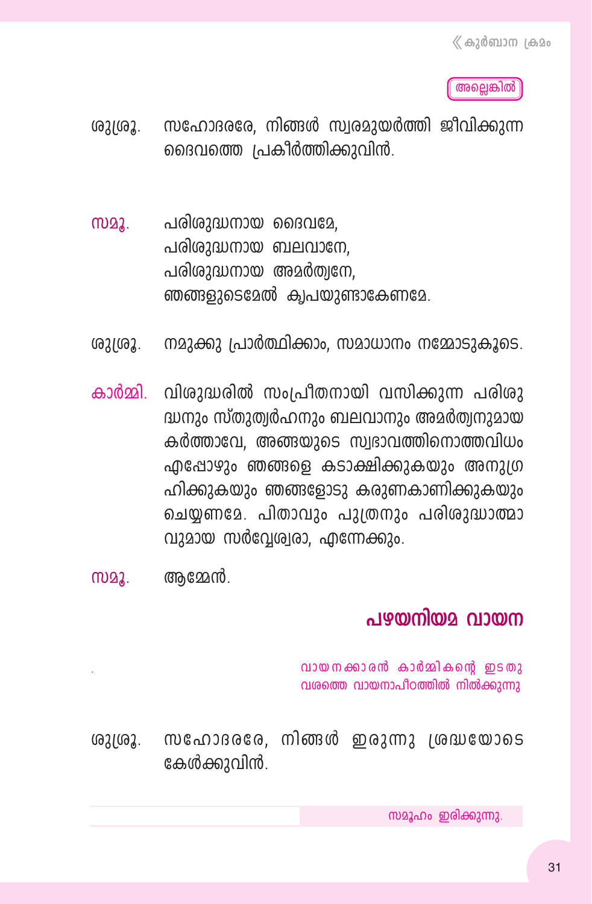അല്ലെങ്കിൽ

ശുശ്രൂ. സഹോദരരേ, നിങ്ങൾ സ്വരമുയർത്തി ജീവിക്കുന്ന ദൈവത്തെ പ്രകീർത്തിക്കുവിൻ.

സമൂ. പരിശുദ്ധനായ ദൈവമേ,
പരിശുദ്ധനായ ബലവാനേ,
പരിശുദ്ധനായ അമർത്യനേ,
ഞങ്ങളുടെമേൽ കൃപയുണ്ടാകേണമേ.

ശുശ്രൂ. നമുക്കു പ്രാർത്ഥിക്കാം, സമാധാനം നമ്മോടുകൂടെ.

കാർമ്മി. വിശുദ്ധരിൽ സംപ്രീതനായി വസിക്കുന്ന പരിശുദ്ധനും സ്തുത്യർഹനും ബലവാനും അമർത്യനുമായ കർത്താവേ, അങ്ങയുടെ സ്വഭാവത്തിനൊത്തവിധം എപ്പോഴും ഞങ്ങളെ കടാക്ഷിക്കുകയും അനുഗ്രഹിക്കുകയും ഞങ്ങളോടു കരുണകാണിക്കുകയും ചെയ്യണമേ. പിതാവും പുത്രനും പരിശുദ്ധാത്മാവുമായ സർവ്വേശ്വരാ, എന്നേക്കും.

സമൂ. ആമ്മേൻ.

## പഴയനിയമ വായന

വായനക്കാരൻ കാർമ്മികന്റെ ഇടതുവശത്തെ വായനാപീഠത്തിൽ നിൽക്കുന്നു

ശുശ്രൂ. സഹോദരരേ, നിങ്ങൾ ഇരുന്നു ശ്രദ്ധയോടെ കേൾക്കുവിൻ.

സമൂഹം ഇരിക്കുന്നു.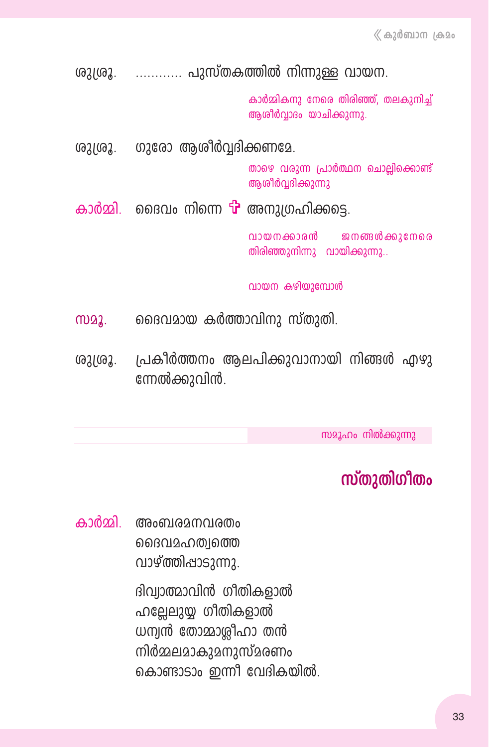ശുശ്രൂ. ............ പുസ്തകത്തിൽ നിന്നുള്ള വായന.

*കാർമ്മികനു നേരെ തിരിഞ്ഞ്, തലകുനിച്ച് ആശീർവ്വാദം യാചിക്കുന്നു.*

ശുശ്രൂ. ഗുരോ ആശീർവ്വദിക്കണമേ.

*താഴെ വരുന്ന പ്രാർത്ഥന ചൊല്ലിക്കൊണ്ട് ആശീർവ്വദിക്കുന്നു*

കാർമ്മി. ദൈവം നിന്നെ ✠ അനുഗ്രഹിക്കട്ടെ.

*വായനക്കാരൻ ജനങ്ങൾക്കുനേരെ തിരിഞ്ഞുനിന്നു വായിക്കുന്നു..*

*വായന കഴിയുമ്പോൾ*

സമൂ. ദൈവമായ കർത്താവിനു സ്തുതി.

ശുശ്രൂ. പ്രകീർത്തനം ആലപിക്കുവാനായി നിങ്ങൾ എഴുന്നേൽക്കുവിൻ.

*സമൂഹം നിൽക്കുന്നു*

## സ്തുതിഗീതം

കാർമ്മി. അംബരമനവരതം
ദൈവമഹത്വത്തെ
വാഴ്ത്തിപ്പാടുന്നു.

ദിവ്യാത്മാവിൻ ഗീതികളാൽ
ഹല്ലേലുയ്യ ഗീതികളാൽ
ധന്യൻ തോമ്മാശ്ലീഹാ തൻ
നിർമ്മലമാകുമനുസ്മരണം
കൊണ്ടാടാം ഇന്നീ വേദികയിൽ.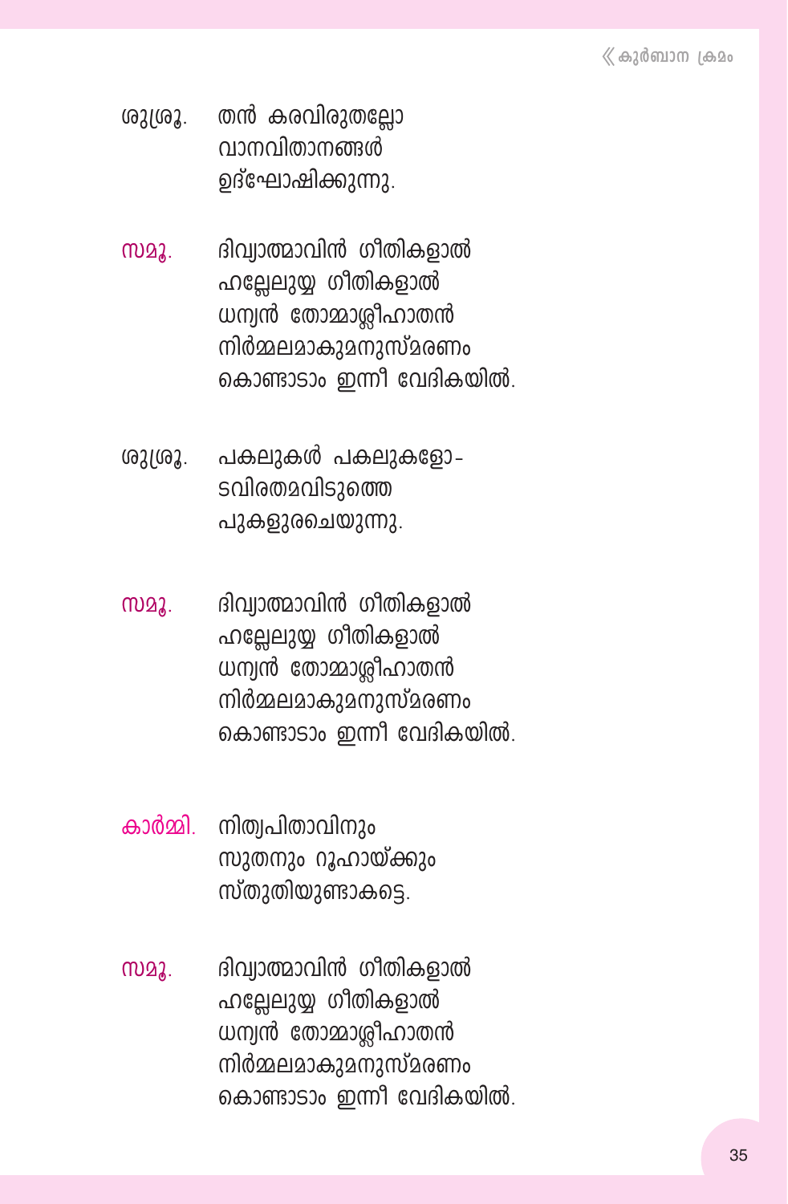ശുശ്രൂ. തൻ കരവിരുതല്ലോ
വാനവിതാനങ്ങൾ
ഉദ്ഘോഷിക്കുന്നു.

സമൂ. ദിവ്യാത്മാവിൻ ഗീതികളാൽ
ഹല്ലേലുയ്യ ഗീതികളാൽ
ധന്യൻ തോമ്മാശ്ലീഹാതൻ
നിർമ്മലമാകുമനുസ്മരണം
കൊണ്ടാടാം ഇന്നീ വേദികയിൽ.

ശുശ്രൂ. പകലുകൾ പകലുകളോ-
ടവിരതമവിടുത്തെ
പുകളുരചെയ്യുന്നു.

സമൂ. ദിവ്യാത്മാവിൻ ഗീതികളാൽ
ഹല്ലേലുയ്യ ഗീതികളാൽ
ധന്യൻ തോമ്മാശ്ലീഹാതൻ
നിർമ്മലമാകുമനുസ്മരണം
കൊണ്ടാടാം ഇന്നീ വേദികയിൽ.

കാർമ്മി. നിത്യപിതാവിനും
സുതനും റൂഹായ്ക്കും
സ്തുതിയുണ്ടാകട്ടെ.

സമൂ. ദിവ്യാത്മാവിൻ ഗീതികളാൽ
ഹല്ലേലുയ്യ ഗീതികളാൽ
ധന്യൻ തോമ്മാശ്ലീഹാതൻ
നിർമ്മലമാകുമനുസ്മരണം
കൊണ്ടാടാം ഇന്നീ വേദികയിൽ.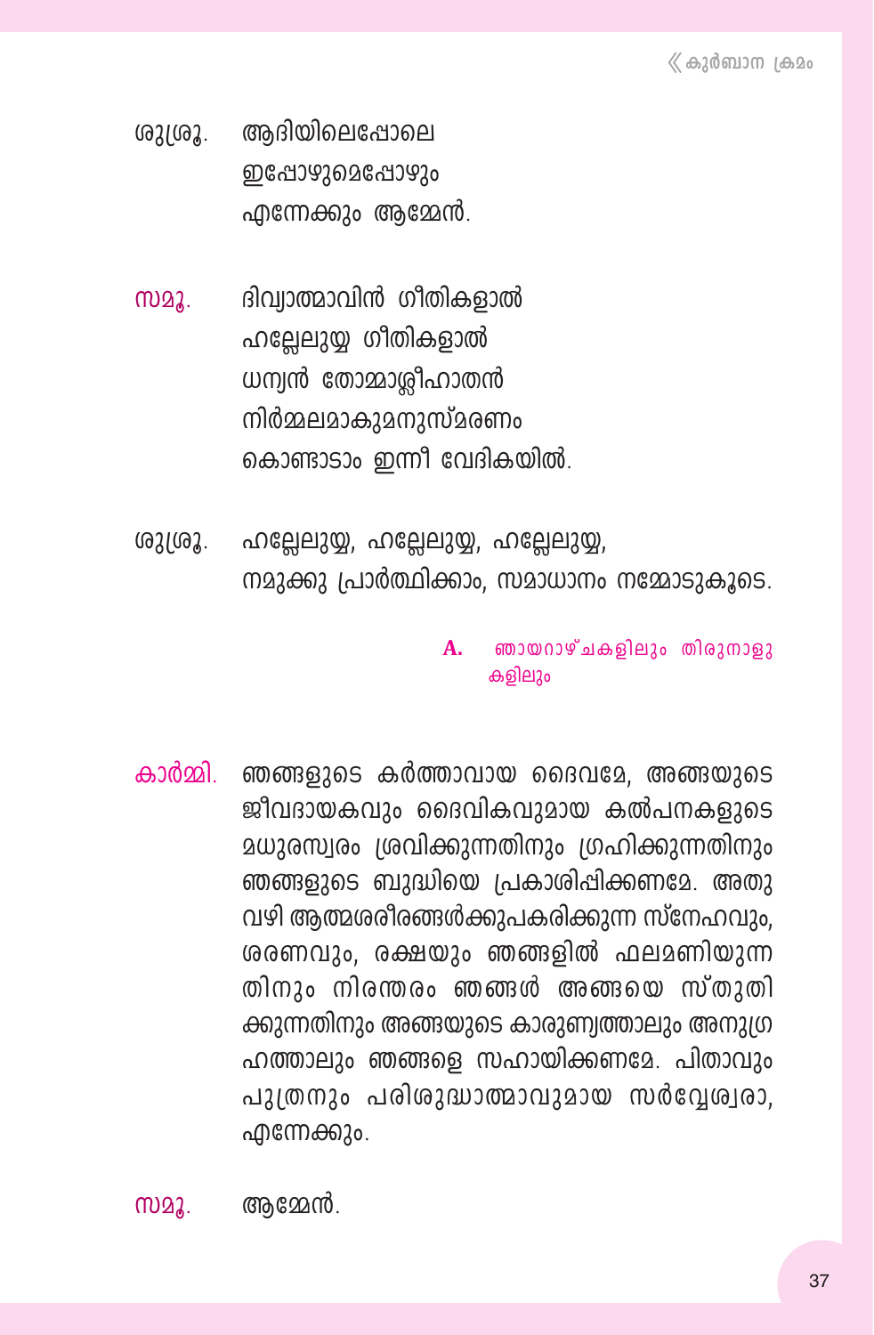ശുശ്രൂ. ആദിയിലെപ്പോലെ
ഇപ്പോഴുമെപ്പോഴും
എന്നേക്കും ആമ്മേൻ.

സമൂ. ദിവ്യാത്മാവിൻ ഗീതികളാൽ
ഹല്ലേലുയ്യ ഗീതികളാൽ
ധന്യൻ തോമ്മാശ്ലീഹാതൻ
നിർമ്മലമാകുമനുസ്മരണം
കൊണ്ടാടാം ഇന്നീ വേദികയിൽ.

ശുശ്രൂ. ഹല്ലേലുയ്യ, ഹല്ലേലുയ്യ, ഹല്ലേലുയ്യ,
നമുക്കു പ്രാർത്ഥിക്കാം, സമാധാനം നമ്മോടുകൂടെ.

**A. ഞായറാഴ്ചകളിലും തിരുനാളുകളിലും**

കാർമ്മി. ഞങ്ങളുടെ കർത്താവായ ദൈവമേ, അങ്ങയുടെ ജീവദായകവും ദൈവികവുമായ കല്പനകളുടെ മധുരസ്വരം ശ്രവിക്കുന്നതിനും ഗ്രഹിക്കുന്നതിനും ഞങ്ങളുടെ ബുദ്ധിയെ പ്രകാശിപ്പിക്കണമേ. അതുവഴി ആത്മശരീരങ്ങൾക്കുപകരിക്കുന്ന സ്നേഹവും, ശരണവും, രക്ഷയും ഞങ്ങളിൽ ഫലമണിയുന്നതിനും നിരന്തരം ഞങ്ങൾ അങ്ങയെ സ്തുതിക്കുന്നതിനും അങ്ങയുടെ കാരുണ്യത്താലും അനുഗ്രഹത്താലും ഞങ്ങളെ സഹായിക്കണമേ. പിതാവും പുത്രനും പരിശുദ്ധാത്മാവുമായ സർവ്വേശ്വരാ, എന്നേക്കും.

സമൂ. ആമ്മേൻ.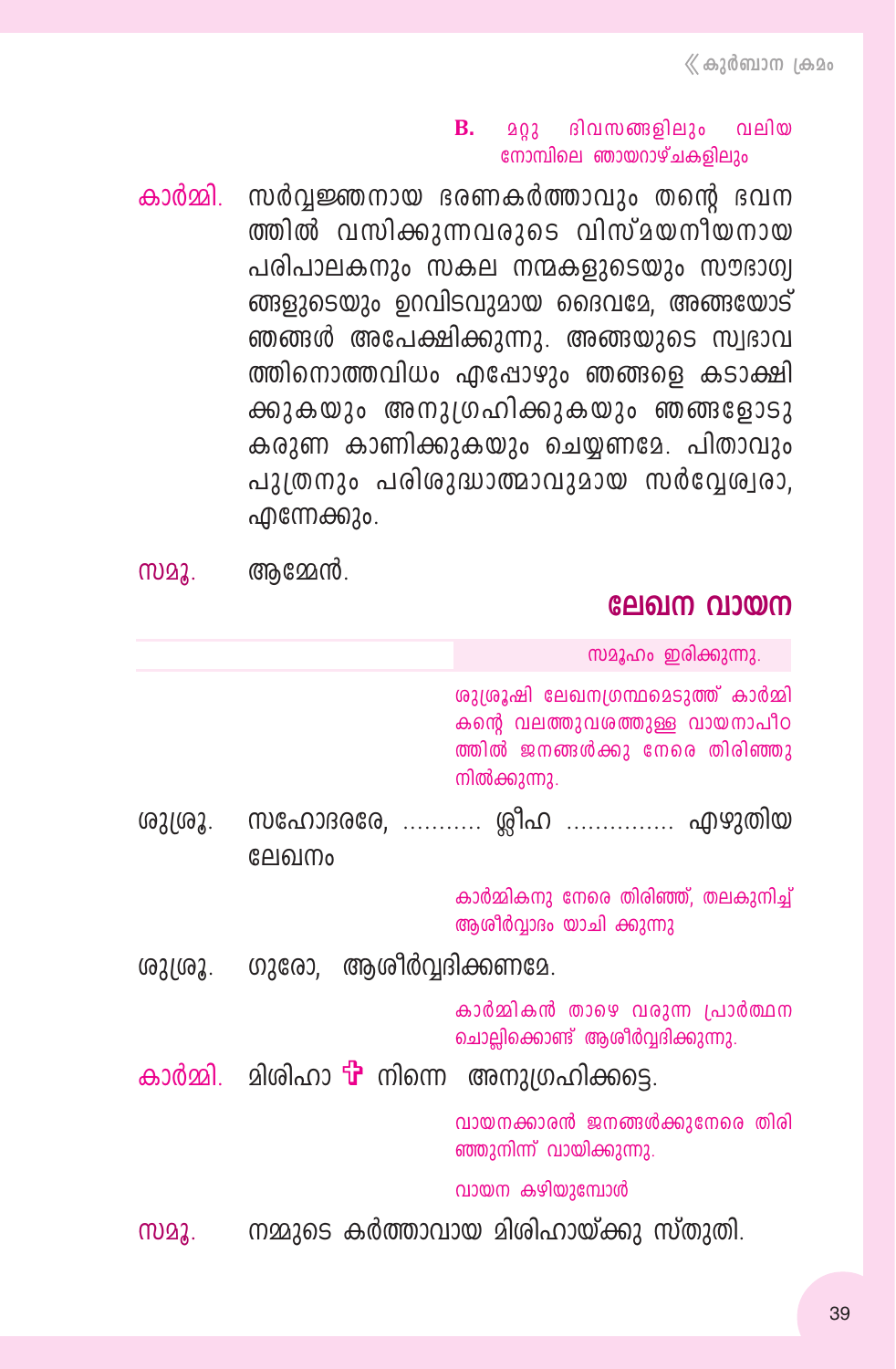**B.** മറ്റു ദിവസങ്ങളിലും വലിയ നോമ്പിലെ ഞായറാഴ്ചകളിലും

**കാർമ്മി.** സർവ്വജ്ഞനായ ഭരണകർത്താവും തന്റെ ഭവനത്തിൽ വസിക്കുന്നവരുടെ വിസ്മയനീയനായ പരിപാലകനും സകല നന്മകളുടെയും സൗഭാഗ്യങ്ങളുടെയും ഉറവിടവുമായ ദൈവമേ, അങ്ങയോട് ഞങ്ങൾ അപേക്ഷിക്കുന്നു. അങ്ങയുടെ സ്വഭാവത്തിനൊത്തവിധം എപ്പോഴും ഞങ്ങളെ കടാക്ഷിക്കുകയും അനുഗ്രഹിക്കുകയും ഞങ്ങളോടു കരുണ കാണിക്കുകയും ചെയ്യണമേ. പിതാവും പുത്രനും പരിശുദ്ധാത്മാവുമായ സർവ്വേശ്വരാ, എന്നേക്കും.

**സമൂ.** ആമ്മേൻ.

## ലേഖന വായന

*സമൂഹം ഇരിക്കുന്നു.*

*ശുശ്രൂഷി ലേഖനഗ്രന്ഥമെടുത്ത് കാർമ്മികന്റെ വലത്തുവശത്തുള്ള വായനാപീഠത്തിൽ ജനങ്ങൾക്കു നേരെ തിരിഞ്ഞു നിൽക്കുന്നു.*

**ശുശ്രൂ.** സഹോദരരേ, ........... ശ്ലീഹ ............... എഴുതിയ ലേഖനം

*കാർമ്മികനു നേരെ തിരിഞ്ഞ്, തലകുനിച്ച് ആശീർവ്വാദം യാചി ക്കുന്നു*

**ശുശ്രൂ.** ഗുരോ, ആശീർവ്വദിക്കണമേ.

*കാർമ്മികൻ താഴെ വരുന്ന പ്രാർത്ഥന ചൊല്ലിക്കൊണ്ട് ആശീർവ്വദിക്കുന്നു.*

**കാർമ്മി.** മിശിഹാ ✠ നിന്നെ അനുഗ്രഹിക്കട്ടെ.

*വായനക്കാരൻ ജനങ്ങൾക്കുനേരെ തിരിഞ്ഞുനിന്ന് വായിക്കുന്നു.*

*വായന കഴിയുമ്പോൾ*

**സമൂ.** നമ്മുടെ കർത്താവായ മിശിഹായ്ക്കു സ്തുതി.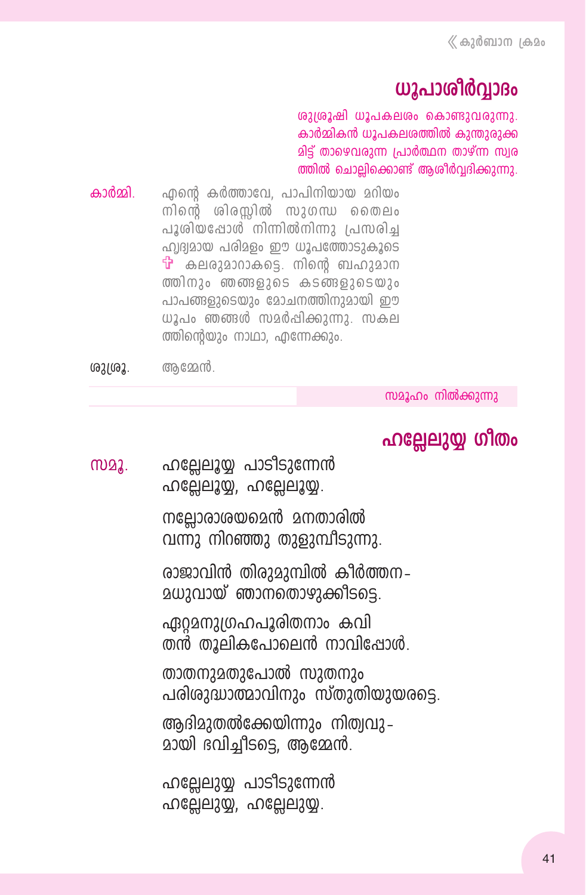## ധൂപാശീർവ്വാദം

ശുശ്രൂഷി ധൂപകലശം കൊണ്ടുവരുന്നു. കാർമ്മികൻ ധൂപകലശത്തിൽ കുന്തുരുക്കമിട്ട് താഴെവരുന്ന പ്രാർത്ഥന താഴ്ന്ന സ്വരത്തിൽ ചൊല്ലിക്കൊണ്ട് ആശീർവ്വദിക്കുന്നു.

**കാർമ്മി.** എന്റെ കർത്താവേ, പാപിനിയായ മറിയം നിന്റെ ശിരസ്സിൽ സുഗന്ധ തൈലം പൂശിയപ്പോൾ നിന്നിൽനിന്നു പ്രസരിച്ച ഹൃദ്യമായ പരിമളം ഈ ധൂപത്തോടുകൂടെ ✠ കലരുമാറാകട്ടെ. നിന്റെ ബഹുമാനത്തിനും ഞങ്ങളുടെ കടങ്ങളുടെയും പാപങ്ങളുടെയും മോചനത്തിനുമായി ഈ ധൂപം ഞങ്ങൾ സമർപ്പിക്കുന്നു. സകലത്തിന്റെയും നാഥാ, എന്നേക്കും.

**ശുശ്രൂ.** ആമ്മേൻ.

സമൂഹം നിൽക്കുന്നു

## ഹല്ലേലുയ്യ ഗീതം

**സമൂ.** ഹല്ലേലൂയ്യ പാടീടുന്നേൻ
ഹല്ലേലൂയ്യ, ഹല്ലേലൂയ്യ.

നല്ലോരാശയമെൻ മനതാരിൽ
വന്നു നിറഞ്ഞു തുളുമ്പീടുന്നു.

രാജാവിൻ തിരുമുമ്പിൽ കീർത്തന-
മധുവായ് ഞാനതൊഴുക്കീടട്ടെ.

ഏറ്റമനുഗ്രഹപൂരിതനാം കവി
തൻ തൂലികപോലെൻ നാവിപ്പോൾ.

താതനുമതുപോൽ സുതനും
പരിശുദ്ധാത്മാവിനും സ്തുതിയുയരട്ടെ.

ആദിമുതൽക്കേയിന്നും നിത്യവു-
മായി ഭവിച്ചീടട്ടെ, ആമ്മേൻ.

ഹല്ലേലുയ്യ പാടീടുന്നേൻ
ഹല്ലേലുയ്യ, ഹല്ലേലുയ്യ.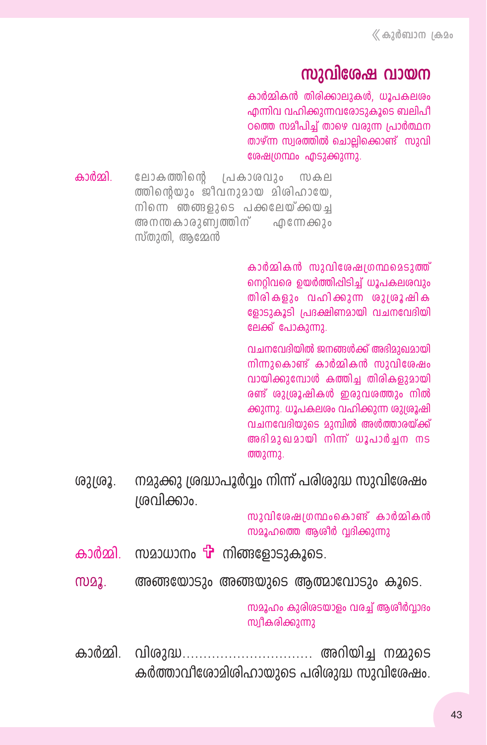## സുവിശേഷ വായന

കാർമ്മികൻ തിരിക്കാലുകൾ, ധൂപകലശം എന്നിവ വഹിക്കുന്നവരോടുകൂടെ ബലിപീഠത്തെ സമീപിച്ച് താഴെ വരുന്ന പ്രാർത്ഥന താഴ്ന്ന സ്വരത്തിൽ ചൊല്ലിക്കൊണ്ട് സുവിശേഷഗ്രന്ഥം എടുക്കുന്നു.

**കാർമ്മി.** ലോകത്തിന്റെ പ്രകാശവും സകലത്തിന്റെയും ജീവനുമായ മിശിഹായേ, നിന്നെ ഞങ്ങളുടെ പക്കലേയ്ക്കയച്ച അനന്തകാരുണ്യത്തിന് എന്നേക്കും സ്തുതി, ആമ്മേൻ

കാർമ്മികൻ സുവിശേഷഗ്രന്ഥമെടുത്ത് നെറ്റിവരെ ഉയർത്തിപ്പിടിച്ച് ധൂപകലശവും തിരികളും വഹിക്കുന്ന ശുശ്രൂഷികളോടുകൂടി പ്രദക്ഷിണമായി വചനവേദിയിലേക്ക് പോകുന്നു.

വചനവേദിയിൽ ജനങ്ങൾക്ക് അഭിമുഖമായി നിന്നുകൊണ്ട് കാർമ്മികൻ സുവിശേഷം വായിക്കുമ്പോൾ കത്തിച്ച തിരികളുമായി രണ്ട് ശുശ്രൂഷികൾ ഇരുവശത്തും നിൽക്കുന്നു. ധൂപകലശം വഹിക്കുന്ന ശുശ്രൂഷി വചനവേദിയുടെ മുമ്പിൽ അൾത്താരയ്ക്ക് അഭിമുഖമായി നിന്ന് ധൂപാർച്ചന നടത്തുന്നു.

**ശുശ്രൂ.** നമുക്കു ശ്രദ്ധാപൂർവ്വം നിന്ന് പരിശുദ്ധ സുവിശേഷം ശ്രവിക്കാം.

സുവിശേഷഗ്രന്ഥംകൊണ്ട് കാർമ്മികൻ സമൂഹത്തെ ആശീർവ്വദിക്കുന്നു

**കാർമ്മി.** സമാധാനം ✠ നിങ്ങളോടുകൂടെ.

**സമൂ.** അങ്ങയോടും അങ്ങയുടെ ആത്മാവോടും കൂടെ.

സമൂഹം കുരിശടയാളം വരച്ച് ആശീർവ്വാദം സ്വീകരിക്കുന്നു

**കാർമ്മി.** വിശുദ്ധ.............................. അറിയിച്ച നമ്മുടെ കർത്താവീശോമിശിഹായുടെ പരിശുദ്ധ സുവിശേഷം.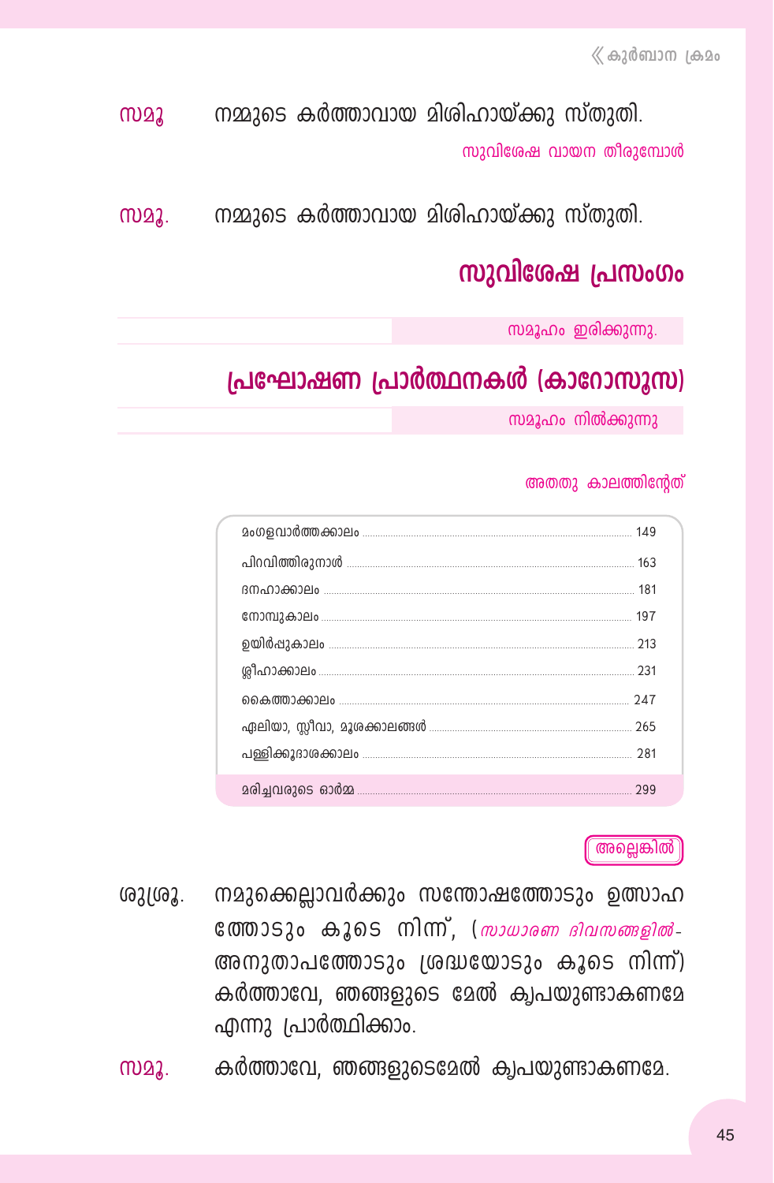**സമൂ** നമ്മുടെ കർത്താവായ മിശിഹായ്ക്കു സ്തുതി.

*സുവിശേഷ വായന തീരുമ്പോൾ*

**സമൂ.** നമ്മുടെ കർത്താവായ മിശിഹായ്ക്കു സ്തുതി.

## സുവിശേഷ പ്രസംഗം

*സമൂഹം ഇരിക്കുന്നു.*

## പ്രഘോഷണ പ്രാർത്ഥനകൾ (കാറോസൂസ)

*സമൂഹം നിൽക്കുന്നു*

*അതതു കാലത്തിന്റേത്*

| | |
|---|---|
| മംഗളവാർത്തക്കാലം | 149 |
| പിറവിത്തിരുനാൾ | 163 |
| ദനഹാക്കാലം | 181 |
| നോമ്പുകാലം | 197 |
| ഉയിർപ്പുകാലം | 213 |
| ശ്ലീഹാക്കാലം | 231 |
| കൈത്താക്കാലം | 247 |
| ഏലിയാ, സ്ലീവാ, മൂശക്കാലങ്ങൾ | 265 |
| പള്ളിക്കൂദാശക്കാലം | 281 |
| മരിച്ചവരുടെ ഓർമ്മ | 299 |

**അല്ലെങ്കിൽ**

**ശുശ്രൂ.** നമുക്കെല്ലാവർക്കും സന്തോഷത്തോടും ഉത്സാഹത്തോടും കൂടെ നിന്ന്, (*സാധാരണ ദിവസങ്ങളിൽ*- അനുതാപത്തോടും ശ്രദ്ധയോടും കൂടെ നിന്ന്) കർത്താവേ, ഞങ്ങളുടെ മേൽ കൃപയുണ്ടാകണമേ എന്നു പ്രാർത്ഥിക്കാം.

**സമൂ.** കർത്താവേ, ഞങ്ങളുടെമേൽ കൃപയുണ്ടാകണമേ.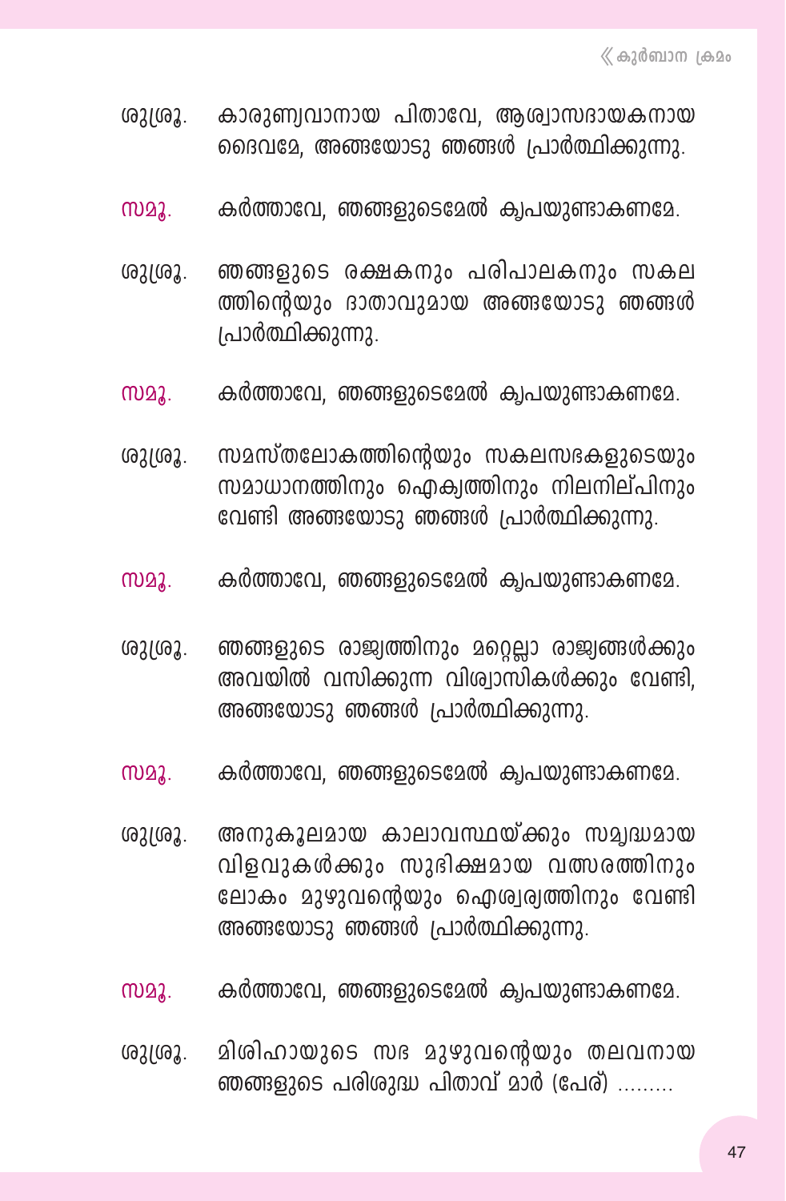ശുശ്രൂ. കാരുണ്യവാനായ പിതാവേ, ആശ്വാസദായകനായ ദൈവമേ, അങ്ങയോടു ഞങ്ങൾ പ്രാർത്ഥിക്കുന്നു.

സമൂ. കർത്താവേ, ഞങ്ങളുടെമേൽ കൃപയുണ്ടാകണമേ.

ശുശ്രൂ. ഞങ്ങളുടെ രക്ഷകനും പരിപാലകനും സകലത്തിന്റെയും ദാതാവുമായ അങ്ങയോടു ഞങ്ങൾ പ്രാർത്ഥിക്കുന്നു.

സമൂ. കർത്താവേ, ഞങ്ങളുടെമേൽ കൃപയുണ്ടാകണമേ.

ശുശ്രൂ. സമസ്തലോകത്തിന്റെയും സകലസഭകളുടെയും സമാധാനത്തിനും ഐക്യത്തിനും നിലനില്പിനും വേണ്ടി അങ്ങയോടു ഞങ്ങൾ പ്രാർത്ഥിക്കുന്നു.

സമൂ. കർത്താവേ, ഞങ്ങളുടെമേൽ കൃപയുണ്ടാകണമേ.

ശുശ്രൂ. ഞങ്ങളുടെ രാജ്യത്തിനും മറ്റെല്ലാ രാജ്യങ്ങൾക്കും അവയിൽ വസിക്കുന്ന വിശ്വാസികൾക്കും വേണ്ടി, അങ്ങയോടു ഞങ്ങൾ പ്രാർത്ഥിക്കുന്നു.

സമൂ. കർത്താവേ, ഞങ്ങളുടെമേൽ കൃപയുണ്ടാകണമേ.

ശുശ്രൂ. അനുകൂലമായ കാലാവസ്ഥയ്ക്കും സമൃദ്ധമായ വിളവുകൾക്കും സുഭിക്ഷമായ വത്സരത്തിനും ലോകം മുഴുവന്റെയും ഐശ്വര്യത്തിനും വേണ്ടി അങ്ങയോടു ഞങ്ങൾ പ്രാർത്ഥിക്കുന്നു.

സമൂ. കർത്താവേ, ഞങ്ങളുടെമേൽ കൃപയുണ്ടാകണമേ.

ശുശ്രൂ. മിശിഹായുടെ സഭ മുഴുവന്റെയും തലവനായ ഞങ്ങളുടെ പരിശുദ്ധ പിതാവ് മാർ (പേര്) .........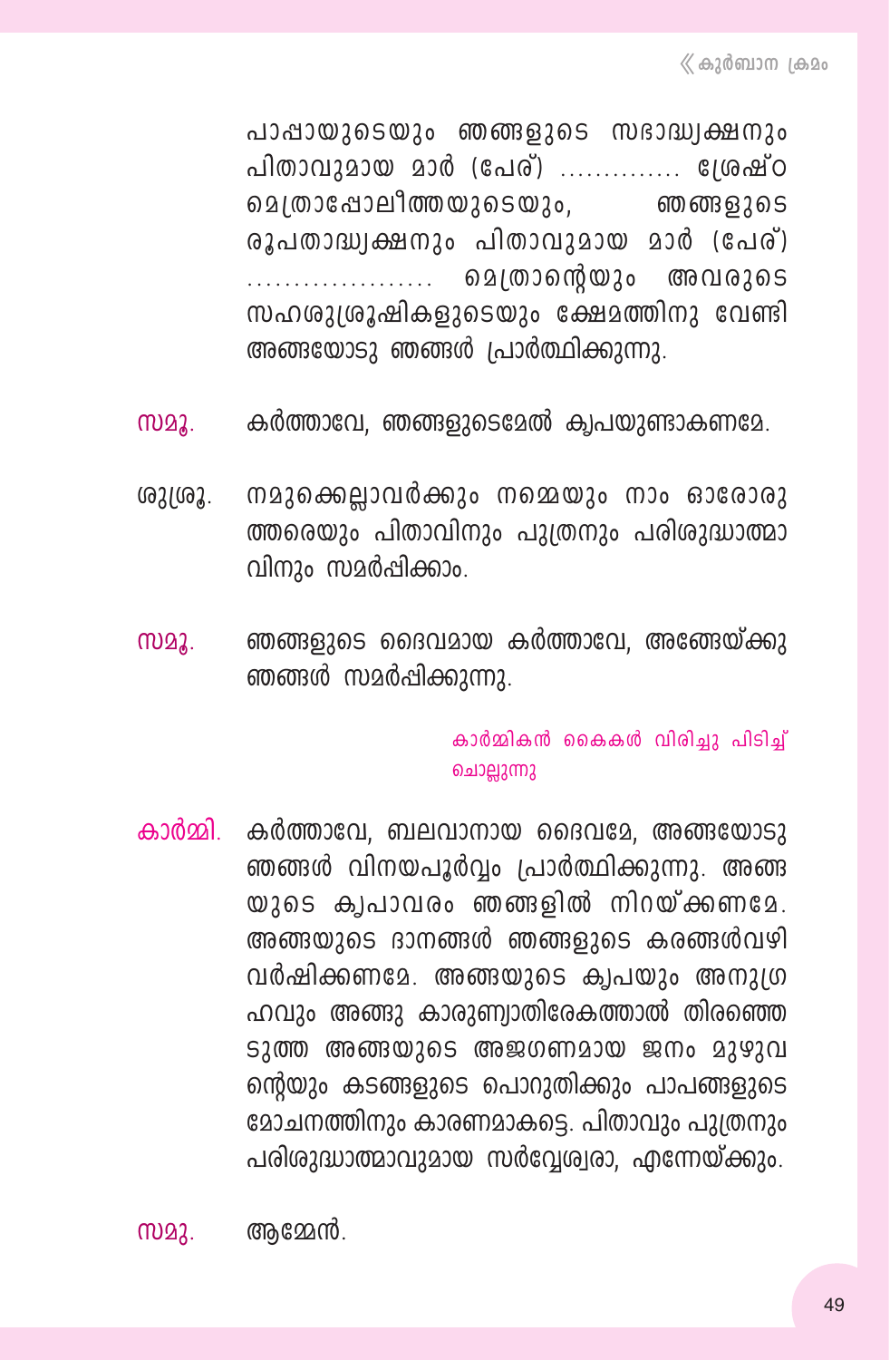പാപ്പായുടെയും ഞങ്ങളുടെ സഭാദ്ധ്യക്ഷനും പിതാവുമായ മാർ (പേര്) .............. ശ്രേഷ്ഠ മെത്രാപ്പോലീത്തയുടെയും, ഞങ്ങളുടെ രൂപതാദ്ധ്യക്ഷനും പിതാവുമായ മാർ (പേര്) .................... മെത്രാന്റെയും അവരുടെ സഹശുശ്രൂഷികളുടെയും ക്ഷേമത്തിനു വേണ്ടി അങ്ങയോടു ഞങ്ങൾ പ്രാർത്ഥിക്കുന്നു.

സമൂ. കർത്താവേ, ഞങ്ങളുടെമേൽ കൃപയുണ്ടാകണമേ.

ശുശ്രൂ. നമുക്കെല്ലാവർക്കും നമ്മെയും നാം ഓരോരുത്തരെയും പിതാവിനും പുത്രനും പരിശുദ്ധാത്മാവിനും സമർപ്പിക്കാം.

സമൂ. ഞങ്ങളുടെ ദൈവമായ കർത്താവേ, അങ്ങേയ്ക്കു ഞങ്ങൾ സമർപ്പിക്കുന്നു.

കാർമ്മികൻ കൈകൾ വിരിച്ചു പിടിച്ച് ചൊല്ലുന്നു

കാർമ്മി. കർത്താവേ, ബലവാനായ ദൈവമേ, അങ്ങയോടു ഞങ്ങൾ വിനയപൂർവ്വം പ്രാർത്ഥിക്കുന്നു. അങ്ങയുടെ കൃപാവരം ഞങ്ങളിൽ നിറയ്ക്കണമേ. അങ്ങയുടെ ദാനങ്ങൾ ഞങ്ങളുടെ കരങ്ങൾവഴി വർഷിക്കണമേ. അങ്ങയുടെ കൃപയും അനുഗ്രഹവും അങ്ങു കാരുണ്യാതിരേകത്താൽ തിരഞ്ഞെടുത്ത അങ്ങയുടെ അജഗണമായ ജനം മുഴുവന്റെയും കടങ്ങളുടെ പൊറുതിക്കും പാപങ്ങളുടെ മോചനത്തിനും കാരണമാകട്ടെ. പിതാവും പുത്രനും പരിശുദ്ധാത്മാവുമായ സർവ്വേശ്വരാ, എന്നേയ്ക്കും.

സമൂ. ആമ്മേൻ.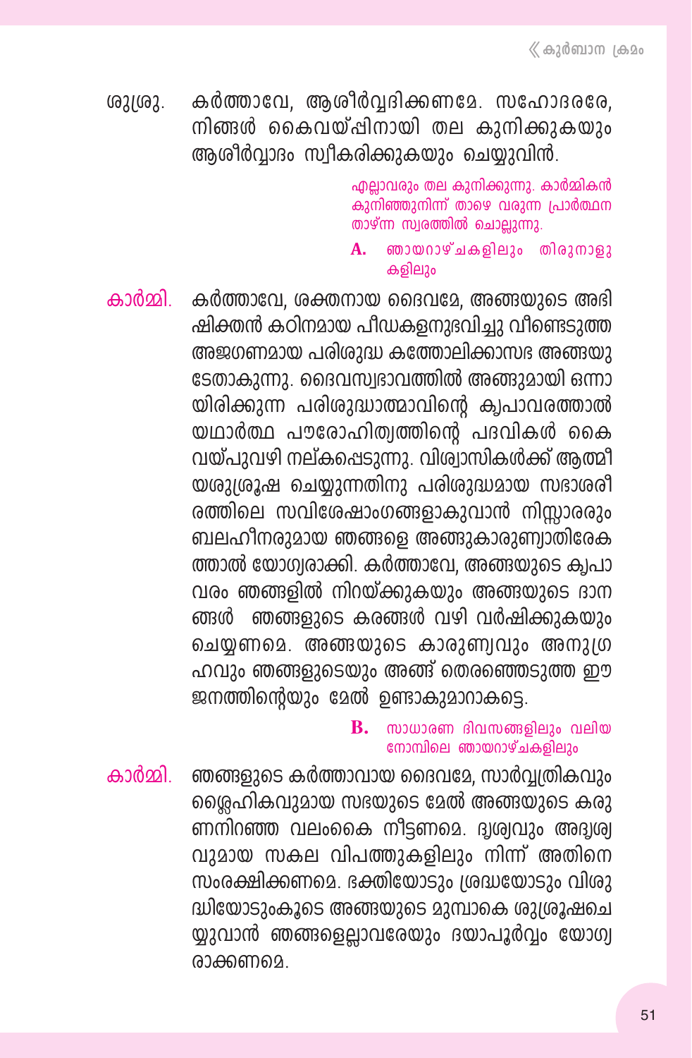ശുശ്രു. കർത്താവേ, ആശീർവ്വദിക്കണമേ. സഹോദരരേ, നിങ്ങൾ കൈവയ്പ്പിനായി തല കുനിക്കുകയും ആശീർവ്വാദം സ്വീകരിക്കുകയും ചെയ്യുവിൻ.

*എല്ലാവരും തല കുനിക്കുന്നു. കാർമ്മികൻ കുനിഞ്ഞുനിന്ന് താഴെ വരുന്ന പ്രാർത്ഥന താഴ്ന്ന സ്വരത്തിൽ ചൊല്ലുന്നു.*

**A.** ഞായറാഴ്ചകളിലും തിരുനാളുകളിലും

കാർമ്മി. കർത്താവേ, ശക്തനായ ദൈവമേ, അങ്ങയുടെ അഭിഷിക്തൻ കഠിനമായ പീഡകളനുഭവിച്ചു വീണ്ടെടുത്ത അജഗണമായ പരിശുദ്ധ കത്തോലിക്കാസഭ അങ്ങയുടേതാകുന്നു. ദൈവസ്വഭാവത്തിൽ അങ്ങുമായി ഒന്നായിരിക്കുന്ന പരിശുദ്ധാത്മാവിന്റെ കൃപാവരത്താൽ യഥാർത്ഥ പൗരോഹിത്യത്തിന്റെ പദവികൾ കൈവയ്പുവഴി നല്കപ്പെടുന്നു. വിശ്വാസികൾക്ക് ആത്മീയശുശ്രൂഷ ചെയ്യുന്നതിനു പരിശുദ്ധമായ സഭാശരീരത്തിലെ സവിശേഷാംഗങ്ങളാകുവാൻ നിസ്സാരരും ബലഹീനരുമായ ഞങ്ങളെ അങ്ങുകാരുണ്യാതിരേകത്താൽ യോഗ്യരാക്കി. കർത്താവേ, അങ്ങയുടെ കൃപാവരം ഞങ്ങളിൽ നിറയ്ക്കുകയും അങ്ങയുടെ ദാനങ്ങൾ ഞങ്ങളുടെ കരങ്ങൾ വഴി വർഷിക്കുകയും ചെയ്യണമെ. അങ്ങയുടെ കാരുണ്യവും അനുഗ്രഹവും ഞങ്ങളുടെയും അങ്ങ് തെരഞ്ഞെടുത്ത ഈ ജനത്തിന്റെയും മേൽ ഉണ്ടാകുമാറാകട്ടെ.

**B.** സാധാരണ ദിവസങ്ങളിലും വലിയ നോമ്പിലെ ഞായറാഴ്ചകളിലും

കാർമ്മി. ഞങ്ങളുടെ കർത്താവായ ദൈവമേ, സാർവ്വത്രികവും ശ്ലൈഹികവുമായ സഭയുടെ മേൽ അങ്ങയുടെ കരുണനിറഞ്ഞ വലംകൈ നീട്ടണമെ. ദൃശ്യവും അദൃശ്യവുമായ സകല വിപത്തുകളിലും നിന്ന് അതിനെ സംരക്ഷിക്കണമെ. ഭക്തിയോടും ശ്രദ്ധയോടും വിശുദ്ധിയോടുംകൂടെ അങ്ങയുടെ മുമ്പാകെ ശുശ്രൂഷചെയ്യുവാൻ ഞങ്ങളെല്ലാവരേയും ദയാപൂർവ്വം യോഗ്യരാക്കണമെ.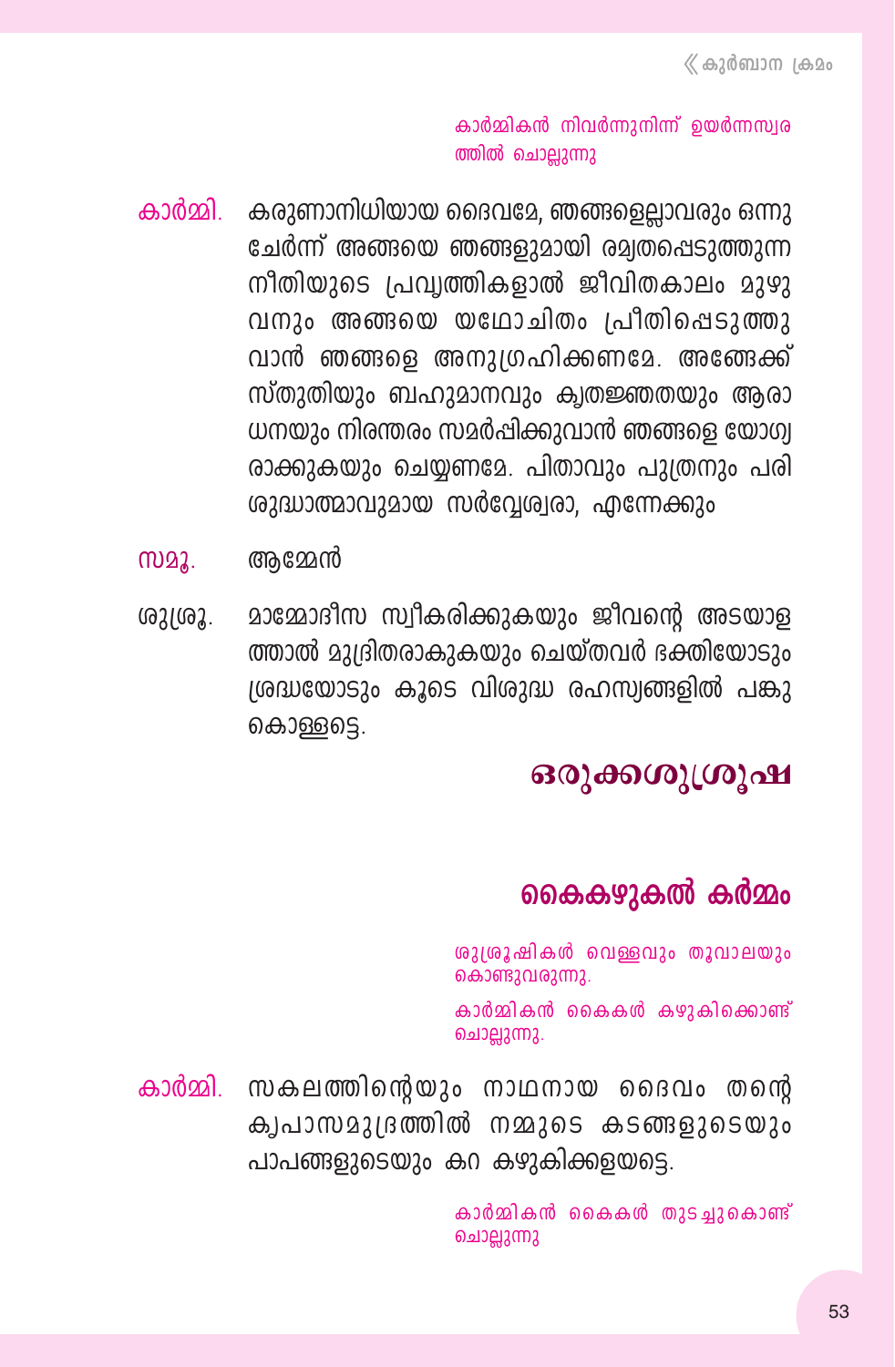കാർമ്മികൻ നിവർന്നുനിന്ന് ഉയർന്നസ്വരത്തിൽ ചൊല്ലുന്നു

**കാർമ്മി.** കരുണാനിധിയായ ദൈവമേ, ഞങ്ങളെല്ലാവരും ഒന്നു ചേർന്ന് അങ്ങയെ ഞങ്ങളുമായി രമ്യതപ്പെടുത്തുന്ന നീതിയുടെ പ്രവൃത്തികളാൽ ജീവിതകാലം മുഴുവനും അങ്ങയെ യഥോചിതം പ്രീതിപ്പെടുത്തുവാൻ ഞങ്ങളെ അനുഗ്രഹിക്കണമേ. അങ്ങേക്ക് സ്തുതിയും ബഹുമാനവും കൃതജ്ഞതയും ആരാധനയും നിരന്തരം സമർപ്പിക്കുവാൻ ഞങ്ങളെ യോഗ്യരാക്കുകയും ചെയ്യണമേ. പിതാവും പുത്രനും പരിശുദ്ധാത്മാവുമായ സർവ്വേശ്വരാ, എന്നേക്കും

**സമൂ.** ആമ്മേൻ

**ശുശ്രൂ.** മാമ്മോദീസ സ്വീകരിക്കുകയും ജീവന്റെ അടയാളത്താൽ മുദ്രിതരാകുകയും ചെയ്തവർ ഭക്തിയോടും ശ്രദ്ധയോടും കൂടെ വിശുദ്ധ രഹസ്യങ്ങളിൽ പങ്കുകൊള്ളട്ടെ.

# ഒരുക്കശുശ്രൂഷ

## കൈകഴുകൽ കർമ്മം

ശുശ്രൂഷികൾ വെള്ളവും തൂവാലയും കൊണ്ടുവരുന്നു.

കാർമ്മികൻ കൈകൾ കഴുകിക്കൊണ്ട് ചൊല്ലുന്നു.

**കാർമ്മി.** സകലത്തിന്റെയും നാഥനായ ദൈവം തന്റെ കൃപാസമുദ്രത്തിൽ നമ്മുടെ കടങ്ങളുടെയും പാപങ്ങളുടെയും കറ കഴുകിക്കളയട്ടെ.

കാർമ്മികൻ കൈകൾ തുടച്ചുകൊണ്ട് ചൊല്ലുന്നു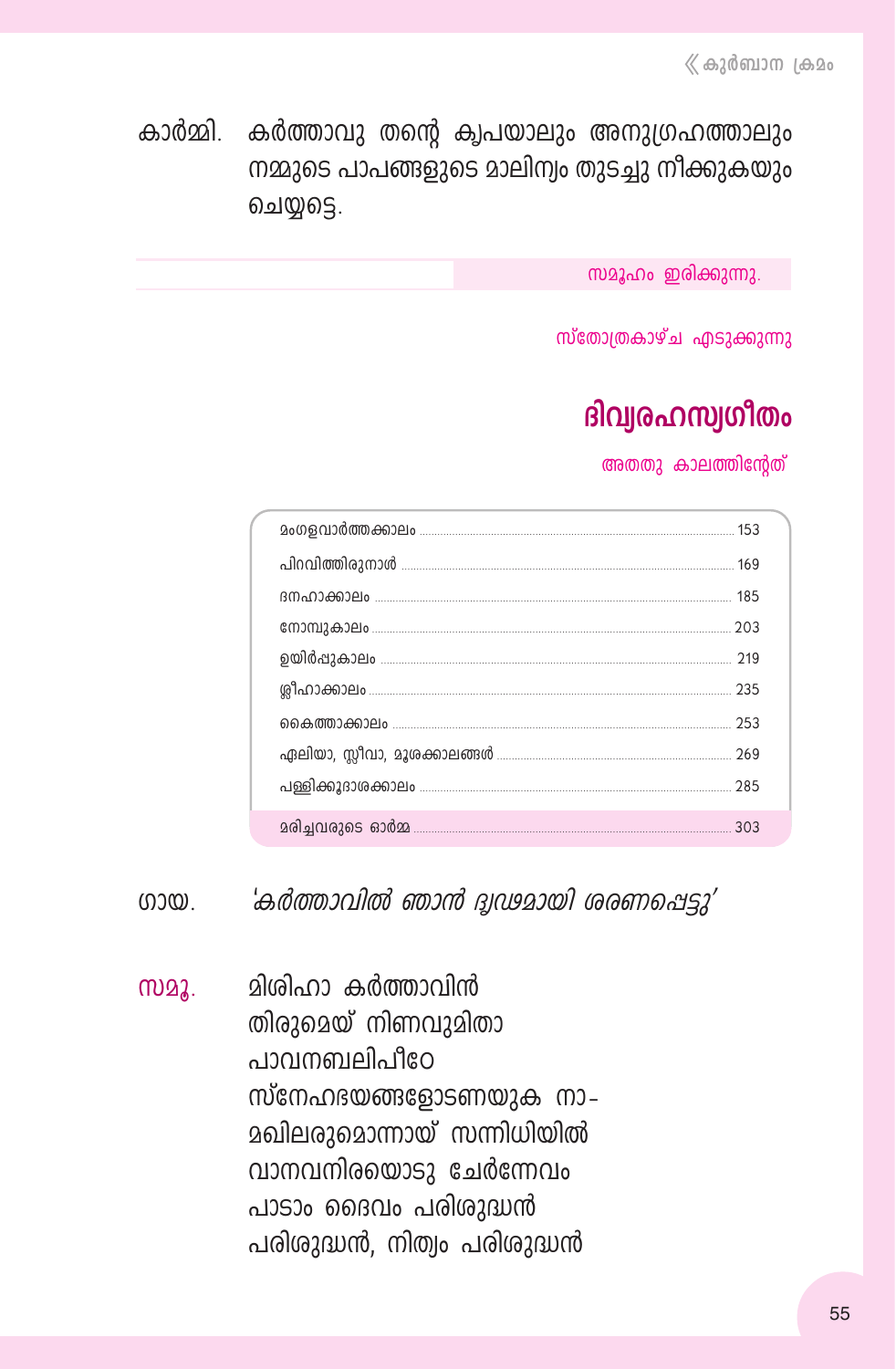കാർമ്മി. കർത്താവു തന്റെ കൃപയാലും അനുഗ്രഹത്താലും നമ്മുടെ പാപങ്ങളുടെ മാലിന്യം തുടച്ചു നീക്കുകയും ചെയ്യട്ടെ.

സമൂഹം ഇരിക്കുന്നു.

സ്തോത്രകാഴ്ച എടുക്കുന്നു

## ദിവ്യരഹസ്യഗീതം

അതതു കാലത്തിന്റേത്

| | |
|---|---|
| മംഗളവാർത്തക്കാലം | 153 |
| പിറവിത്തിരുനാൾ | 169 |
| ദനഹാക്കാലം | 185 |
| നോമ്പുകാലം | 203 |
| ഉയിർപ്പുകാലം | 219 |
| ശ്ലീഹാക്കാലം | 235 |
| കൈത്താക്കാലം | 253 |
| ഏലിയാ, സ്ലീവാ, മൂശക്കാലങ്ങൾ | 269 |
| പള്ളിക്കൂദാശക്കാലം | 285 |
| മരിച്ചവരുടെ ഓർമ്മ | 303 |

ഗായ. *'കർത്താവിൽ ഞാൻ ദൃഢമായി ശരണപ്പെട്ടു'*

സമൂ. മിശിഹാ കർത്താവിൻ
തിരുമെയ് നിണവുമിതാ
പാവനബലിപീഠേ
സ്നേഹദയങ്ങളോടണയുക നാ-
മഖിലരുമൊന്നായ് സന്നിധിയിൽ
വാനവനിരയൊടു ചേർന്നേവം
പാടാം ദൈവം പരിശുദ്ധൻ
പരിശുദ്ധൻ, നിത്യം പരിശുദ്ധൻ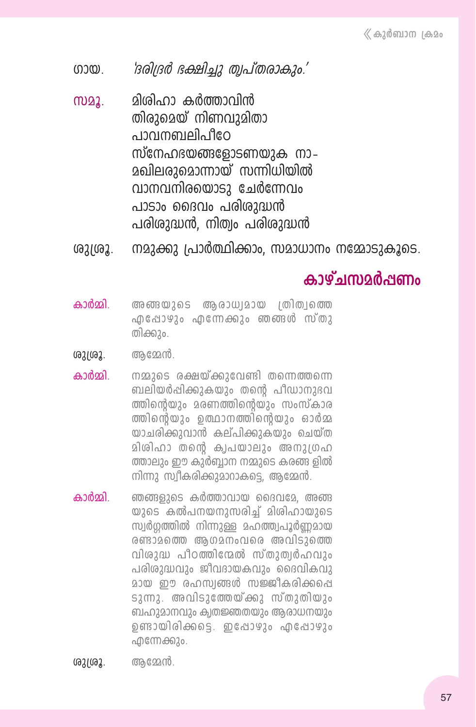ഗായ. *'ദരിദ്രർ ഭക്ഷിച്ചു തൃപ്തരാകും.'*

സമൂ. മിശിഹാ കർത്താവിൻ
തിരുമെയ് നിണവുമിതാ
പാവനബലിപീഠേ
സ്നേഹഭയങ്ങളോടണയുക നാ-
മഖിലരുമൊന്നായ് സന്നിധിയിൽ
വാനവനിരയൊടു ചേർന്നേവം
പാടാം ദൈവം പരിശുദ്ധൻ
പരിശുദ്ധൻ, നിത്യം പരിശുദ്ധൻ

ശുശ്രൂ. നമുക്കു പ്രാർത്ഥിക്കാം, സമാധാനം നമ്മോടുകൂടെ.

## കാഴ്ചസമർപ്പണം

കാർമ്മി. അങ്ങയുടെ ആരാധ്യമായ ത്രിത്വത്തെ എപ്പോഴും എന്നേക്കും ഞങ്ങൾ സ്തുതിക്കും.

ശുശ്രൂ. ആമ്മേൻ.

കാർമ്മി. നമ്മുടെ രക്ഷയ്ക്കുവേണ്ടി തന്നെത്തന്നെ ബലിയർപ്പിക്കുകയും തന്റെ പീഡാനുഭവത്തിന്റെയും മരണത്തിന്റെയും സംസ്കാരത്തിന്റെയും ഉത്ഥാനത്തിന്റെയും ഓർമ്മയാചരിക്കുവാൻ കല്പിക്കുകയും ചെയ്ത മിശിഹാ തന്റെ കൃപയാലും അനുഗ്രഹത്താലും ഈ കുർബ്ബാന നമ്മുടെ കരങ്ങ ളിൽ നിന്നു സ്വീകരിക്കുമാറാകട്ടെ, ആമ്മേൻ.

കാർമ്മി. ഞങ്ങളുടെ കർത്താവായ ദൈവമേ, അങ്ങയുടെ കൽപനയനുസരിച്ച് മിശിഹായുടെ സ്വർഗ്ഗത്തിൽ നിന്നുള്ള മഹത്ത്വപൂർണ്ണമായ രണ്ടാമത്തെ ആഗമനംവരെ അവിടുത്തെ വിശുദ്ധ പീഠത്തിന്മേൽ സ്തുത്യർഹവും പരിശുദ്ധവും ജീവദായകവും ദൈവികവുമായ ഈ രഹസ്യങ്ങൾ സജ്ജീകരിക്കപ്പെടുന്നു. അവിടുത്തേയ്ക്കു സ്തുതിയും ബഹുമാനവും കൃതജ്ഞതയും ആരാധനയും ഉണ്ടായിരിക്കട്ടെ. ഇപ്പോഴും എപ്പോഴും എന്നേക്കും.

ശുശ്രൂ. ആമ്മേൻ.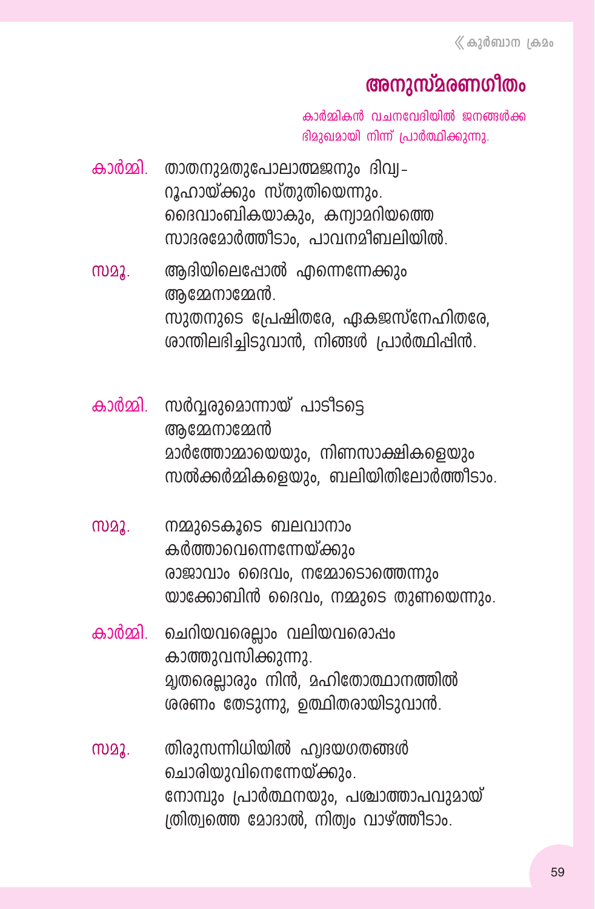## അനുസ്മരണഗീതം

*കാർമ്മികൻ വചനവേദിയിൽ ജനങ്ങൾക്ക ഭിമുഖമായി നിന്ന് പ്രാർത്ഥിക്കുന്നു.*

**കാർമ്മി.** താതനുമതുപോലാത്മജനും ദിവ്യ-
റൂഹായ്ക്കും സ്തുതിയെന്നും.
ദൈവാംബികയാകും, കന്യാമറിയത്തെ
സാദരമോർത്തീടാം, പാവനമീബലിയിൽ.

**സമൂ.** ആദിയിലെപ്പോൽ എന്നെന്നേക്കും
ആമ്മേനാമ്മേൻ.
സുതനുടെ പ്രേഷിതരേ, ഏകജസ്നേഹിതരേ,
ശാന്തിലഭിച്ചിടുവാൻ, നിങ്ങൾ പ്രാർത്ഥിപ്പിൻ.

**കാർമ്മി.** സർവ്വരുമൊന്നായ് പാടീടട്ടെ
ആമ്മേനാമ്മേൻ
മാർത്തോമ്മായെയും, നിണസാക്ഷികളെയും
സൽക്കർമ്മികളെയും, ബലിയിതിലോർത്തീടാം.

**സമൂ.** നമ്മുടെകൂടെ ബലവാനാം
കർത്താവെന്നെന്നേയ്ക്കും
രാജാവാം ദൈവം, നമ്മോടൊത്തെന്നും
യാക്കോബിൻ ദൈവം, നമ്മുടെ തുണയെന്നും.

**കാർമ്മി.** ചെറിയവരെല്ലാം വലിയവരൊപ്പം
കാത്തുവസിക്കുന്നു.
മൃതരെല്ലാരും നിൻ, മഹിതോത്ഥാനത്തിൽ
ശരണം തേടുന്നു, ഉത്ഥിതരായിടുവാൻ.

**സമൂ.** തിരുസന്നിധിയിൽ ഹൃദയഗതങ്ങൾ
ചൊരിയുവിനെന്നേയ്ക്കും.
നോമ്പും പ്രാർത്ഥനയും, പശ്ചാത്താപവുമായ്
ത്രിത്വത്തെ മോദാൽ, നിത്യം വാഴ്ത്തീടാം.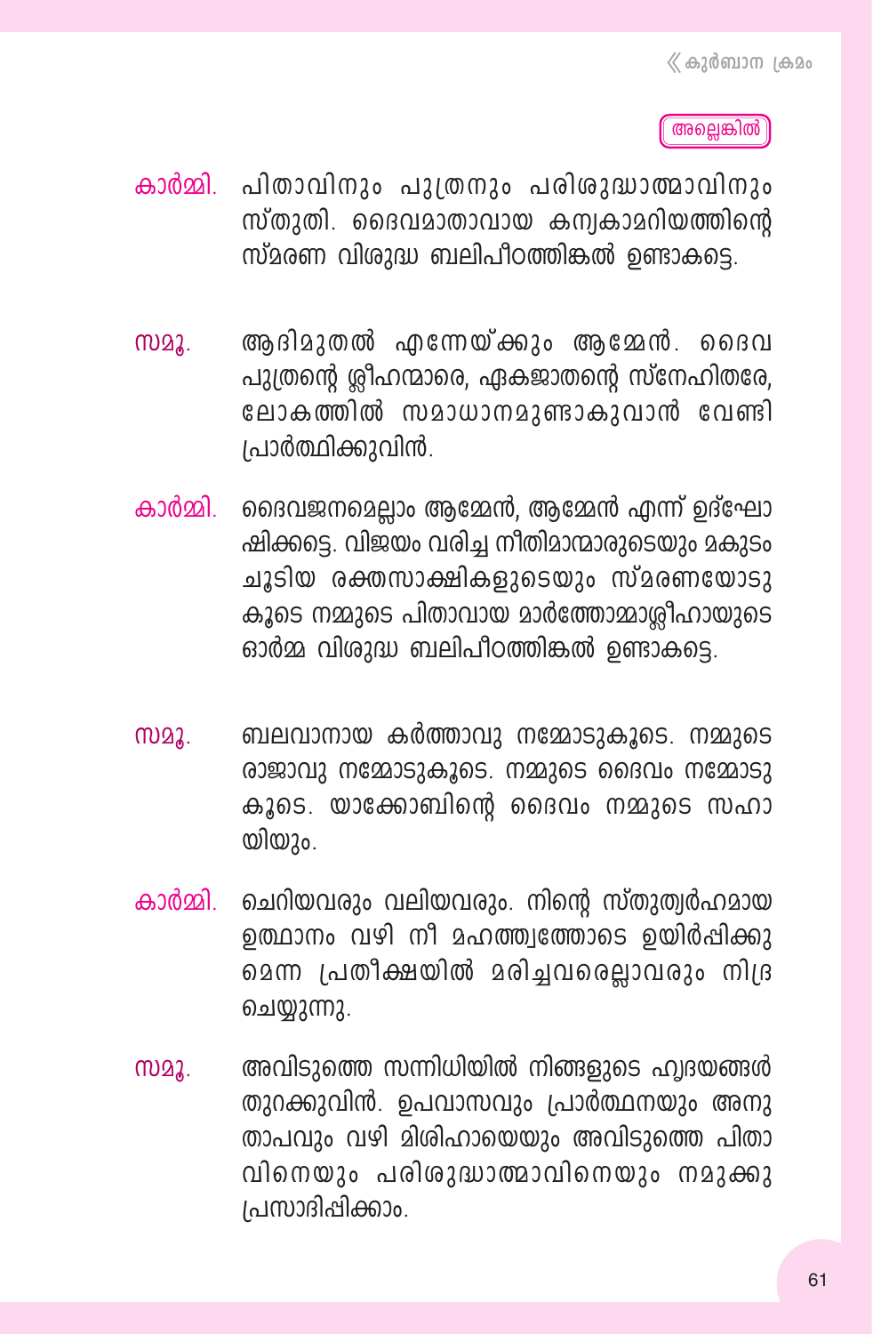അല്ലെങ്കിൽ

**കാർമ്മി.** പിതാവിനും പുത്രനും പരിശുദ്ധാത്മാവിനും സ്തുതി. ദൈവമാതാവായ കന്യകാമറിയത്തിന്റെ സ്മരണ വിശുദ്ധ ബലിപീഠത്തിങ്കൽ ഉണ്ടാകട്ടെ.

**സമൂ.** ആദിമുതൽ എന്നേയ്ക്കും ആമ്മേൻ. ദൈവ പുത്രന്റെ ശ്ലീഹന്മാരെ, ഏകജാതന്റെ സ്നേഹിതരേ, ലോകത്തിൽ സമാധാനമുണ്ടാകുവാൻ വേണ്ടി പ്രാർത്ഥിക്കുവിൻ.

**കാർമ്മി.** ദൈവജനമെല്ലാം ആമ്മേൻ, ആമ്മേൻ എന്ന് ഉദ്ഘോഷിക്കട്ടെ. വിജയം വരിച്ച നീതിമാന്മാരുടെയും മകുടം ചൂടിയ രക്തസാക്ഷികളുടെയും സ്മരണയോടുകൂടെ നമ്മുടെ പിതാവായ മാർത്തോമ്മാശ്ലീഹായുടെ ഓർമ്മ വിശുദ്ധ ബലിപീഠത്തിങ്കൽ ഉണ്ടാകട്ടെ.

**സമൂ.** ബലവാനായ കർത്താവു നമ്മോടുകൂടെ. നമ്മുടെ രാജാവു നമ്മോടുകൂടെ. നമ്മുടെ ദൈവം നമ്മോടുകൂടെ. യാക്കോബിന്റെ ദൈവം നമ്മുടെ സഹായിയും.

**കാർമ്മി.** ചെറിയവരും വലിയവരും. നിന്റെ സ്തുത്യർഹമായ ഉത്ഥാനം വഴി നീ മഹത്ത്വത്തോടെ ഉയിർപ്പിക്കുമെന്ന പ്രതീക്ഷയിൽ മരിച്ചവരെല്ലാവരും നിദ്ര ചെയ്യുന്നു.

**സമൂ.** അവിടുത്തെ സന്നിധിയിൽ നിങ്ങളുടെ ഹൃദയങ്ങൾ തുറക്കുവിൻ. ഉപവാസവും പ്രാർത്ഥനയും അനുതാപവും വഴി മിശിഹായെയും അവിടുത്തെ പിതാവിനെയും പരിശുദ്ധാത്മാവിനെയും നമുക്കു പ്രസാദിപ്പിക്കാം.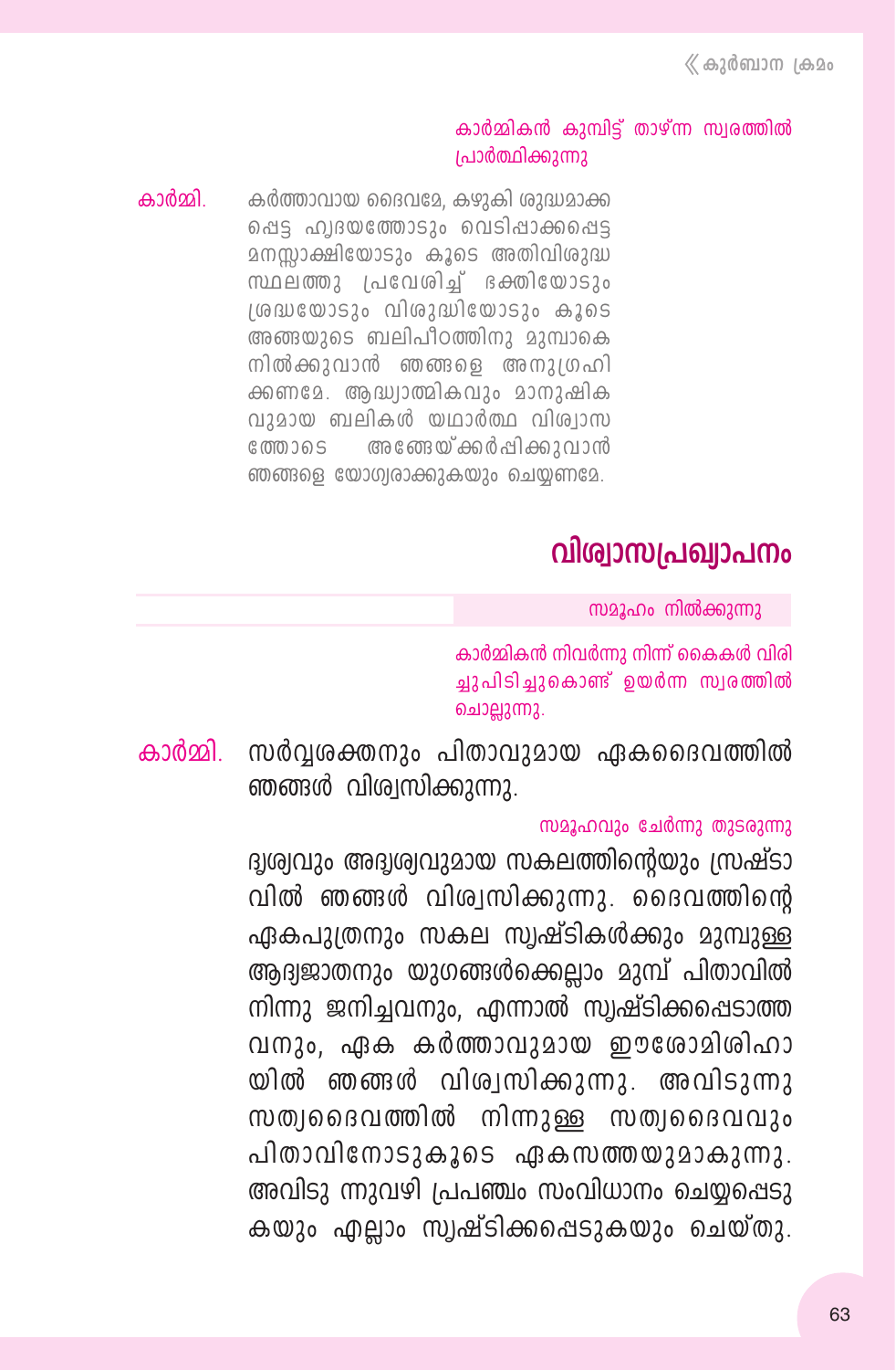*കാർമ്മികൻ കുമ്പിട്ട് താഴ്ന്ന സ്വരത്തിൽ പ്രാർത്ഥിക്കുന്നു*

**കാർമ്മി.** കർത്താവായ ദൈവമേ, കഴുകി ശുദ്ധമാക്കപ്പെട്ട ഹൃദയത്തോടും വെടിപ്പാക്കപ്പെട്ട മനസ്സാക്ഷിയോടും കൂടെ അതിവിശുദ്ധ സ്ഥലത്തു പ്രവേശിച്ച് ഭക്തിയോടും ശ്രദ്ധയോടും വിശുദ്ധിയോടും കൂടെ അങ്ങയുടെ ബലിപീഠത്തിനു മുമ്പാകെ നിൽക്കുവാൻ ഞങ്ങളെ അനുഗ്രഹിക്കണമേ. ആദ്ധ്യാത്മികവും മാനുഷികവുമായ ബലികൾ യഥാർത്ഥ വിശ്വാസത്തോടെ അങ്ങേയ്ക്കർപ്പിക്കുവാൻ ഞങ്ങളെ യോഗ്യരാക്കുകയും ചെയ്യണമേ.

## വിശ്വാസപ്രഖ്യാപനം

*സമൂഹം നിൽക്കുന്നു*

*കാർമ്മികൻ നിവർന്നു നിന്ന് കൈകൾ വിരിച്ചുപിടിച്ചുകൊണ്ട് ഉയർന്ന സ്വരത്തിൽ ചൊല്ലുന്നു.*

**കാർമ്മി.** സർവ്വശക്തനും പിതാവുമായ ഏകദൈവത്തിൽ ഞങ്ങൾ വിശ്വസിക്കുന്നു.

*സമൂഹവും ചേർന്നു തുടരുന്നു*

ദൃശ്യവും അദൃശ്യവുമായ സകലത്തിന്റെയും സ്രഷ്ടാവിൽ ഞങ്ങൾ വിശ്വസിക്കുന്നു. ദൈവത്തിന്റെ ഏകപുത്രനും സകല സൃഷ്ടികൾക്കും മുമ്പുള്ള ആദ്യജാതനും യുഗങ്ങൾക്കെല്ലാം മുമ്പ് പിതാവിൽ നിന്നു ജനിച്ചവനും, എന്നാൽ സൃഷ്ടിക്കപ്പെടാത്തവനും, ഏക കർത്താവുമായ ഈശോമിശിഹായിൽ ഞങ്ങൾ വിശ്വസിക്കുന്നു. അവിടുന്നു സത്യദൈവത്തിൽ നിന്നുള്ള സത്യദൈവവും പിതാവിനോടുകൂടെ ഏകസത്തയുമാകുന്നു. അവിടുന്നുവഴി പ്രപഞ്ചം സംവിധാനം ചെയ്യപ്പെടുകയും എല്ലാം സൃഷ്ടിക്കപ്പെടുകയും ചെയ്തു.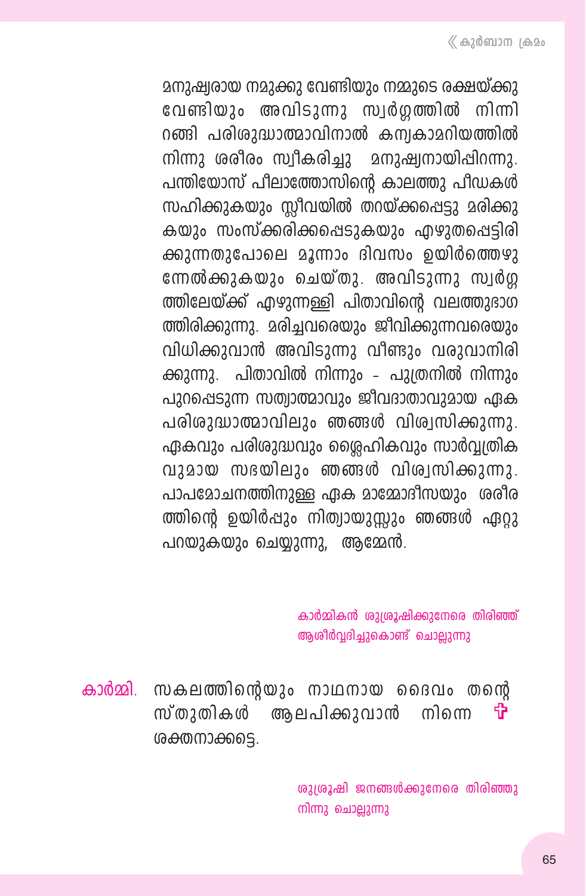മനുഷ്യരായ നമുക്കു വേണ്ടിയും നമ്മുടെ രക്ഷയ്ക്കു വേണ്ടിയും അവിടുന്നു സ്വർഗ്ഗത്തിൽ നിന്നിറങ്ങി പരിശുദ്ധാത്മാവിനാൽ കന്യകാമറിയത്തിൽ നിന്നു ശരീരം സ്വീകരിച്ചു മനുഷ്യനായിപ്പിറന്നു. പന്തിയോസ് പീലാത്തോസിന്റെ കാലത്തു പീഡകൾ സഹിക്കുകയും സ്ലീവായിൽ തറയ്ക്കപ്പെട്ടു മരിക്കുകയും സംസ്ക്കരിക്കപ്പെടുകയും എഴുതപ്പെട്ടിരിക്കുന്നതുപോലെ മൂന്നാം ദിവസം ഉയിർത്തെഴുന്നേൽക്കുകയും ചെയ്തു. അവിടുന്നു സ്വർഗ്ഗത്തിലേയ്ക്ക് എഴുന്നള്ളി പിതാവിന്റെ വലത്തുഭാഗത്തിരിക്കുന്നു. മരിച്ചവരെയും ജീവിക്കുന്നവരെയും വിധിക്കുവാൻ അവിടുന്നു വീണ്ടും വരുവാനിരിക്കുന്നു. പിതാവിൽ നിന്നും - പുത്രനിൽ നിന്നും പുറപ്പെടുന്ന സത്യാത്മാവും ജീവദാതാവുമായ ഏക പരിശുദ്ധാത്മാവിലും ഞങ്ങൾ വിശ്വസിക്കുന്നു. ഏകവും പരിശുദ്ധവും ശ്ലൈഹികവും സാർവ്വത്രികവുമായ സഭയിലും ഞങ്ങൾ വിശ്വസിക്കുന്നു. പാപമോചനത്തിനുള്ള ഏക മാമ്മോദീസയും ശരീരത്തിന്റെ ഉയിർപ്പും നിത്യായുസ്സും ഞങ്ങൾ ഏറ്റു പറയുകയും ചെയ്യുന്നു, ആമ്മേൻ.

കാർമ്മികൻ ശുശ്രൂഷിക്കുനേരെ തിരിഞ്ഞ് ആശീർവ്വദിച്ചുകൊണ്ട് ചൊല്ലുന്നു

**കാർമ്മി.** സകലത്തിന്റെയും നാഥനായ ദൈവം തന്റെ സ്തുതികൾ ആലപിക്കുവാൻ നിന്നെ ✠ ശക്തനാക്കട്ടെ.

ശുശ്രൂഷി ജനങ്ങൾക്കുനേരെ തിരിഞ്ഞു നിന്നു ചൊല്ലുന്നു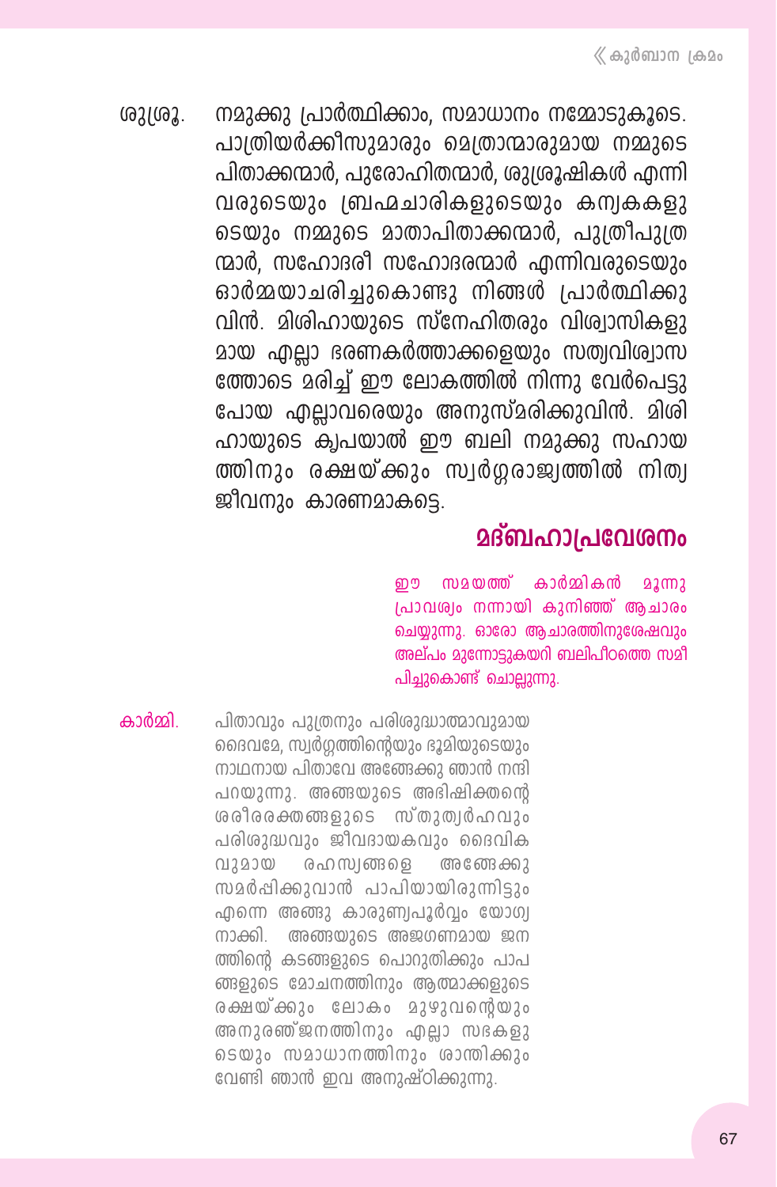ശുശ്രൂ. നമുക്കു പ്രാർത്ഥിക്കാം, സമാധാനം നമ്മോടുകൂടെ. പാത്രിയർക്കീസുമാരും മെത്രാന്മാരുമായ നമ്മുടെ പിതാക്കന്മാർ, പുരോഹിതന്മാർ, ശുശ്രൂഷികൾ എന്നിവരുടെയും ബ്രഹ്മചാരികളുടെയും കന്യകകളുടെയും നമ്മുടെ മാതാപിതാക്കന്മാർ, പുത്രീപുത്രന്മാർ, സഹോദരീ സഹോദരന്മാർ എന്നിവരുടെയും ഓർമ്മയാചരിച്ചുകൊണ്ടു നിങ്ങൾ പ്രാർത്ഥിക്കുവിൻ. മിശിഹായുടെ സ്നേഹിതരും വിശ്വാസികളുമായ എല്ലാ ഭരണകർത്താക്കളെയും സത്യവിശ്വാസത്തോടെ മരിച്ച് ഈ ലോകത്തിൽ നിന്നു വേർപെട്ടുപോയ എല്ലാവരെയും അനുസ്മരിക്കുവിൻ. മിശിഹായുടെ കൃപയാൽ ഈ ബലി നമുക്കു സഹായത്തിനും രക്ഷയ്ക്കും സ്വർഗ്ഗരാജ്യത്തിൽ നിത്യജീവനും കാരണമാകട്ടെ.

## മദ്ബഹാപ്രവേശനം

*ഈ സമയത്ത് കാർമ്മികൻ മൂന്നു പ്രാവശ്യം നന്നായി കുനിഞ്ഞ് ആചാരം ചെയ്യുന്നു. ഓരോ ആചാരത്തിനുശേഷവും അല്പം മുന്നോട്ടുകയറി ബലിപീഠത്തെ സമീപിച്ചുകൊണ്ട് ചൊല്ലുന്നു.*

കാർമ്മി. പിതാവും പുത്രനും പരിശുദ്ധാത്മാവുമായ ദൈവമേ, സ്വർഗ്ഗത്തിന്റെയും ഭൂമിയുടെയും നാഥനായ പിതാവേ അങ്ങേക്കു ഞാൻ നന്ദി പറയുന്നു. അങ്ങയുടെ അഭിഷിക്തന്റെ ശരീരരക്തങ്ങളുടെ സ്തുത്യർഹവും പരിശുദ്ധവും ജീവദായകവും ദൈവികവുമായ രഹസ്യങ്ങളെ അങ്ങേക്കു സമർപ്പിക്കുവാൻ പാപിയായിരുന്നിട്ടും എന്നെ അങ്ങു കാരുണ്യപൂർവ്വം യോഗ്യനാക്കി. അങ്ങയുടെ അജഗണമായ ജനത്തിന്റെ കടങ്ങളുടെ പൊറുതിക്കും പാപങ്ങളുടെ മോചനത്തിനും ആത്മാക്കളുടെ രക്ഷയ്ക്കും ലോകം മുഴുവന്റെയും അനുരഞ്ജനത്തിനും എല്ലാ സഭകളുടെയും സമാധാനത്തിനും ശാന്തിക്കും വേണ്ടി ഞാൻ ഇവ അനുഷ്ഠിക്കുന്നു.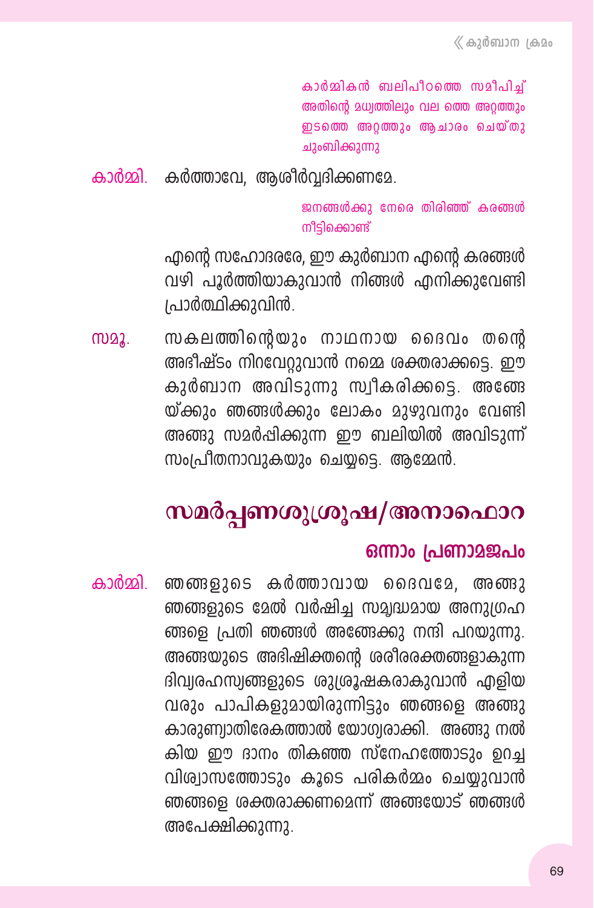*കാർമ്മികൻ ബലിപീഠത്തെ സമീപിച്ച് അതിന്റെ മധ്യത്തിലും വല ത്തെ അറ്റത്തും ഇടത്തെ അറ്റത്തും ആചാരം ചെയ്തു ചുംബിക്കുന്നു*

**കാർമ്മി.** കർത്താവേ, ആശീർവ്വദിക്കണമേ.

*ജനങ്ങൾക്കു നേരെ തിരിഞ്ഞ് കരങ്ങൾ നീട്ടിക്കൊണ്ട്*

എന്റെ സഹോദരരേ, ഈ കുർബാന എന്റെ കരങ്ങൾ വഴി പൂർത്തിയാകുവാൻ നിങ്ങൾ എനിക്കുവേണ്ടി പ്രാർത്ഥിക്കുവിൻ.

**സമൂ.** സകലത്തിന്റെയും നാഥനായ ദൈവം തന്റെ അഭീഷ്ടം നിറവേറ്റുവാൻ നമ്മെ ശക്തരാക്കട്ടെ. ഈ കുർബാന അവിടുന്നു സ്വീകരിക്കട്ടെ. അങ്ങേയ്ക്കും ഞങ്ങൾക്കും ലോകം മുഴുവനും വേണ്ടി അങ്ങു സമർപ്പിക്കുന്ന ഈ ബലിയിൽ അവിടുന്ന് സംപ്രീതനാവുകയും ചെയ്യട്ടെ. ആമ്മേൻ.

## സമർപ്പണശുശ്രൂഷ/അനാഫൊറ

### ഒന്നാം പ്രണാമജപം

**കാർമ്മി.** ഞങ്ങളുടെ കർത്താവായ ദൈവമേ, അങ്ങു ഞങ്ങളുടെ മേൽ വർഷിച്ച സമൃദ്ധമായ അനുഗ്രഹങ്ങളെ പ്രതി ഞങ്ങൾ അങ്ങേക്കു നന്ദി പറയുന്നു. അങ്ങയുടെ അഭിഷിക്തന്റെ ശരീരരക്തങ്ങളാകുന്ന ദിവ്യരഹസ്യങ്ങളുടെ ശുശ്രൂഷകരാകുവാൻ എളിയവരും പാപികളുമായിരുന്നിട്ടും ഞങ്ങളെ അങ്ങു കാരുണ്യാതിരേകത്താൽ യോഗ്യരാക്കി. അങ്ങു നൽകിയ ഈ ദാനം തികഞ്ഞ സ്നേഹത്തോടും ഉറച്ച വിശ്വാസത്തോടും കൂടെ പരികർമ്മം ചെയ്യുവാൻ ഞങ്ങളെ ശക്തരാക്കണമെന്ന് അങ്ങയോട് ഞങ്ങൾ അപേക്ഷിക്കുന്നു.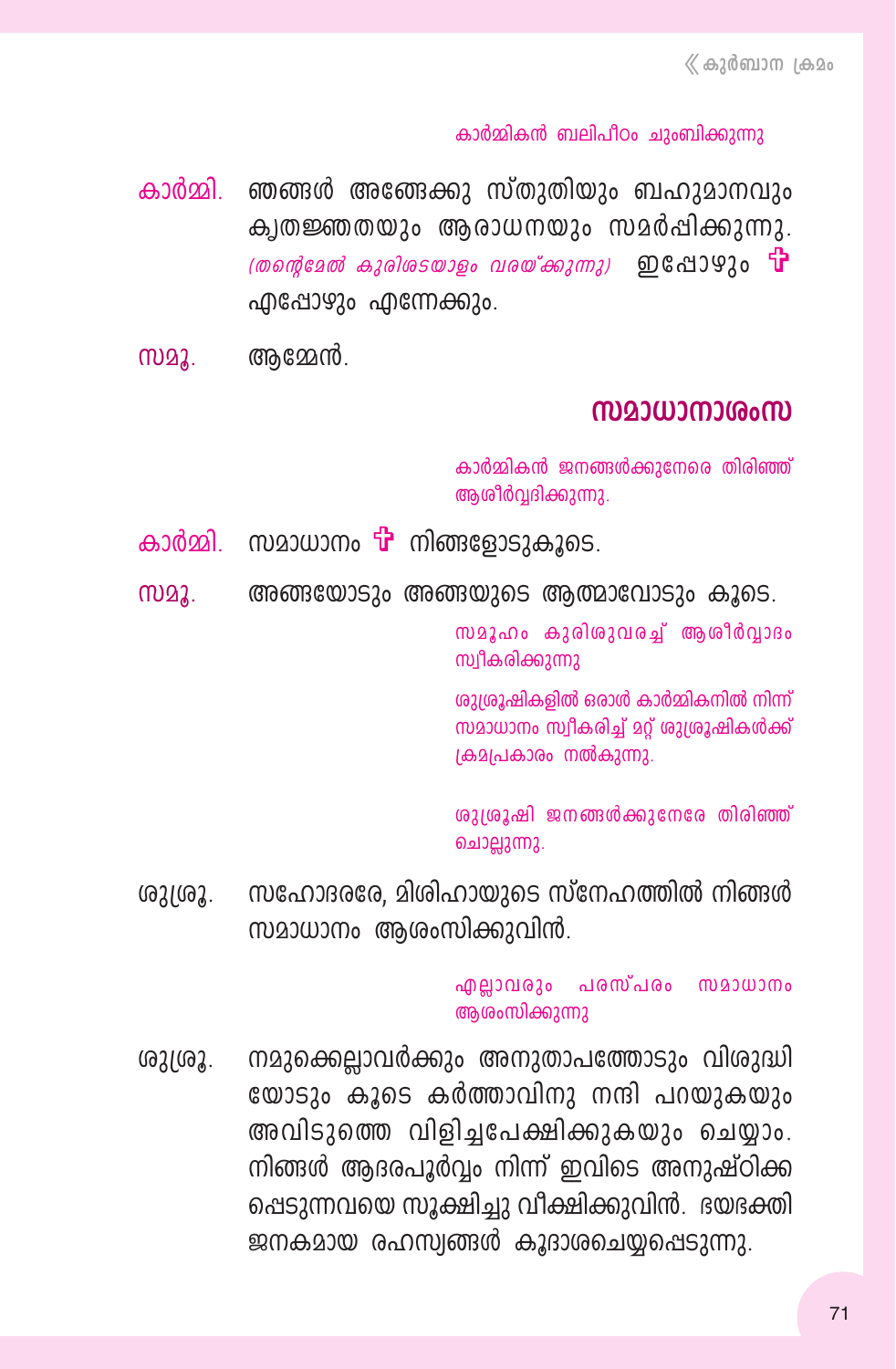കാർമ്മികൻ ബലിപീഠം ചുംബിക്കുന്നു

**കാർമ്മി.** ഞങ്ങൾ അങ്ങേക്കു സ്തുതിയും ബഹുമാനവും കൃതജ്ഞതയും ആരാധനയും സമർപ്പിക്കുന്നു. *(തന്റെമേൽ കുരിശടയാളം വരയ്ക്കുന്നു)* ഇപ്പോഴും ✠ എപ്പോഴും എന്നേക്കും.

**സമൂ.** ആമ്മേൻ.

## സമാധാനാശംസ

കാർമ്മികൻ ജനങ്ങൾക്കുനേരെ തിരിഞ്ഞ് ആശീർവ്വദിക്കുന്നു.

**കാർമ്മി.** സമാധാനം ✠ നിങ്ങളോടുകൂടെ.

**സമൂ.** അങ്ങയോടും അങ്ങയുടെ ആത്മാവോടും കൂടെ.

സമൂഹം കുരിശുവരച്ച് ആശീർവ്വാദം സ്വീകരിക്കുന്നു

ശുശ്രൂഷികളിൽ ഒരാൾ കാർമ്മികനിൽ നിന്ന് സമാധാനം സ്വീകരിച്ച് മറ്റ് ശുശ്രൂഷികൾക്ക് ക്രമപ്രകാരം നൽകുന്നു.

ശുശ്രൂഷി ജനങ്ങൾക്കുനേരേ തിരിഞ്ഞ് ചൊല്ലുന്നു.

**ശുശ്രൂ.** സഹോദരരേ, മിശിഹായുടെ സ്നേഹത്തിൽ നിങ്ങൾ സമാധാനം ആശംസിക്കുവിൻ.

എല്ലാവരും പരസ്പരം സമാധാനം ആശംസിക്കുന്നു

**ശുശ്രൂ.** നമുക്കെല്ലാവർക്കും അനുതാപത്തോടും വിശുദ്ധിയോടും കൂടെ കർത്താവിനു നന്ദി പറയുകയും അവിടുത്തെ വിളിച്ചപേക്ഷിക്കുകയും ചെയ്യാം. നിങ്ങൾ ആദരപൂർവ്വം നിന്ന് ഇവിടെ അനുഷ്ഠിക്കപ്പെടുന്നവയെ സൂക്ഷിച്ചു വീക്ഷിക്കുവിൻ. ഭയഭക്തിജനകമായ രഹസ്യങ്ങൾ കൂദാശചെയ്യപ്പെടുന്നു.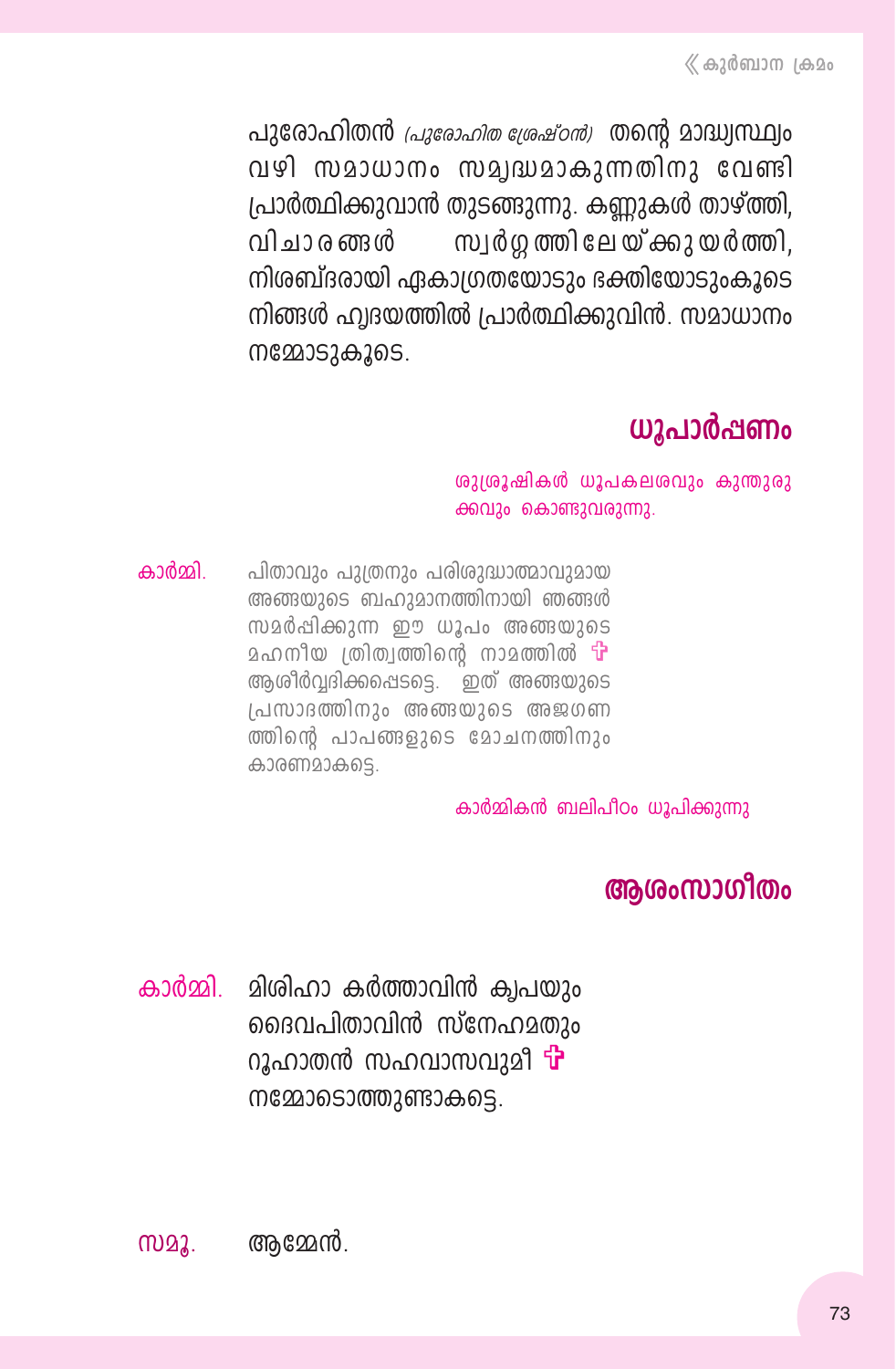പുരോഹിതൻ *(പുരോഹിത ശ്രേഷ്ഠൻ)* തന്റെ മാദ്ധ്യസ്ഥ്യം വഴി സമാധാനം സമൃദ്ധമാകുന്നതിനു വേണ്ടി പ്രാർത്ഥിക്കുവാൻ തുടങ്ങുന്നു. കണ്ണുകൾ താഴ്ത്തി, വിചാരങ്ങൾ സ്വർഗ്ഗത്തിലേയ്ക്കുയർത്തി, നിശബ്ദരായി ഏകാഗ്രതയോടും ഭക്തിയോടുംകൂടെ നിങ്ങൾ ഹൃദയത്തിൽ പ്രാർത്ഥിക്കുവിൻ. സമാധാനം നമ്മോടുകൂടെ.

## ധൂപാർപ്പണം

ശുശ്രൂഷികൾ ധൂപകലശവും കുന്തുരുക്കവും കൊണ്ടുവരുന്നു.

കാർമ്മി. പിതാവും പുത്രനും പരിശുദ്ധാത്മാവുമായ അങ്ങയുടെ ബഹുമാനത്തിനായി ഞങ്ങൾ സമർപ്പിക്കുന്ന ഈ ധൂപം അങ്ങയുടെ മഹനീയ ത്രിത്വത്തിന്റെ നാമത്തിൽ ✝ ആശീർവ്വദിക്കപ്പെടട്ടെ. ഇത് അങ്ങയുടെ പ്രസാദത്തിനും അങ്ങയുടെ അജഗണത്തിന്റെ പാപങ്ങളുടെ മോചനത്തിനും കാരണമാകട്ടെ.

കാർമ്മികൻ ബലിപീഠം ധൂപിക്കുന്നു

## ആശംസാഗീതം

കാർമ്മി. മിശിഹാ കർത്താവിൻ കൃപയും
ദൈവപിതാവിൻ സ്നേഹമതും
റൂഹാതൻ സഹവാസവുമീ ✝
നമ്മോടൊത്തുണ്ടാകട്ടെ.

സമൂ. ആമ്മേൻ.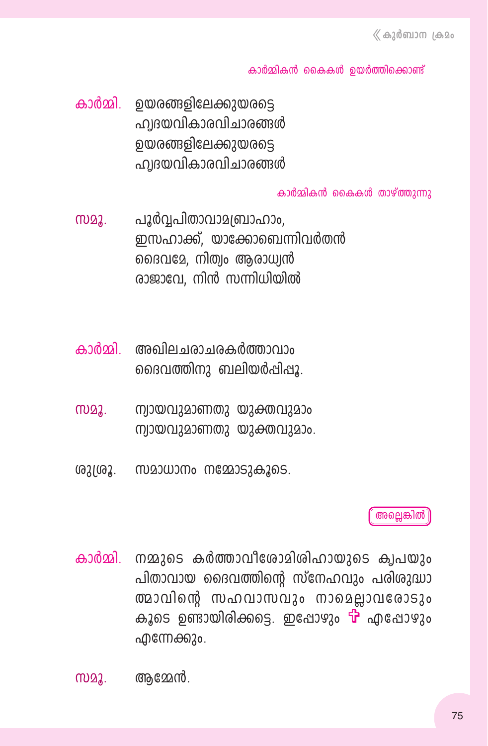*കാർമ്മികൻ കൈകൾ ഉയർത്തിക്കൊണ്ട്*

**കാർമ്മി.** ഉയരങ്ങളിലേക്കുയരട്ടെ
ഹൃദയവികാരവിചാരങ്ങൾ
ഉയരങ്ങളിലേക്കുയരട്ടെ
ഹൃദയവികാരവിചാരങ്ങൾ

*കാർമ്മികൻ കൈകൾ താഴ്ത്തുന്നു*

**സമൂ.** പൂർവ്വപിതാവാമബ്രാഹാം,
ഇസഹാക്ക്, യാക്കോബെന്നിവർതൻ
ദൈവമേ, നിത്യം ആരാധ്യൻ
രാജാവേ, നിൻ സന്നിധിയിൽ

**കാർമ്മി.** അഖിലചരാചരകർത്താവാം
ദൈവത്തിനു ബലിയർപ്പിപ്പൂ.

**സമൂ.** ന്യായവുമാണതു യുക്തവുമാം
ന്യായവുമാണതു യുക്തവുമാം.

ശുശ്രൂ. സമാധാനം നമ്മോടുകൂടെ.

അല്ലെങ്കിൽ

**കാർമ്മി.** നമ്മുടെ കർത്താവീശോമിശിഹായുടെ കൃപയും പിതാവായ ദൈവത്തിന്റെ സ്നേഹവും പരിശുദ്ധാത്മാവിന്റെ സഹവാസവും നാമെല്ലാവരോടും കൂടെ ഉണ്ടായിരിക്കട്ടെ. ഇപ്പോഴും ✠ എപ്പോഴും എന്നേക്കും.

**സമൂ.** ആമ്മേൻ.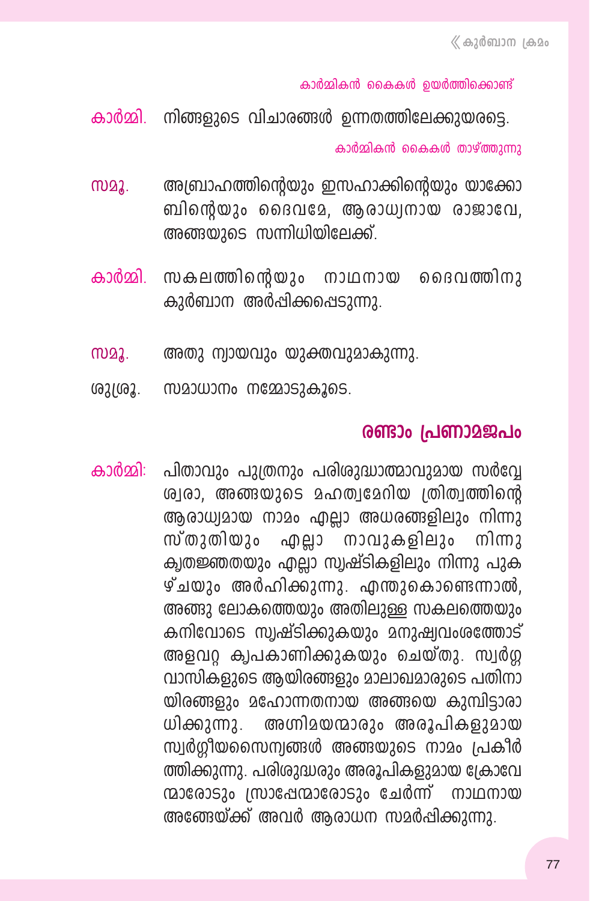*കാർമ്മികൻ കൈകൾ ഉയർത്തിക്കൊണ്ട്*

**കാർമ്മി.** നിങ്ങളുടെ വിചാരങ്ങൾ ഉന്നതത്തിലേക്കുയരട്ടെ.

*കാർമ്മികൻ കൈകൾ താഴ്ത്തുന്നു*

**സമൂ.** അബ്രാഹത്തിന്റെയും ഇസഹാക്കിന്റെയും യാക്കോബിന്റെയും ദൈവമേ, ആരാധ്യനായ രാജാവേ, അങ്ങയുടെ സന്നിധിയിലേക്ക്.

**കാർമ്മി.** സകലത്തിന്റെയും നാഥനായ ദൈവത്തിനു കുർബാന അർപ്പിക്കപ്പെടുന്നു.

**സമൂ.** അതു ന്യായവും യുക്തവുമാകുന്നു.

ശുശ്രൂ. സമാധാനം നമ്മോടുകൂടെ.

## രണ്ടാം പ്രണാമജപം

**കാർമ്മി:** പിതാവും പുത്രനും പരിശുദ്ധാത്മാവുമായ സർവ്വേശ്വരാ, അങ്ങയുടെ മഹത്വമേറിയ ത്രിത്വത്തിന്റെ ആരാധ്യമായ നാമം എല്ലാ അധരങ്ങളിലും നിന്നു സ്തുതിയും എല്ലാ നാവുകളിലും നിന്നു കൃതജ്ഞതയും എല്ലാ സൃഷ്ടികളിലും നിന്നു പുകഴ്ചയും അർഹിക്കുന്നു. എന്തുകൊണ്ടെന്നാൽ, അങ്ങു ലോകത്തെയും അതിലുള്ള സകലത്തെയും കനിവോടെ സൃഷ്ടിക്കുകയും മനുഷ്യവംശത്തോട് അളവറ്റ കൃപകാണിക്കുകയും ചെയ്തു. സ്വർഗ്ഗവാസികളുടെ ആയിരങ്ങളും മാലാഖമാരുടെ പതിനായിരങ്ങളും മഹോന്നതനായ അങ്ങയെ കുമ്പിട്ടാരാധിക്കുന്നു. അഗ്നിമയന്മാരും അരൂപികളുമായ സ്വർഗ്ഗീയസൈന്യങ്ങൾ അങ്ങയുടെ നാമം പ്രകീർത്തിക്കുന്നു. പരിശുദ്ധരും അരൂപികളുമായ ക്രോവേന്മാരോടും സ്രാപ്പേന്മാരോടും ചേർന്ന് നാഥനായ അങ്ങേയ്ക്ക് അവർ ആരാധന സമർപ്പിക്കുന്നു.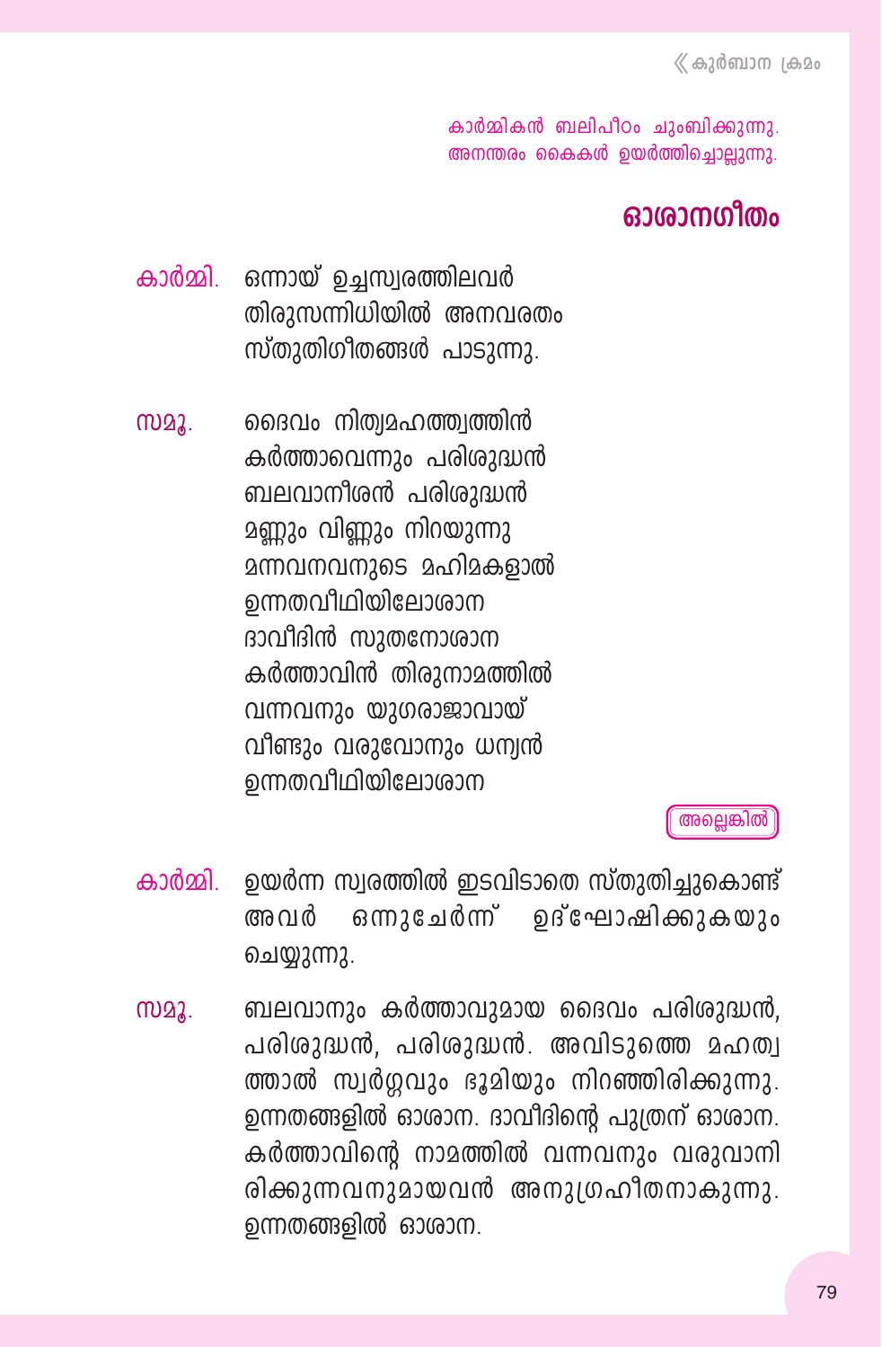കാർമ്മികൻ ബലിപീഠം ചുംബിക്കുന്നു.
അനന്തരം കൈകൾ ഉയർത്തിച്ചൊല്ലുന്നു.

## ഓശാനഗീതം

**കാർമ്മി.** ഒന്നായ് ഉച്ചസ്വരത്തിലവർ
തിരുസന്നിധിയിൽ അനവരതം
സ്തുതിഗീതങ്ങൾ പാടുന്നു.

**സമൂ.** ദൈവം നിത്യമഹത്ത്വത്തിൻ
കർത്താവെന്നും പരിശുദ്ധൻ
ബലവാനീശൻ പരിശുദ്ധൻ
മണ്ണും വിണ്ണും നിറയുന്നു
മന്നവനവനുടെ മഹിമകളാൽ
ഉന്നതവീഥിയിലോശാന
ദാവീദിൻ സുതനോശാന
കർത്താവിൻ തിരുനാമത്തിൽ
വന്നവനും യുഗരാജാവായ്
വീണ്ടും വരുവോനും ധന്യൻ
ഉന്നതവീഥിയിലോശാന

അല്ലെങ്കിൽ

**കാർമ്മി.** ഉയർന്ന സ്വരത്തിൽ ഇടവിടാതെ സ്തുതിച്ചുകൊണ്ട് അവർ ഒന്നുചേർന്ന് ഉദ്ഘോഷിക്കുകയും ചെയ്യുന്നു.

**സമൂ.** ബലവാനും കർത്താവുമായ ദൈവം പരിശുദ്ധൻ, പരിശുദ്ധൻ, പരിശുദ്ധൻ. അവിടുത്തെ മഹത്വത്താൽ സ്വർഗ്ഗവും ഭൂമിയും നിറഞ്ഞിരിക്കുന്നു. ഉന്നതങ്ങളിൽ ഓശാന. ദാവീദിന്റെ പുത്രന് ഓശാന. കർത്താവിന്റെ നാമത്തിൽ വന്നവനും വരുവാനിരിക്കുന്നവനുമായവൻ അനുഗ്രഹീതനാകുന്നു. ഉന്നതങ്ങളിൽ ഓശാന.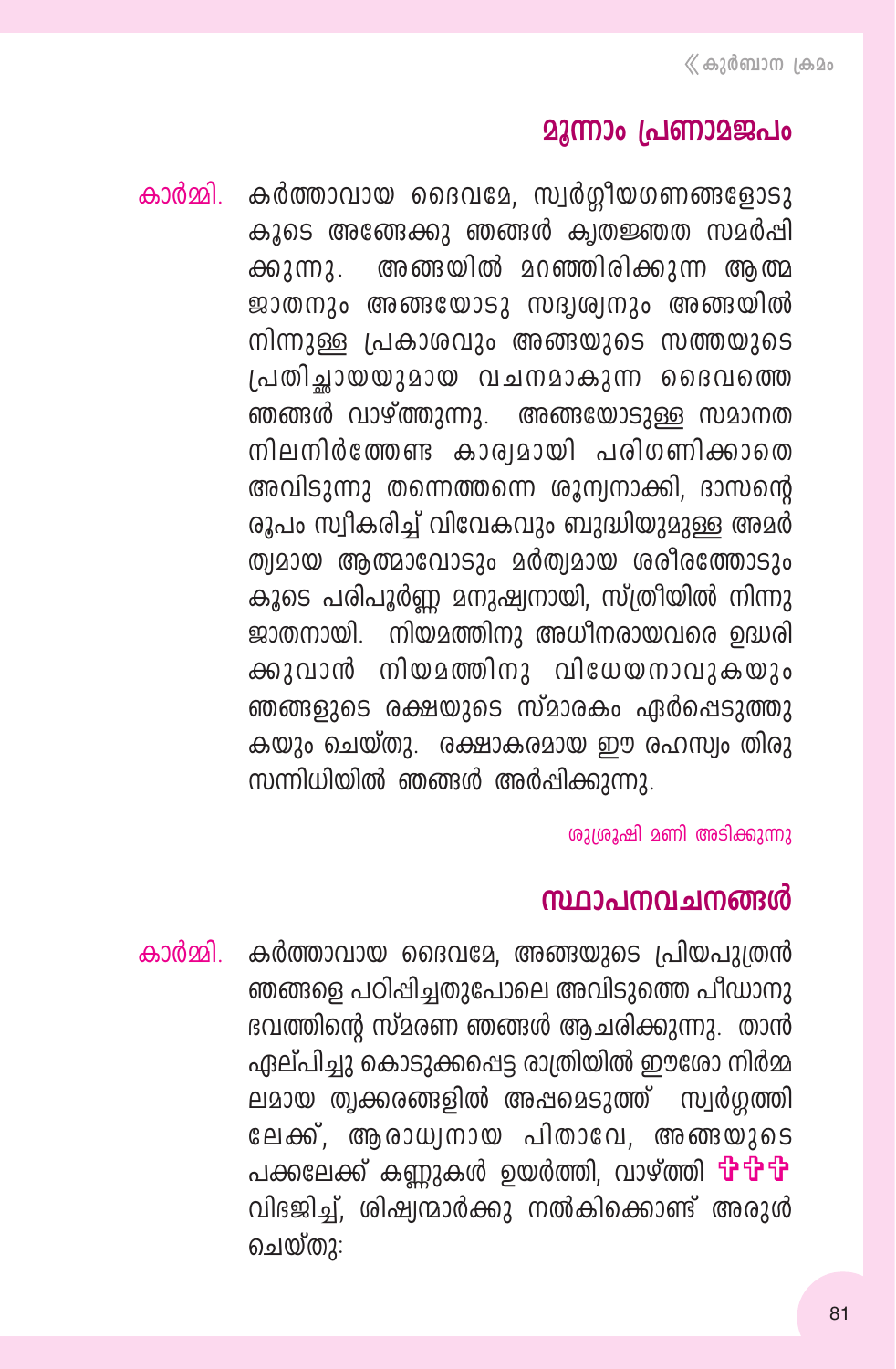## മൂന്നാം പ്രണാമജപം

കാർമ്മി. കർത്താവായ ദൈവമേ, സ്വർഗ്ഗീയഗണങ്ങളോടു കൂടെ അങ്ങേക്കു ഞങ്ങൾ കൃതജ്ഞത സമർപ്പിക്കുന്നു. അങ്ങയിൽ മറഞ്ഞിരിക്കുന്ന ആത്മജാതനും അങ്ങയോടു സദൃശ്യനും അങ്ങയിൽ നിന്നുള്ള പ്രകാശവും അങ്ങയുടെ സത്തയുടെ പ്രതിച്ഛായയുമായ വചനമാകുന്ന ദൈവത്തെ ഞങ്ങൾ വാഴ്ത്തുന്നു. അങ്ങയോടുള്ള സമാനത നിലനിർത്തേണ്ട കാര്യമായി പരിഗണിക്കാതെ അവിടുന്നു തന്നെത്തന്നെ ശൂന്യനാക്കി, ദാസന്റെ രൂപം സ്വീകരിച്ച് വിവേകവും ബുദ്ധിയുമുള്ള അമർത്യമായ ആത്മാവോടും മർത്യമായ ശരീരത്തോടും കൂടെ പരിപൂർണ്ണ മനുഷ്യനായി, സ്ത്രീയിൽ നിന്നു ജാതനായി. നിയമത്തിനു അധീനരായവരെ ഉദ്ധരിക്കുവാൻ നിയമത്തിനു വിധേയനാവുകയും ഞങ്ങളുടെ രക്ഷയുടെ സ്മാരകം ഏർപ്പെടുത്തുകയും ചെയ്തു. രക്ഷാകരമായ ഈ രഹസ്യം തിരുസന്നിധിയിൽ ഞങ്ങൾ അർപ്പിക്കുന്നു.

ശുശ്രൂഷി മണി അടിക്കുന്നു

## സ്ഥാപനവചനങ്ങൾ

കാർമ്മി. കർത്താവായ ദൈവമേ, അങ്ങയുടെ പ്രിയപുത്രൻ ഞങ്ങളെ പഠിപ്പിച്ചതുപോലെ അവിടുത്തെ പീഡാനുഭവത്തിന്റെ സ്മരണ ഞങ്ങൾ ആചരിക്കുന്നു. താൻ ഏല്പിച്ചു കൊടുക്കപ്പെട്ട രാത്രിയിൽ ഈശോ നിർമ്മലമായ തൃക്കരങ്ങളിൽ അപ്പമെടുത്ത് സ്വർഗ്ഗത്തിലേക്ക്, ആരാധ്യനായ പിതാവേ, അങ്ങയുടെ പക്കലേക്ക് കണ്ണുകൾ ഉയർത്തി, വാഴ്ത്തി ✠✠✠ വിഭജിച്ച്, ശിഷ്യന്മാർക്കു നൽകിക്കൊണ്ട് അരുൾ ചെയ്തു: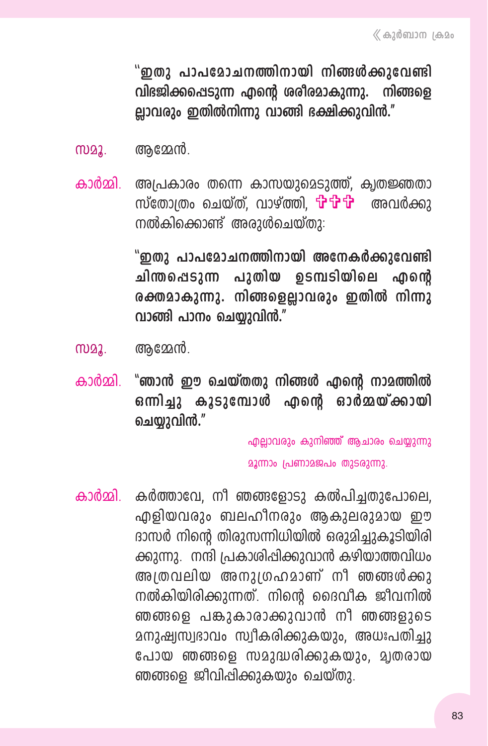**"ഇതു പാപമോചനത്തിനായി നിങ്ങൾക്കുവേണ്ടി വിഭജിക്കപ്പെടുന്ന എന്റെ ശരീരമാകുന്നു. നിങ്ങളെ ല്ലാവരും ഇതിൽനിന്നു വാങ്ങി ഭക്ഷിക്കുവിൻ."**

സമൂ. ആമ്മേൻ.

കാർമ്മി. അപ്രകാരം തന്നെ കാസയുമെടുത്ത്, കൃതജ്ഞതാ സ്തോത്രം ചെയ്ത്, വാഴ്ത്തി, ✞✞✞ അവർക്കു നൽകിക്കൊണ്ട് അരുൾചെയ്തു:

**"ഇതു പാപമോചനത്തിനായി അനേകർക്കുവേണ്ടി ചിന്തപ്പെടുന്ന പുതിയ ഉടമ്പടിയിലെ എന്റെ രക്തമാകുന്നു. നിങ്ങളെല്ലാവരും ഇതിൽ നിന്നു വാങ്ങി പാനം ചെയ്യുവിൻ."**

സമൂ. ആമ്മേൻ.

കാർമ്മി. **"ഞാൻ ഈ ചെയ്തതു നിങ്ങൾ എന്റെ നാമത്തിൽ ഒന്നിച്ചു കൂടുമ്പോൾ എന്റെ ഓർമ്മയ്ക്കായി ചെയ്യുവിൻ."**

എല്ലാവരും കുനിഞ്ഞ് ആചാരം ചെയ്യുന്നു

മൂന്നാം പ്രണാമജപം തുടരുന്നു.

കാർമ്മി. കർത്താവേ, നീ ഞങ്ങളോടു കൽപിച്ചതുപോലെ, എളിയവരും ബലഹീനരും ആകുലരുമായ ഈ ദാസർ നിന്റെ തിരുസന്നിധിയിൽ ഒരുമിച്ചുകൂടിയിരിക്കുന്നു. നന്ദി പ്രകാശിപ്പിക്കുവാൻ കഴിയാത്തവിധം അത്രവലിയ അനുഗ്രഹമാണ് നീ ഞങ്ങൾക്കു നൽകിയിരിക്കുന്നത്. നിന്റെ ദൈവീക ജീവനിൽ ഞങ്ങളെ പങ്കുകാരാക്കുവാൻ നീ ഞങ്ങളുടെ മനുഷ്യസ്വഭാവം സ്വീകരിക്കുകയും, അധഃപതിച്ചു പോയ ഞങ്ങളെ സമുദ്ധരിക്കുകയും, മൃതരായ ഞങ്ങളെ ജീവിപ്പിക്കുകയും ചെയ്തു.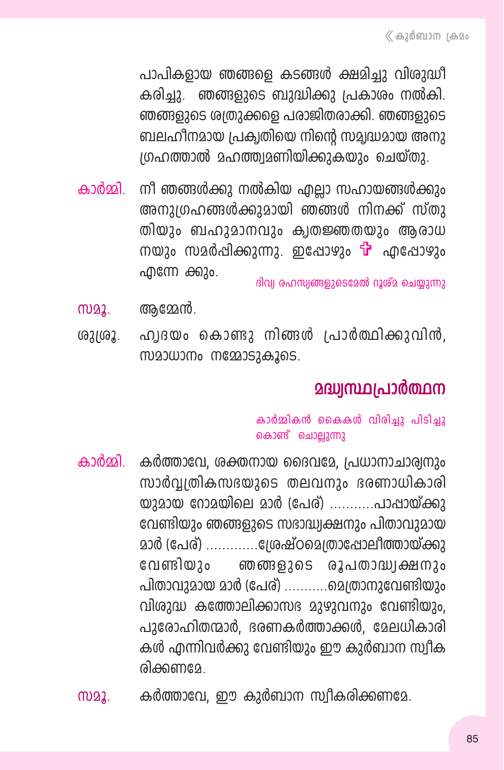പാപികളായ ഞങ്ങളെ കടങ്ങൾ ക്ഷമിച്ചു വിശുദ്ധീകരിച്ചു. ഞങ്ങളുടെ ബുദ്ധിക്കു പ്രകാശം നൽകി. ഞങ്ങളുടെ ശത്രുക്കളെ പരാജിതരാക്കി. ഞങ്ങളുടെ ബലഹീനമായ പ്രകൃതിയെ നിന്റെ സമൃദ്ധമായ അനുഗ്രഹത്താൽ മഹത്ത്വമണിയിക്കുകയും ചെയ്തു.

**കാർമ്മി.** നീ ഞങ്ങൾക്കു നൽകിയ എല്ലാ സഹായങ്ങൾക്കും അനുഗ്രഹങ്ങൾക്കുമായി ഞങ്ങൾ നിനക്ക് സ്തുതിയും ബഹുമാനവും കൃതജ്ഞതയും ആരാധനയും സമർപ്പിക്കുന്നു. ഇപ്പോഴും ✠ എപ്പോഴും എന്നേ ക്കും.

*ദിവ്യ രഹസ്യങ്ങളുടെമേൽ റൂശ്മ ചെയ്യുന്നു*

**സമൂ.** ആമ്മേൻ.

**ശുശ്രൂ.** ഹൃദയം കൊണ്ടു നിങ്ങൾ പ്രാർത്ഥിക്കുവിൻ, സമാധാനം നമ്മോടുകൂടെ.

## മദ്ധ്യസ്ഥപ്രാർത്ഥന

*കാർമ്മികൻ കൈകൾ വിരിച്ചു പിടിച്ചുകൊണ്ട് ചൊല്ലുന്നു*

**കാർമ്മി.** കർത്താവേ, ശക്തനായ ദൈവമേ, പ്രധാനാചാര്യനും സാർവ്വത്രികസഭയുടെ തലവനും ഭരണാധികാരിയുമായ റോമയിലെ മാർ (പേര്) ...........പാപ്പായ്ക്കു വേണ്ടിയും ഞങ്ങളുടെ സഭാദ്ധ്യക്ഷനും പിതാവുമായ മാർ (പേര്) .............ശ്രേഷ്ഠമെത്രാപ്പോലീത്തായ്ക്കു വേണ്ടിയും ഞങ്ങളുടെ രൂപതാദ്ധ്യക്ഷനും പിതാവുമായ മാർ (പേര്) ...........മെത്രാനുവേണ്ടിയും വിശുദ്ധ കത്തോലിക്കാസഭ മുഴുവനും വേണ്ടിയും, പുരോഹിതന്മാർ, ഭരണകർത്താക്കൾ, മേലധികാരികൾ എന്നിവർക്കു വേണ്ടിയും ഈ കുർബാന സ്വീകരിക്കണമേ.

**സമൂ.** കർത്താവേ, ഈ കുർബാന സ്വീകരിക്കണമേ.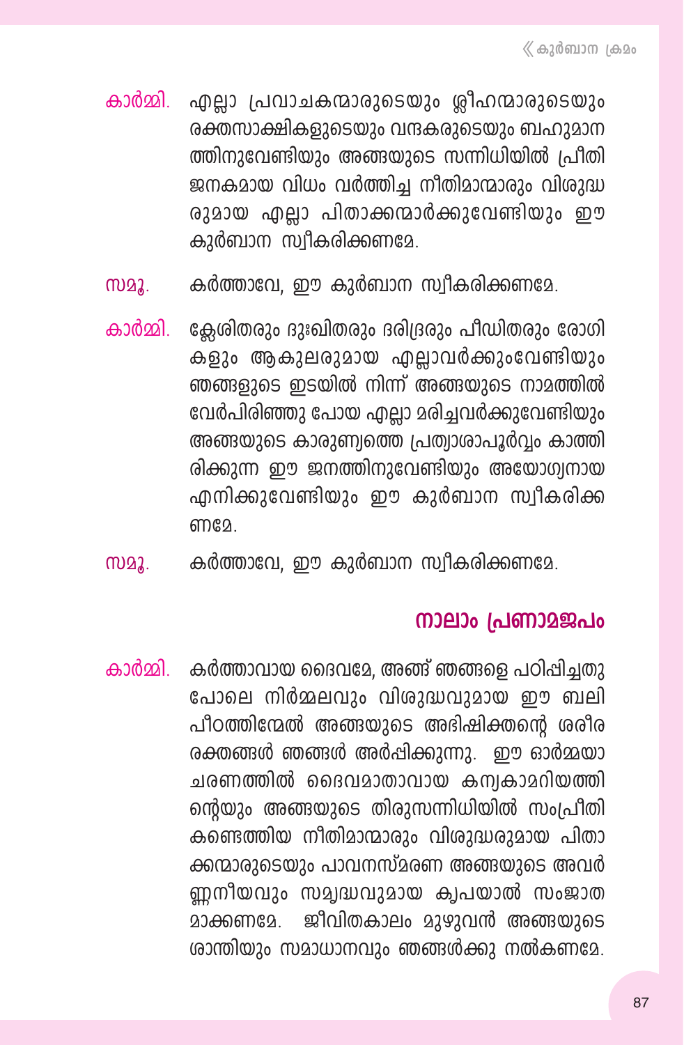**കാർമ്മി.** എല്ലാ പ്രവാചകന്മാരുടെയും ശ്ലീഹന്മാരുടെയും രക്തസാക്ഷികളുടെയും വന്ദകരുടെയും ബഹുമാനത്തിനുവേണ്ടിയും അങ്ങയുടെ സന്നിധിയിൽ പ്രീതിജനകമായ വിധം വർത്തിച്ച നീതിമാന്മാരും വിശുദ്ധരുമായ എല്ലാ പിതാക്കന്മാർക്കുവേണ്ടിയും ഈ കുർബാന സ്വീകരിക്കണമേ.

**സമൂ.** കർത്താവേ, ഈ കുർബാന സ്വീകരിക്കണമേ.

**കാർമ്മി.** ക്ലേശിതരും ദുഃഖിതരും ദരിദ്രരും പീഡിതരും രോഗികളും ആകുലരുമായ എല്ലാവർക്കുംവേണ്ടിയും ഞങ്ങളുടെ ഇടയിൽ നിന്ന് അങ്ങയുടെ നാമത്തിൽ വേർപിരിഞ്ഞു പോയ എല്ലാ മരിച്ചവർക്കുവേണ്ടിയും അങ്ങയുടെ കാരുണ്യത്തെ പ്രത്യാശാപൂർവ്വം കാത്തിരിക്കുന്ന ഈ ജനത്തിനുവേണ്ടിയും അയോഗ്യനായ എനിക്കുവേണ്ടിയും ഈ കുർബാന സ്വീകരിക്കണമേ.

**സമൂ.** കർത്താവേ, ഈ കുർബാന സ്വീകരിക്കണമേ.

## നാലാം പ്രണാമജപം

**കാർമ്മി.** കർത്താവായ ദൈവമേ, അങ്ങ് ഞങ്ങളെ പഠിപ്പിച്ചതുപോലെ നിർമ്മലവും വിശുദ്ധവുമായ ഈ ബലിപീഠത്തിന്മേൽ അങ്ങയുടെ അഭിഷിക്തന്റെ ശരീരരക്തങ്ങൾ ഞങ്ങൾ അർപ്പിക്കുന്നു. ഈ ഓർമ്മയാചരണത്തിൽ ദൈവമാതാവായ കന്യകാമറിയത്തിന്റെയും അങ്ങയുടെ തിരുസന്നിധിയിൽ സംപ്രീതി കണ്ടെത്തിയ നീതിമാന്മാരും വിശുദ്ധരുമായ പിതാക്കന്മാരുടെയും പാവനസ്മരണ അങ്ങയുടെ അവർണ്ണനീയവും സമൃദ്ധവുമായ കൃപയാൽ സംജാതമാക്കണമേ. ജീവിതകാലം മുഴുവൻ അങ്ങയുടെ ശാന്തിയും സമാധാനവും ഞങ്ങൾക്കു നൽകണമേ.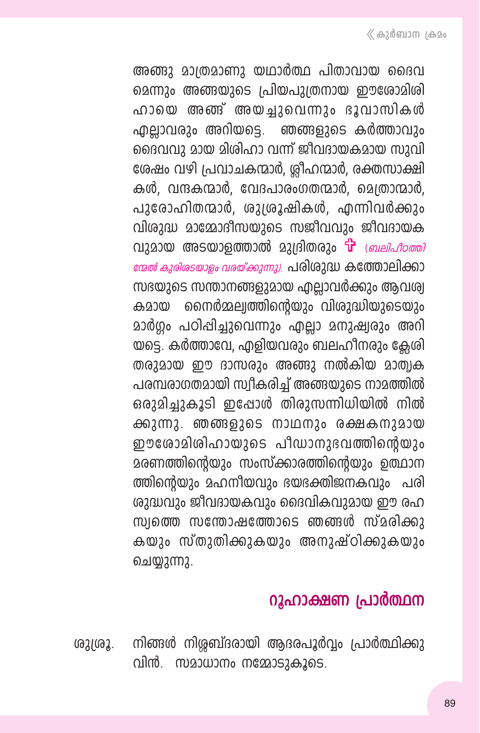അങ്ങു മാത്രമാണു യഥാർത്ഥ പിതാവായ ദൈവമെന്നും അങ്ങയുടെ പ്രിയപുത്രനായ ഈശോമിശിഹായെ അങ്ങ് അയച്ചുവെന്നും ഭൂവാസികൾ എല്ലാവരും അറിയട്ടെ. ഞങ്ങളുടെ കർത്താവും ദൈവവു മായ മിശിഹാ വന്ന് ജീവദായകമായ സുവിശേഷം വഴി പ്രവാചകന്മാർ, ശ്ലീഹന്മാർ, രക്തസാക്ഷികൾ, വന്ദകന്മാർ, വേദപാരംഗതന്മാർ, മെത്രാന്മാർ, പുരോഹിതന്മാർ, ശുശ്രൂഷികൾ, എന്നിവർക്കും വിശുദ്ധ മാമ്മോദീസയുടെ സജീവവും ജീവദായകവുമായ അടയാളത്താൽ മുദ്രിതരും ✠ *(ബലിപീഠത്തിന്മേൽ കുരിശടയാളം വരയ്ക്കുന്നു).* പരിശുദ്ധ കത്തോലിക്കാസഭയുടെ സന്താനങ്ങളുമായ എല്ലാവർക്കും ആവശ്യകമായ നൈർമ്മല്യത്തിന്റെയും വിശുദ്ധിയുടെയും മാർഗ്ഗം പഠിപ്പിച്ചുവെന്നും എല്ലാ മനുഷ്യരും അറിയട്ടെ. കർത്താവേ, എളിയവരും ബലഹീനരും ക്ലേശിതരുമായ ഈ ദാസരും അങ്ങു നൽകിയ മാതൃക പരമ്പരാഗതമായി സ്വീകരിച്ച് അങ്ങയുടെ നാമത്തിൽ ഒരുമിച്ചുകൂടി ഇപ്പോൾ തിരുസന്നിധിയിൽ നിൽക്കുന്നു. ഞങ്ങളുടെ നാഥനും രക്ഷകനുമായ ഈശോമിശിഹായുടെ പീഡാനുഭവത്തിന്റെയും മരണത്തിന്റെയും സംസ്ക്കാരത്തിന്റെയും ഉത്ഥാനത്തിന്റെയും മഹനീയവും ഭയഭക്തിജനകവും പരിശുദ്ധവും ജീവദായകവും ദൈവികവുമായ ഈ രഹസ്യത്തെ സന്തോഷത്തോടെ ഞങ്ങൾ സ്മരിക്കുകയും സ്തുതിക്കുകയും അനുഷ്ഠിക്കുകയും ചെയ്യുന്നു.

## റൂഹാക്ഷണ പ്രാർത്ഥന

ശുശ്രൂ. നിങ്ങൾ നിശ്ശബ്ദരായി ആദരപൂർവ്വം പ്രാർത്ഥിക്കുവിൻ. സമാധാനം നമ്മോടുകൂടെ.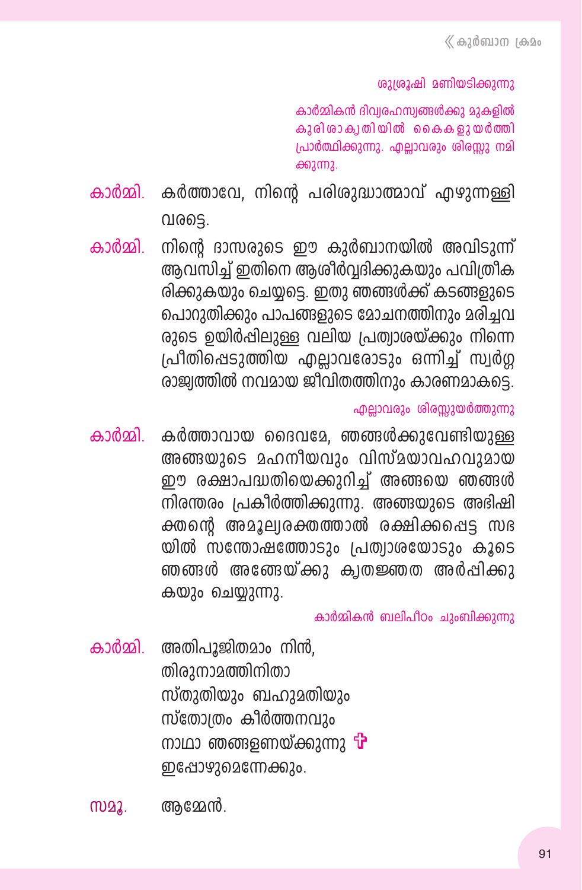*ശുശ്രൂഷി മണിയടിക്കുന്നു*

*കാർമ്മികൻ ദിവ്യരഹസ്യങ്ങൾക്കു മുകളിൽ കുരിശാകൃതിയിൽ കൈകളുയർത്തി പ്രാർത്ഥിക്കുന്നു. എല്ലാവരും ശിരസ്സു നമിക്കുന്നു.*

**കാർമ്മി.** കർത്താവേ, നിന്റെ പരിശുദ്ധാത്മാവ് എഴുന്നള്ളി വരട്ടെ.

**കാർമ്മി.** നിന്റെ ദാസരുടെ ഈ കുർബാനയിൽ അവിടുന്ന് ആവസിച്ച് ഇതിനെ ആശീർവ്വദിക്കുകയും പവിത്രീകരിക്കുകയും ചെയ്യട്ടെ. ഇതു ഞങ്ങൾക്ക് കടങ്ങളുടെ പൊറുതിക്കും പാപങ്ങളുടെ മോചനത്തിനും മരിച്ചവരുടെ ഉയിർപ്പിലുള്ള വലിയ പ്രത്യാശയ്ക്കും നിന്നെ പ്രീതിപ്പെടുത്തിയ എല്ലാവരോടും ഒന്നിച്ച് സ്വർഗ്ഗരാജ്യത്തിൽ നവമായ ജീവിതത്തിനും കാരണമാകട്ടെ.

*എല്ലാവരും ശിരസ്സുയർത്തുന്നു*

**കാർമ്മി.** കർത്താവായ ദൈവമേ, ഞങ്ങൾക്കുവേണ്ടിയുള്ള അങ്ങയുടെ മഹനീയവും വിസ്മയാവഹവുമായ ഈ രക്ഷാപദ്ധതിയെക്കുറിച്ച് അങ്ങയെ ഞങ്ങൾ നിരന്തരം പ്രകീർത്തിക്കുന്നു. അങ്ങയുടെ അഭിഷിക്തന്റെ അമൂല്യരക്തത്താൽ രക്ഷിക്കപ്പെട്ട സഭയിൽ സന്തോഷത്തോടും പ്രത്യാശയോടും കൂടെ ഞങ്ങൾ അങ്ങേയ്ക്കു കൃതജ്ഞത അർപ്പിക്കുകയും ചെയ്യുന്നു.

*കാർമ്മികൻ ബലിപീഠം ചുംബിക്കുന്നു*

**കാർമ്മി.** അതിപൂജിതമാം നിൻ,  
തിരുനാമത്തിനിതാ  
സ്തുതിയും ബഹുമതിയും  
സ്തോത്രം കീർത്തനവും  
നാഥാ ഞങ്ങളണയ്ക്കുന്നു ✠  
ഇപ്പോഴുമെന്നേക്കും.

**സമൂ.** ആമ്മേൻ.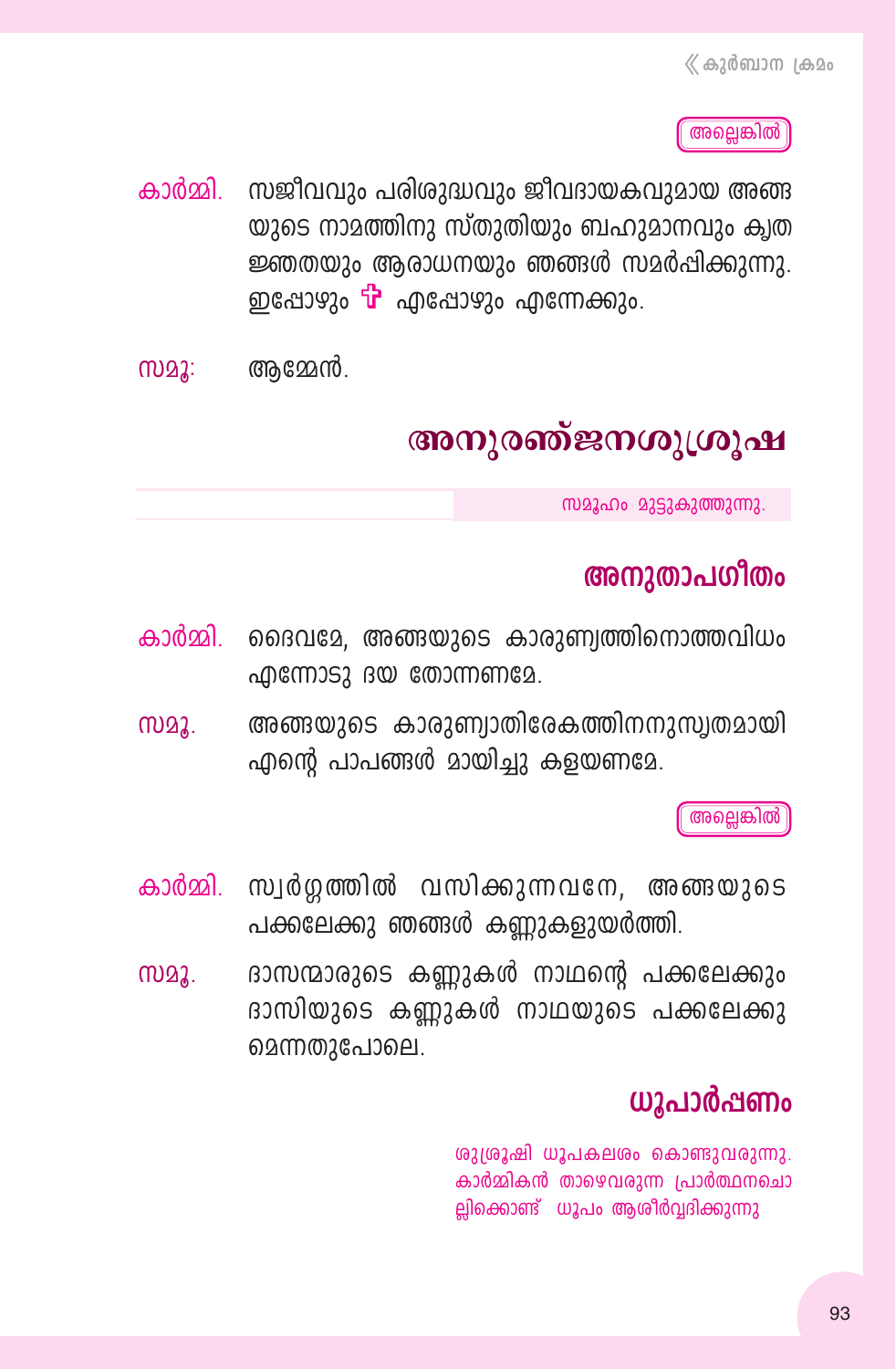അല്ലെങ്കിൽ

കാർമ്മി. സജീവവും പരിശുദ്ധവും ജീവദായകവുമായ അങ്ങയുടെ നാമത്തിനു സ്തുതിയും ബഹുമാനവും കൃതജ്ഞതയും ആരാധനയും ഞങ്ങൾ സമർപ്പിക്കുന്നു. ഇപ്പോഴും ✝ എപ്പോഴും എന്നേക്കും.

സമൂ: ആമ്മേൻ.

## അനുരഞ്ജനശുശ്രൂഷ

സമൂഹം മുട്ടുകുത്തുന്നു.

### അനുതാപഗീതം

കാർമ്മി. ദൈവമേ, അങ്ങയുടെ കാരുണ്യത്തിനൊത്തവിധം എന്നോടു ദയ തോന്നണമേ.

സമൂ. അങ്ങയുടെ കാരുണ്യാതിരേകത്തിനനുസൃതമായി എന്റെ പാപങ്ങൾ മായിച്ചു കളയണമേ.

അല്ലെങ്കിൽ

കാർമ്മി. സ്വർഗ്ഗത്തിൽ വസിക്കുന്നവനേ, അങ്ങയുടെ പക്കലേക്കു ഞങ്ങൾ കണ്ണുകളുയർത്തി.

സമൂ. ദാസന്മാരുടെ കണ്ണുകൾ നാഥന്റെ പക്കലേക്കും ദാസിയുടെ കണ്ണുകൾ നാഥയുടെ പക്കലേക്കു മെന്നതുപോലെ.

### ധൂപാർപ്പണം

ശുശ്രൂഷി ധൂപകലശം കൊണ്ടുവരുന്നു. കാർമ്മികൻ താഴെവരുന്ന പ്രാർത്ഥനചൊല്ലിക്കൊണ്ട് ധൂപം ആശീർവ്വദിക്കുന്നു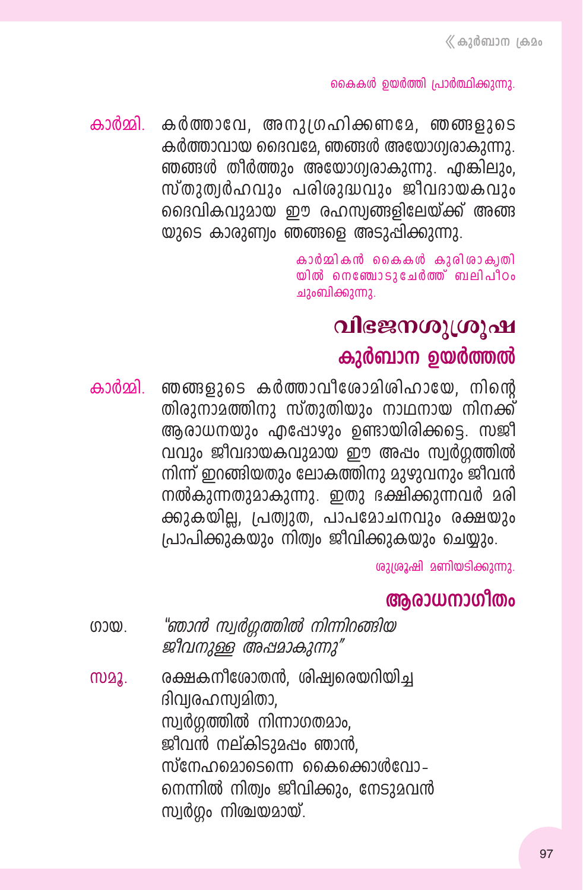കൈകൾ ഉയർത്തി പ്രാർത്ഥിക്കുന്നു.

കാർമ്മി. കർത്താവേ, അനുഗ്രഹിക്കണമേ, ഞങ്ങളുടെ കർത്താവായ ദൈവമേ, ഞങ്ങൾ അയോഗ്യരാകുന്നു. ഞങ്ങൾ തീർത്തും അയോഗ്യരാകുന്നു. എങ്കിലും, സ്തുത്യർഹവും പരിശുദ്ധവും ജീവദായകവും ദൈവികവുമായ ഈ രഹസ്യങ്ങളിലേയ്ക്ക് അങ്ങയുടെ കാരുണ്യം ഞങ്ങളെ അടുപ്പിക്കുന്നു.

കാർമ്മികൻ കൈകൾ കുരിശാകൃതിയിൽ നെഞ്ചോടുചേർത്ത് ബലിപീഠം ചുംബിക്കുന്നു.

## വിഭജനശുശ്രൂഷ

### കുർബാന ഉയർത്തൽ

കാർമ്മി. ഞങ്ങളുടെ കർത്താവീശോമിശിഹായേ, നിന്റെ തിരുനാമത്തിനു സ്തുതിയും നാഥനായ നിനക്ക് ആരാധനയും എപ്പോഴും ഉണ്ടായിരിക്കട്ടെ. സജീവവും ജീവദായകവുമായ ഈ അപ്പം സ്വർഗ്ഗത്തിൽ നിന്ന് ഇറങ്ങിയതും ലോകത്തിനു മുഴുവനും ജീവൻ നൽകുന്നതുമാകുന്നു. ഇതു ഭക്ഷിക്കുന്നവർ മരിക്കുകയില്ല, പ്രത്യുത, പാപമോചനവും രക്ഷയും പ്രാപിക്കുകയും നിത്യം ജീവിക്കുകയും ചെയ്യും.

ശുശ്രൂഷി മണിയടിക്കുന്നു.

### ആരാധനാഗീതം

ഗായ. *"ഞാൻ സ്വർഗ്ഗത്തിൽ നിന്നിറങ്ങിയ ജീവനുള്ള അപ്പമാകുന്നു"*

സമൂ. രക്ഷകനീശോതൻ, ശിഷ്യരെയറിയിച്ച
ദിവ്യരഹസ്യമിതാ,
സ്വർഗ്ഗത്തിൽ നിന്നാഗതമാം,
ജീവൻ നല്കിടുമപ്പം ഞാൻ,
സ്നേഹമൊടെന്നെ കൈക്കൊൾവോ-
നെന്നിൽ നിത്യം ജീവിക്കും, നേടുമവൻ
സ്വർഗ്ഗം നിശ്ചയമായ്.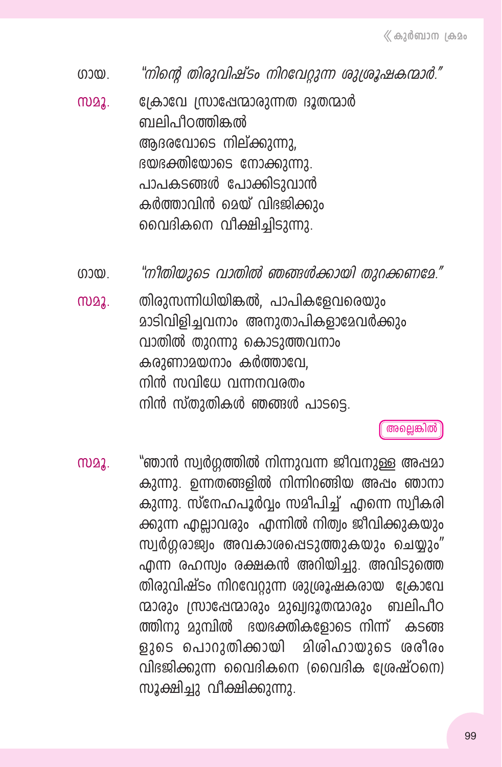ഗായ. *"നിന്റെ തിരുവിഷ്ടം നിറവേറ്റുന്ന ശുശ്രൂഷകന്മാർ."*

സമൂ. ക്രോവേ സ്രാപ്പേന്മാരുന്നത ദൂതന്മാർ
ബലിപീഠത്തിങ്കൽ
ആദരവോടെ നില്ക്കുന്നു,
ഭയഭക്തിയോടെ നോക്കുന്നു.
പാപകടങ്ങൾ പോക്കിടുവാൻ
കർത്താവിൻ മെയ് വിഭജിക്കും
വൈദികനെ വീക്ഷിച്ചിടുന്നു.

ഗായ. *"നീതിയുടെ വാതിൽ ഞങ്ങൾക്കായി തുറക്കണമേ."*

സമൂ. തിരുസന്നിധിയിങ്കൽ, പാപികളേവരെയും
മാടിവിളിച്ചവനാം അനുതാപികളാമേവർക്കും
വാതിൽ തുറന്നു കൊടുത്തവനാം
കരുണാമയനാം കർത്താവേ,
നിൻ സവിധേ വന്നനവരതം
നിൻ സ്തുതികൾ ഞങ്ങൾ പാടട്ടെ.

അല്ലെങ്കിൽ

സമൂ. "ഞാൻ സ്വർഗ്ഗത്തിൽ നിന്നുവന്ന ജീവനുള്ള അപ്പമാകുന്നു. ഉന്നതങ്ങളിൽ നിന്നിറങ്ങിയ അപ്പം ഞാനാകുന്നു. സ്നേഹപൂർവ്വം സമീപിച്ച് എന്നെ സ്വീകരിക്കുന്ന എല്ലാവരും എന്നിൽ നിത്യം ജീവിക്കുകയും സ്വർഗ്ഗരാജ്യം അവകാശപ്പെടുത്തുകയും ചെയ്യും" എന്ന രഹസ്യം രക്ഷകൻ അറിയിച്ചു. അവിടുത്തെ തിരുവിഷ്ടം നിറവേറ്റുന്ന ശുശ്രൂഷകരായ ക്രോവേന്മാരും സ്രാപ്പേന്മാരും മുഖ്യദൂതന്മാരും ബലിപീഠത്തിനു മുമ്പിൽ ഭയഭക്തികളോടെ നിന്ന് കടങ്ങളുടെ പൊറുതിക്കായി മിശിഹായുടെ ശരീരം വിഭജിക്കുന്ന വൈദികനെ (വൈദിക ശ്രേഷ്ഠനെ) സൂക്ഷിച്ചു വീക്ഷിക്കുന്നു.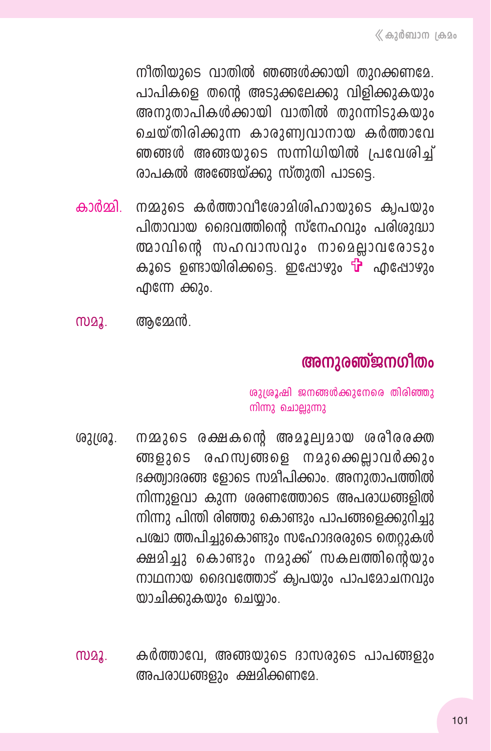നീതിയുടെ വാതിൽ ഞങ്ങൾക്കായി തുറക്കണമേ. പാപികളെ തന്റെ അടുക്കലേക്കു വിളിക്കുകയും അനുതാപികൾക്കായി വാതിൽ തുറന്നിടുകയും ചെയ്തിരിക്കുന്ന കാരുണ്യവാനായ കർത്താവേ ഞങ്ങൾ അങ്ങയുടെ സന്നിധിയിൽ പ്രവേശിച്ച് രാപകൽ അങ്ങേയ്ക്കു സ്തുതി പാടട്ടെ.

**കാർമ്മി.** നമ്മുടെ കർത്താവീശോമിശിഹായുടെ കൃപയും പിതാവായ ദൈവത്തിന്റെ സ്നേഹവും പരിശുദ്ധാത്മാവിന്റെ സഹവാസവും നാമെല്ലാവരോടും കൂടെ ഉണ്ടായിരിക്കട്ടെ. ഇപ്പോഴും ✠ എപ്പോഴും എന്നേ ക്കും.

**സമൂ.** ആമ്മേൻ.

## അനുരഞ്ജനഗീതം

*ശുശ്രൂഷി ജനങ്ങൾക്കുനേരെ തിരിഞ്ഞു നിന്നു ചൊല്ലുന്നു*

**ശുശ്രൂ.** നമ്മുടെ രക്ഷകന്റെ അമൂല്യമായ ശരീരരക്തങ്ങളുടെ രഹസ്യങ്ങളെ നമുക്കെല്ലാവർക്കും ഭക്ത്യാദരങ്ങ ളോടെ സമീപിക്കാം. അനുതാപത്തിൽ നിന്നുളവാ കുന്ന ശരണത്തോടെ അപരാധങ്ങളിൽ നിന്നു പിന്തി രിഞ്ഞു കൊണ്ടും പാപങ്ങളെക്കുറിച്ചു പശ്ചാ ത്തപിച്ചുകൊണ്ടും സഹോദരരുടെ തെറ്റുകൾ ക്ഷമിച്ചു കൊണ്ടും നമുക്ക് സകലത്തിന്റെയും നാഥനായ ദൈവത്തോട് കൃപയും പാപമോചനവും യാചിക്കുകയും ചെയ്യാം.

**സമൂ.** കർത്താവേ, അങ്ങയുടെ ദാസരുടെ പാപങ്ങളും അപരാധങ്ങളും ക്ഷമിക്കണമേ.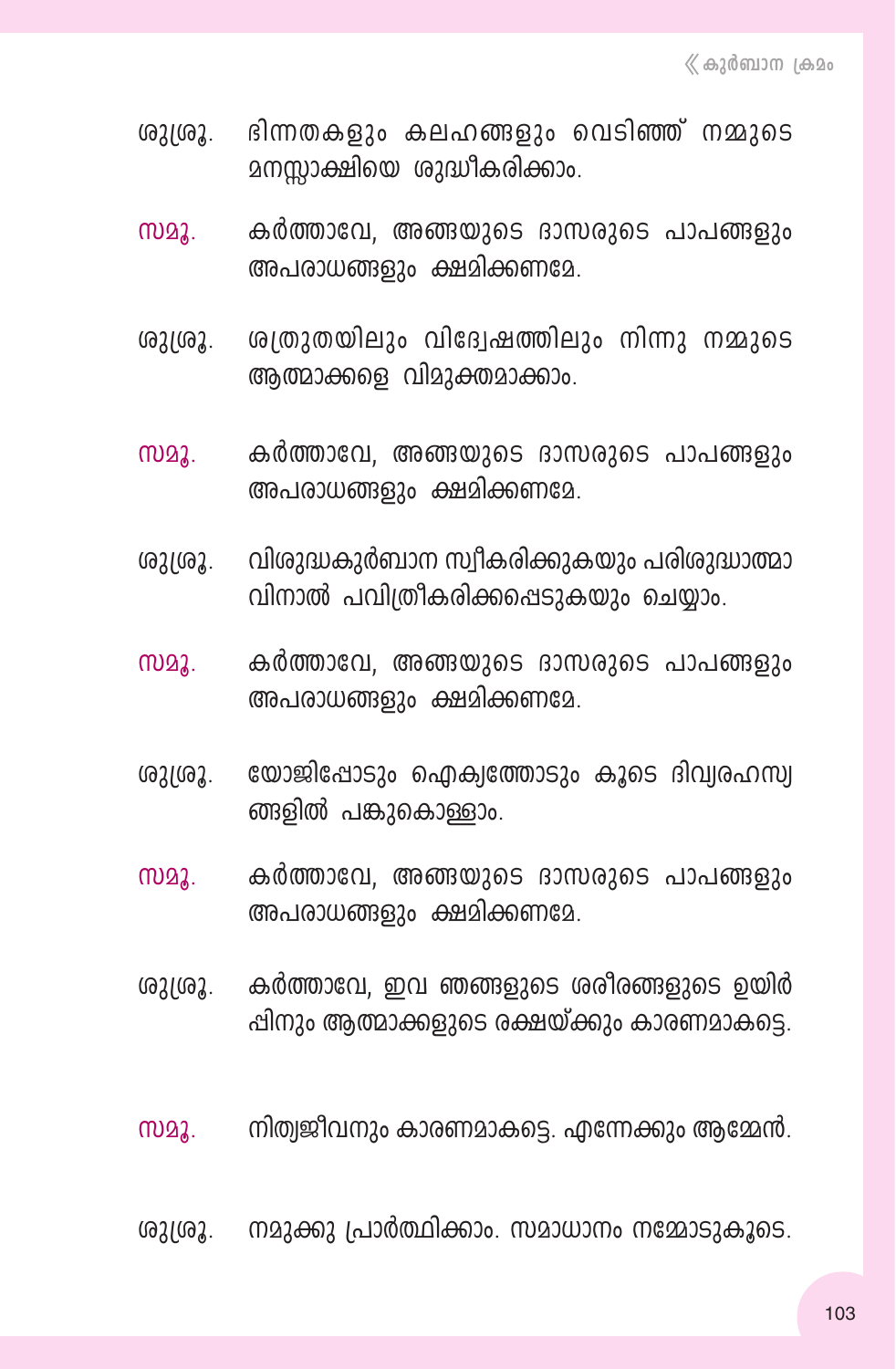ശുശ്രൂ. ഭിന്നതകളും കലഹങ്ങളും വെടിഞ്ഞ് നമ്മുടെ മനസ്സാക്ഷിയെ ശുദ്ധീകരിക്കാം.

സമൂ. കർത്താവേ, അങ്ങയുടെ ദാസരുടെ പാപങ്ങളും അപരാധങ്ങളും ക്ഷമിക്കണമേ.

ശുശ്രൂ. ശത്രുതയിലും വിദ്വേഷത്തിലും നിന്നു നമ്മുടെ ആത്മാക്കളെ വിമുക്തമാക്കാം.

സമൂ. കർത്താവേ, അങ്ങയുടെ ദാസരുടെ പാപങ്ങളും അപരാധങ്ങളും ക്ഷമിക്കണമേ.

ശുശ്രൂ. വിശുദ്ധകുർബാന സ്വീകരിക്കുകയും പരിശുദ്ധാത്മാവിനാൽ പവിത്രീകരിക്കപ്പെടുകയും ചെയ്യാം.

സമൂ. കർത്താവേ, അങ്ങയുടെ ദാസരുടെ പാപങ്ങളും അപരാധങ്ങളും ക്ഷമിക്കണമേ.

ശുശ്രൂ. യോജിപ്പോടും ഐക്യത്തോടും കൂടെ ദിവ്യരഹസ്യങ്ങളിൽ പങ്കുകൊള്ളാം.

സമൂ. കർത്താവേ, അങ്ങയുടെ ദാസരുടെ പാപങ്ങളും അപരാധങ്ങളും ക്ഷമിക്കണമേ.

ശുശ്രൂ. കർത്താവേ, ഇവ ഞങ്ങളുടെ ശരീരങ്ങളുടെ ഉയിർപ്പിനും ആത്മാക്കളുടെ രക്ഷയ്ക്കും കാരണമാകട്ടെ.

സമൂ. നിത്യജീവനും കാരണമാകട്ടെ. എന്നേക്കും ആമ്മേൻ.

ശുശ്രൂ. നമുക്കു പ്രാർത്ഥിക്കാം. സമാധാനം നമ്മോടുകൂടെ.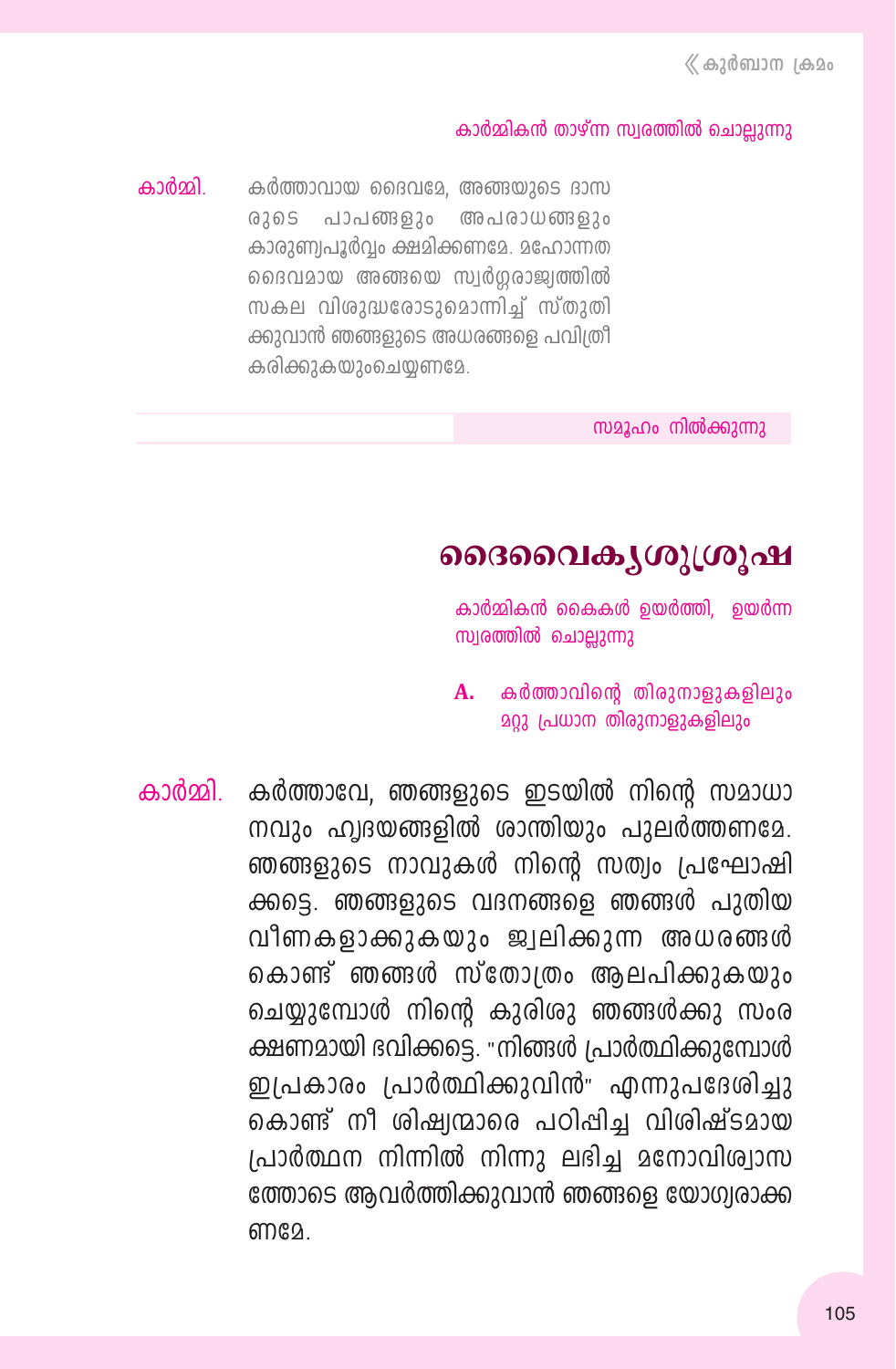കാർമ്മികൻ താഴ്ന്ന സ്വരത്തിൽ ചൊല്ലുന്നു

കാർമ്മി. കർത്താവായ ദൈവമേ, അങ്ങയുടെ ദാസരുടെ പാപങ്ങളും അപരാധങ്ങളും കാരുണ്യപൂർവ്വം ക്ഷമിക്കണമേ. മഹോന്നത ദൈവമായ അങ്ങയെ സ്വർഗ്ഗരാജ്യത്തിൽ സകല വിശുദ്ധരോടുമൊന്നിച്ച് സ്തുതിക്കുവാൻ ഞങ്ങളുടെ അധരങ്ങളെ പവിത്രീകരിക്കുകയുംചെയ്യണമേ.

സമൂഹം നിൽക്കുന്നു

## ദൈവൈക്യശുശ്രൂഷ

കാർമ്മികൻ കൈകൾ ഉയർത്തി, ഉയർന്ന സ്വരത്തിൽ ചൊല്ലുന്നു

**A.** കർത്താവിന്റെ തിരുനാളുകളിലും മറ്റു പ്രധാന തിരുനാളുകളിലും

കാർമ്മി. കർത്താവേ, ഞങ്ങളുടെ ഇടയിൽ നിന്റെ സമാധാനവും ഹൃദയങ്ങളിൽ ശാന്തിയും പുലർത്തണമേ. ഞങ്ങളുടെ നാവുകൾ നിന്റെ സത്യം പ്രഘോഷിക്കട്ടെ. ഞങ്ങളുടെ വദനങ്ങളെ ഞങ്ങൾ പുതിയ വീണകളാക്കുകയും ജ്വലിക്കുന്ന അധരങ്ങൾ കൊണ്ട് ഞങ്ങൾ സ്തോത്രം ആലപിക്കുകയും ചെയ്യുമ്പോൾ നിന്റെ കുരിശു ഞങ്ങൾക്കു സംരക്ഷണമായി ഭവിക്കട്ടെ. "നിങ്ങൾ പ്രാർത്ഥിക്കുമ്പോൾ ഇപ്രകാരം പ്രാർത്ഥിക്കുവിൻ" എന്നുപദേശിച്ചുകൊണ്ട് നീ ശിഷ്യന്മാരെ പഠിപ്പിച്ച വിശിഷ്ടമായ പ്രാർത്ഥന നിന്നിൽ നിന്നു ലഭിച്ച മനോവിശ്വാസത്തോടെ ആവർത്തിക്കുവാൻ ഞങ്ങളെ യോഗ്യരാക്കണമേ.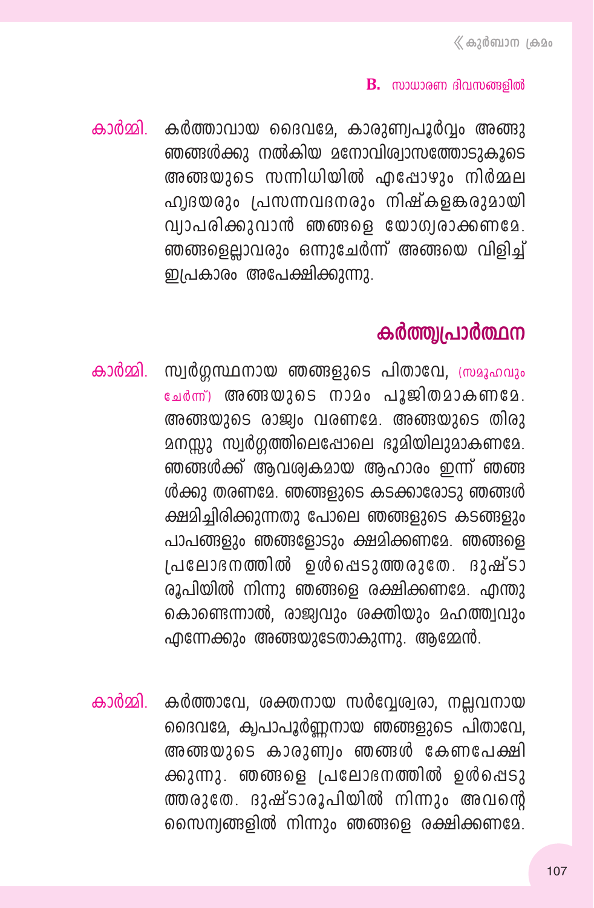**B.** സാധാരണ ദിവസങ്ങളിൽ

കാർമ്മി. കർത്താവായ ദൈവമേ, കാരുണ്യപൂർവ്വം അങ്ങു ഞങ്ങൾക്കു നൽകിയ മനോവിശ്വാസത്തോടുകൂടെ അങ്ങയുടെ സന്നിധിയിൽ എപ്പോഴും നിർമ്മല ഹൃദയരും പ്രസന്നവദനരും നിഷ്കളങ്കരുമായി വ്യാപരിക്കുവാൻ ഞങ്ങളെ യോഗ്യരാക്കണമേ. ഞങ്ങളെല്ലാവരും ഒന്നുചേർന്ന് അങ്ങയെ വിളിച്ച് ഇപ്രകാരം അപേക്ഷിക്കുന്നു.

## കർത്തൃപ്രാർത്ഥന

കാർമ്മി. സ്വർഗ്ഗസ്ഥനായ ഞങ്ങളുടെ പിതാവേ, (സമൂഹവും ചേർന്ന്) അങ്ങയുടെ നാമം പൂജിതമാകണമേ. അങ്ങയുടെ രാജ്യം വരണമേ. അങ്ങയുടെ തിരുമനസ്സു സ്വർഗ്ഗത്തിലെപ്പോലെ ഭൂമിയിലുമാകണമേ. ഞങ്ങൾക്ക് ആവശ്യകമായ ആഹാരം ഇന്ന് ഞങ്ങൾക്കു തരണമേ. ഞങ്ങളുടെ കടക്കാരോടു ഞങ്ങൾ ക്ഷമിച്ചിരിക്കുന്നതു പോലെ ഞങ്ങളുടെ കടങ്ങളും പാപങ്ങളും ഞങ്ങളോടും ക്ഷമിക്കണമേ. ഞങ്ങളെ പ്രലോഭനത്തിൽ ഉൾപ്പെടുത്തരുതേ. ദുഷ്ടാരൂപിയിൽ നിന്നു ഞങ്ങളെ രക്ഷിക്കണമേ. എന്തുകൊണ്ടെന്നാൽ, രാജ്യവും ശക്തിയും മഹത്ത്വവും എന്നേക്കും അങ്ങയുടേതാകുന്നു. ആമ്മേൻ.

കാർമ്മി. കർത്താവേ, ശക്തനായ സർവ്വേശ്വരാ, നല്ലവനായ ദൈവമേ, കൃപാപൂർണ്ണനായ ഞങ്ങളുടെ പിതാവേ, അങ്ങയുടെ കാരുണ്യം ഞങ്ങൾ കേണപേക്ഷിക്കുന്നു. ഞങ്ങളെ പ്രലോഭനത്തിൽ ഉൾപ്പെടുത്തരുതേ. ദുഷ്ടാരൂപിയിൽ നിന്നും അവന്റെ സൈന്യങ്ങളിൽ നിന്നും ഞങ്ങളെ രക്ഷിക്കണമേ.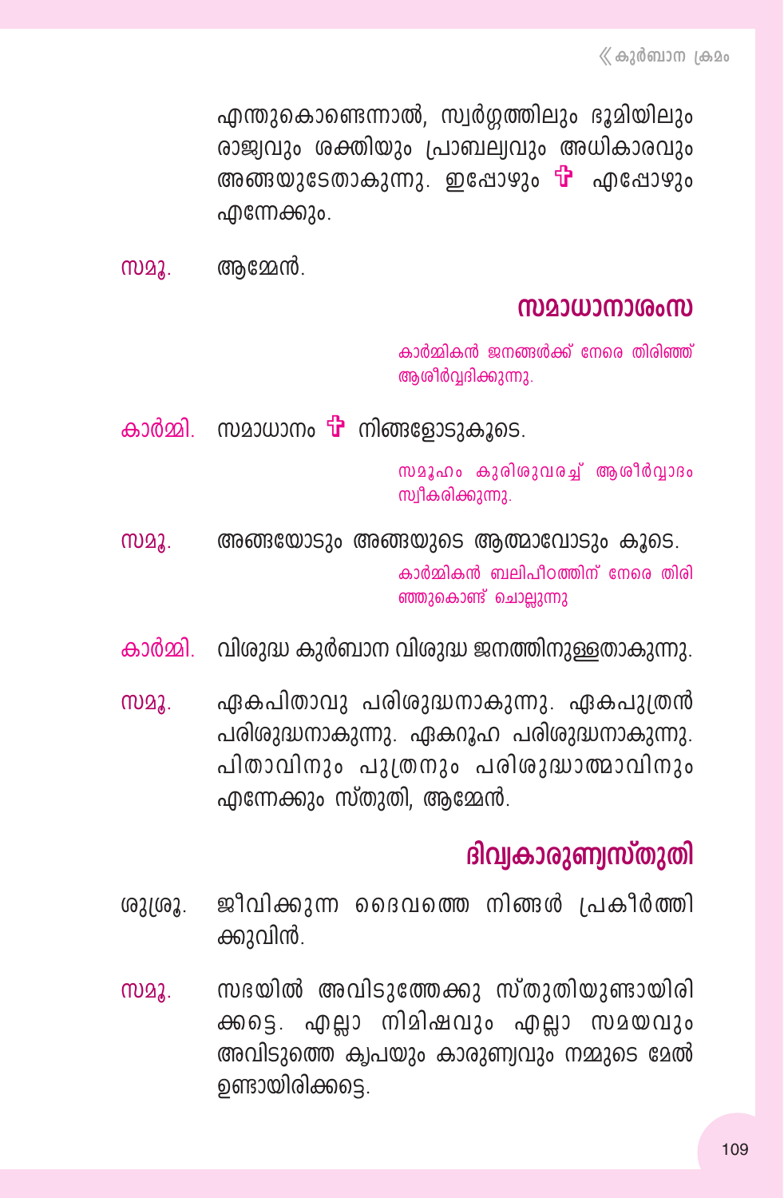എന്തുകൊണ്ടെന്നാൽ, സ്വർഗ്ഗത്തിലും ഭൂമിയിലും രാജ്യവും ശക്തിയും പ്രാബല്യവും അധികാരവും അങ്ങയുടേതാകുന്നു. ഇപ്പോഴും ✠ എപ്പോഴും എന്നേക്കും.

**സമൂ.** ആമ്മേൻ.

## സമാധാനാശംസ

*കാർമ്മികൻ ജനങ്ങൾക്ക് നേരെ തിരിഞ്ഞ് ആശീർവ്വദിക്കുന്നു.*

**കാർമ്മി.** സമാധാനം ✠ നിങ്ങളോടുകൂടെ.

*സമൂഹം കുരിശുവരച്ച് ആശീർവ്വാദം സ്വീകരിക്കുന്നു.*

**സമൂ.** അങ്ങയോടും അങ്ങയുടെ ആത്മാവോടും കൂടെ.

*കാർമ്മികൻ ബലിപീഠത്തിന് നേരെ തിരിഞ്ഞുകൊണ്ട് ചൊല്ലുന്നു*

**കാർമ്മി.** വിശുദ്ധ കുർബാന വിശുദ്ധ ജനത്തിനുള്ളതാകുന്നു.

**സമൂ.** ഏകപിതാവു പരിശുദ്ധനാകുന്നു. ഏകപുത്രൻ പരിശുദ്ധനാകുന്നു. ഏകറൂഹ പരിശുദ്ധനാകുന്നു. പിതാവിനും പുത്രനും പരിശുദ്ധാത്മാവിനും എന്നേക്കും സ്തുതി, ആമ്മേൻ.

## ദിവ്യകാരുണ്യസ്തുതി

**ശുശ്രൂ.** ജീവിക്കുന്ന ദൈവത്തെ നിങ്ങൾ പ്രകീർത്തിക്കുവിൻ.

**സമൂ.** സഭയിൽ അവിടുത്തേക്കു സ്തുതിയുണ്ടായിരിക്കട്ടെ. എല്ലാ നിമിഷവും എല്ലാ സമയവും അവിടുത്തെ കൃപയും കാരുണ്യവും നമ്മുടെ മേൽ ഉണ്ടായിരിക്കട്ടെ.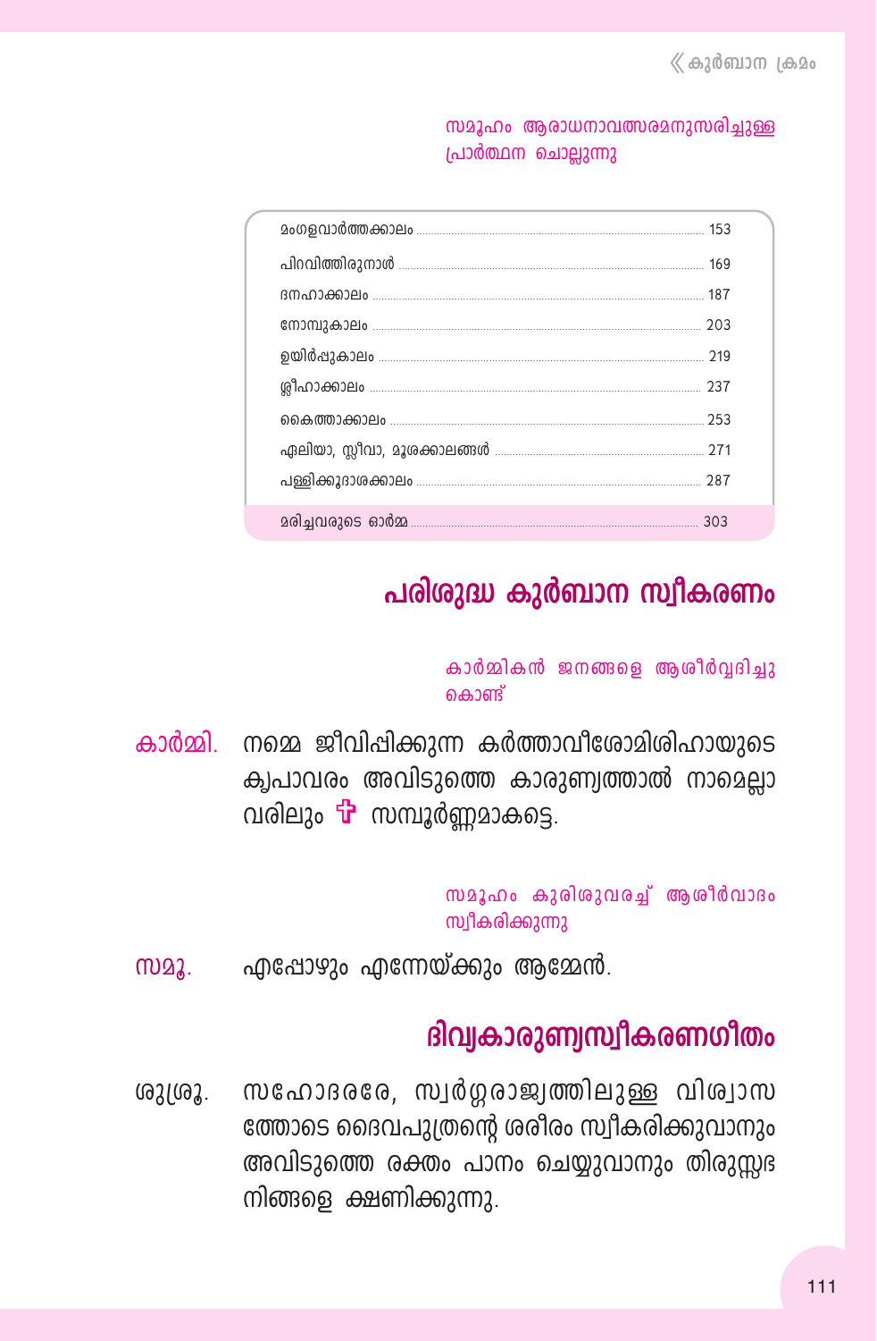സമൂഹം ആരാധനാവത്സരമനുസരിച്ചുള്ള പ്രാർത്ഥന ചൊല്ലുന്നു

| | |
|---|---|
| മംഗളവാർത്തക്കാലം | 153 |
| പിറവിത്തിരുനാൾ | 169 |
| ദനഹാക്കാലം | 187 |
| നോമ്പുകാലം | 203 |
| ഉയിർപ്പുകാലം | 219 |
| ശ്ലീഹാക്കാലം | 237 |
| കൈത്താക്കാലം | 253 |
| ഏലിയാ, സ്ലീവാ, മൂശക്കാലങ്ങൾ | 271 |
| പള്ളിക്കൂദാശക്കാലം | 287 |
| മരിച്ചവരുടെ ഓർമ്മ | 303 |

## പരിശുദ്ധ കുർബാന സ്വീകരണം

കാർമ്മികൻ ജനങ്ങളെ ആശീർവ്വദിച്ചുകൊണ്ട്

**കാർമ്മി.** നമ്മെ ജീവിപ്പിക്കുന്ന കർത്താവീശോമിശിഹായുടെ കൃപാവരം അവിടുത്തെ കാരുണ്യത്താൽ നാമെല്ലാവരിലും ✠ സമ്പൂർണ്ണമാകട്ടെ.

സമൂഹം കുരിശുവരച്ച് ആശീർവാദം സ്വീകരിക്കുന്നു

**സമൂ.** എപ്പോഴും എന്നേയ്ക്കും ആമ്മേൻ.

## ദിവ്യകാരുണ്യസ്വീകരണഗീതം

**ശുശ്രൂ.** സഹോദരരേ, സ്വർഗ്ഗരാജ്യത്തിലുള്ള വിശ്വാസത്തോടെ ദൈവപുത്രന്റെ ശരീരം സ്വീകരിക്കുവാനും അവിടുത്തെ രക്തം പാനം ചെയ്യുവാനും തിരുസ്സഭ നിങ്ങളെ ക്ഷണിക്കുന്നു.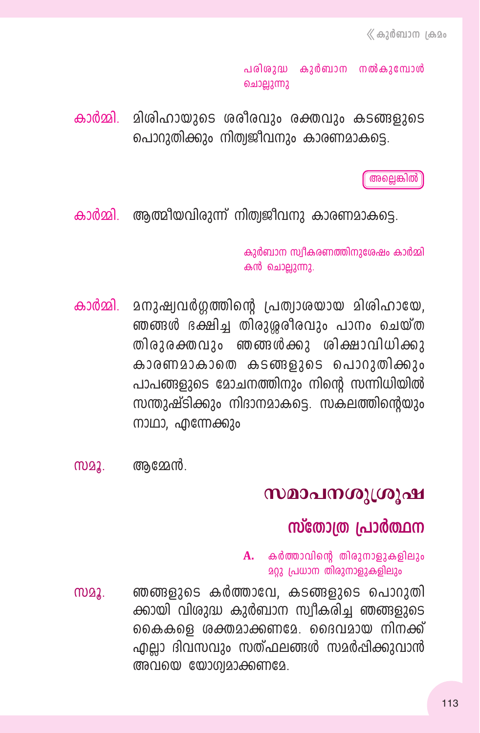*പരിശുദ്ധ കുർബാന നൽകുമ്പോൾ ചൊല്ലുന്നു*

**കാർമ്മി.** മിശിഹായുടെ ശരീരവും രക്തവും കടങ്ങളുടെ പൊറുതിക്കും നിത്യജീവനും കാരണമാകട്ടെ.

*അല്ലെങ്കിൽ*

**കാർമ്മി.** ആത്മീയവിരുന്ന് നിത്യജീവനു കാരണമാകട്ടെ.

*കുർബാന സ്വീകരണത്തിനുശേഷം കാർമ്മികൻ ചൊല്ലുന്നു.*

**കാർമ്മി.** മനുഷ്യവർഗ്ഗത്തിന്റെ പ്രത്യാശയായ മിശിഹായേ, ഞങ്ങൾ ഭക്ഷിച്ച തിരുശ്ശരീരവും പാനം ചെയ്ത തിരുരക്തവും ഞങ്ങൾക്കു ശിക്ഷാവിധിക്കു കാരണമാകാതെ കടങ്ങളുടെ പൊറുതിക്കും പാപങ്ങളുടെ മോചനത്തിനും നിന്റെ സന്നിധിയിൽ സന്തുഷ്ടിക്കും നിദാനമാകട്ടെ. സകലത്തിന്റെയും നാഥാ, എന്നേക്കും

**സമൂ.** ആമ്മേൻ.

# സമാപനശുശ്രൂഷ

## സ്തോത്ര പ്രാർത്ഥന

*A. കർത്താവിന്റെ തിരുനാളുകളിലും മറ്റു പ്രധാന തിരുനാളുകളിലും*

**സമൂ.** ഞങ്ങളുടെ കർത്താവേ, കടങ്ങളുടെ പൊറുതിക്കായി വിശുദ്ധ കുർബാന സ്വീകരിച്ച ഞങ്ങളുടെ കൈകളെ ശക്തമാക്കണമേ. ദൈവമായ നിനക്ക് എല്ലാ ദിവസവും സത്ഫലങ്ങൾ സമർപ്പിക്കുവാൻ അവയെ യോഗ്യമാക്കണമേ.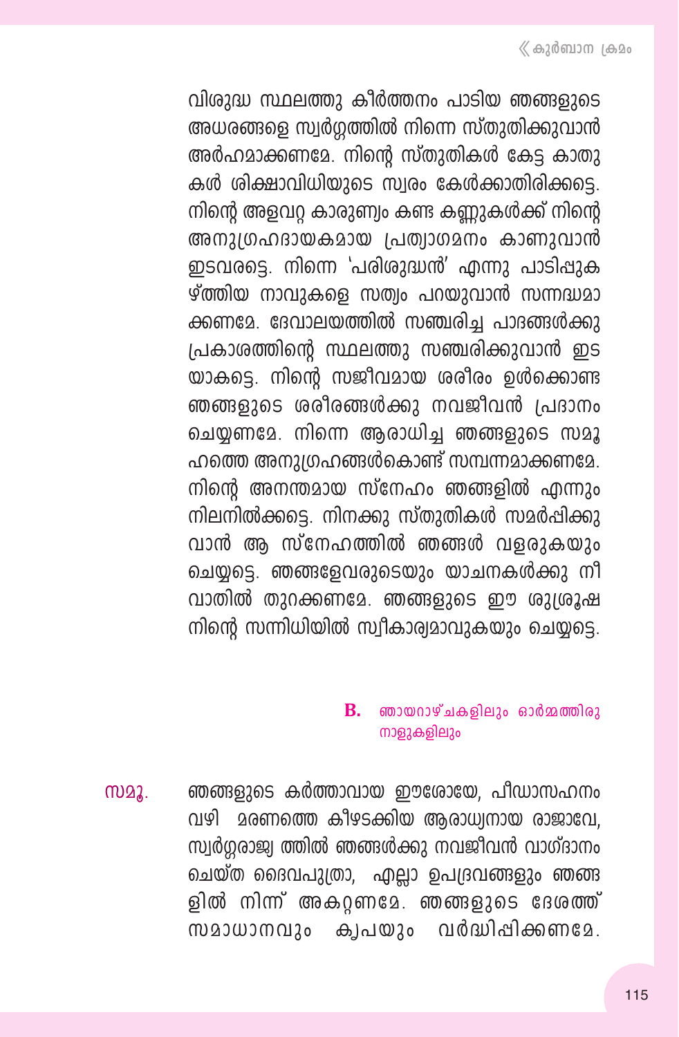വിശുദ്ധ സ്ഥലത്തു കീർത്തനം പാടിയ ഞങ്ങളുടെ അധരങ്ങളെ സ്വർഗ്ഗത്തിൽ നിന്നെ സ്തുതിക്കുവാൻ അർഹമാക്കണമേ. നിന്റെ സ്തുതികൾ കേട്ട കാതുകൾ ശിക്ഷാവിധിയുടെ സ്വരം കേൾക്കാതിരിക്കട്ടെ. നിന്റെ അളവറ്റ കാരുണ്യം കണ്ട കണ്ണുകൾക്ക് നിന്റെ അനുഗ്രഹദായകമായ പ്രത്യാഗമനം കാണുവാൻ ഇടവരട്ടെ. നിന്നെ 'പരിശുദ്ധൻ' എന്നു പാടിപ്പുകഴ്ത്തിയ നാവുകളെ സത്യം പറയുവാൻ സന്നദ്ധമാക്കണമേ. ദേവാലയത്തിൽ സഞ്ചരിച്ച പാദങ്ങൾക്കു പ്രകാശത്തിന്റെ സ്ഥലത്തു സഞ്ചരിക്കുവാൻ ഇടയാകട്ടെ. നിന്റെ സജീവമായ ശരീരം ഉൾക്കൊണ്ട ഞങ്ങളുടെ ശരീരങ്ങൾക്കു നവജീവൻ പ്രദാനം ചെയ്യണമേ. നിന്നെ ആരാധിച്ച ഞങ്ങളുടെ സമൂഹത്തെ അനുഗ്രഹങ്ങൾകൊണ്ട് സമ്പന്നമാക്കണമേ. നിന്റെ അനന്തമായ സ്നേഹം ഞങ്ങളിൽ എന്നും നിലനിൽക്കട്ടെ. നിനക്കു സ്തുതികൾ സമർപ്പിക്കുവാൻ ആ സ്നേഹത്തിൽ ഞങ്ങൾ വളരുകയും ചെയ്യട്ടെ. ഞങ്ങളേവരുടെയും യാചനകൾക്കു നീ വാതിൽ തുറക്കണമേ. ഞങ്ങളുടെ ഈ ശുശ്രൂഷ നിന്റെ സന്നിധിയിൽ സ്വീകാര്യമാവുകയും ചെയ്യട്ടെ.

**B.** ഞായറാഴ്ചകളിലും ഓർമ്മത്തിരുനാളുകളിലും

**സമൂ.** ഞങ്ങളുടെ കർത്താവായ ഈശോയേ, പീഡാസഹനം വഴി മരണത്തെ കീഴടക്കിയ ആരാധ്യനായ രാജാവേ, സ്വർഗ്ഗരാജ്യ ത്തിൽ ഞങ്ങൾക്കു നവജീവൻ വാഗ്ദാനം ചെയ്ത ദൈവപുത്രാ, എല്ലാ ഉപദ്രവങ്ങളും ഞങ്ങളിൽ നിന്ന് അകറ്റണമേ. ഞങ്ങളുടെ ദേശത്ത് സമാധാനവും കൃപയും വർദ്ധിപ്പിക്കണമേ.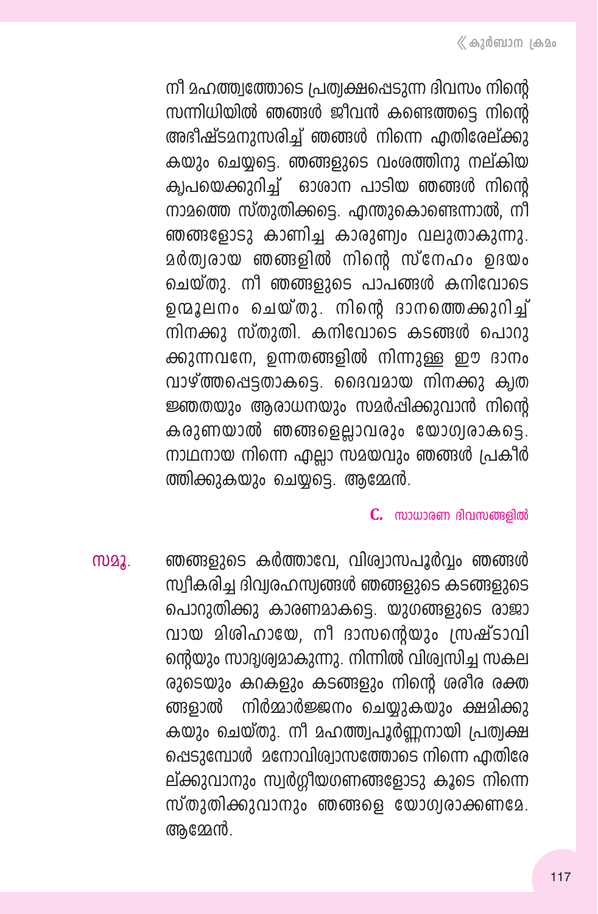നീ മഹത്ത്വത്തോടെ പ്രത്യക്ഷപ്പെടുന്ന ദിവസം നിന്റെ സന്നിധിയിൽ ഞങ്ങൾ ജീവൻ കണ്ടെത്തട്ടെ നിന്റെ അഭീഷ്ടമനുസരിച്ച് ഞങ്ങൾ നിന്നെ എതിരേല്ക്കുകയും ചെയ്യട്ടെ. ഞങ്ങളുടെ വംശത്തിനു നല്കിയ കൃപയെക്കുറിച്ച് ഓശാന പാടിയ ഞങ്ങൾ നിന്റെ നാമത്തെ സ്തുതിക്കട്ടെ. എന്തുകൊണ്ടെന്നാൽ, നീ ഞങ്ങളോടു കാണിച്ച കാരുണ്യം വലുതാകുന്നു. മർത്ത്യരായ ഞങ്ങളിൽ നിന്റെ സ്നേഹം ഉദയം ചെയ്തു. നീ ഞങ്ങളുടെ പാപങ്ങൾ കനിവോടെ ഉന്മൂലനം ചെയ്തു. നിന്റെ ദാനത്തെക്കുറിച്ച് നിനക്കു സ്തുതി. കനിവോടെ കടങ്ങൾ പൊറുക്കുന്നവനേ, ഉന്നതങ്ങളിൽ നിന്നുള്ള ഈ ദാനം വാഴ്ത്തപ്പെട്ടതാകട്ടെ. ദൈവമായ നിനക്കു കൃതജ്ഞതയും ആരാധനയും സമർപ്പിക്കുവാൻ നിന്റെ കരുണയാൽ ഞങ്ങളെല്ലാവരും യോഗ്യരാകട്ടെ. നാഥനായ നിന്നെ എല്ലാ സമയവും ഞങ്ങൾ പ്രകീർത്തിക്കുകയും ചെയ്യട്ടെ. ആമ്മേൻ.

**C.** സാധാരണ ദിവസങ്ങളിൽ

സമൂ. ഞങ്ങളുടെ കർത്താവേ, വിശ്വാസപൂർവ്വം ഞങ്ങൾ സ്വീകരിച്ച ദിവ്യരഹസ്യങ്ങൾ ഞങ്ങളുടെ കടങ്ങളുടെ പൊറുതിക്കു കാരണമാകട്ടെ. യുഗങ്ങളുടെ രാജാവായ മിശിഹായേ, നീ ദാസന്റെയും സ്രഷ്ടാവിന്റെയും സാദൃശ്യമാകുന്നു. നിന്നിൽ വിശ്വസിച്ച സകലരുടെയും കറകളും കടങ്ങളും നിന്റെ ശരീര രക്തങ്ങളാൽ നിർമ്മാർജ്ജനം ചെയ്യുകയും ക്ഷമിക്കുകയും ചെയ്തു. നീ മഹത്ത്വപൂർണ്ണനായി പ്രത്യക്ഷപ്പെടുമ്പോൾ മനോവിശ്വാസത്തോടെ നിന്നെ എതിരേല്ക്കുവാനും സ്വർഗ്ഗീയഗണങ്ങളോടു കൂടെ നിന്നെ സ്തുതിക്കുവാനും ഞങ്ങളെ യോഗ്യരാക്കണമേ. ആമ്മേൻ.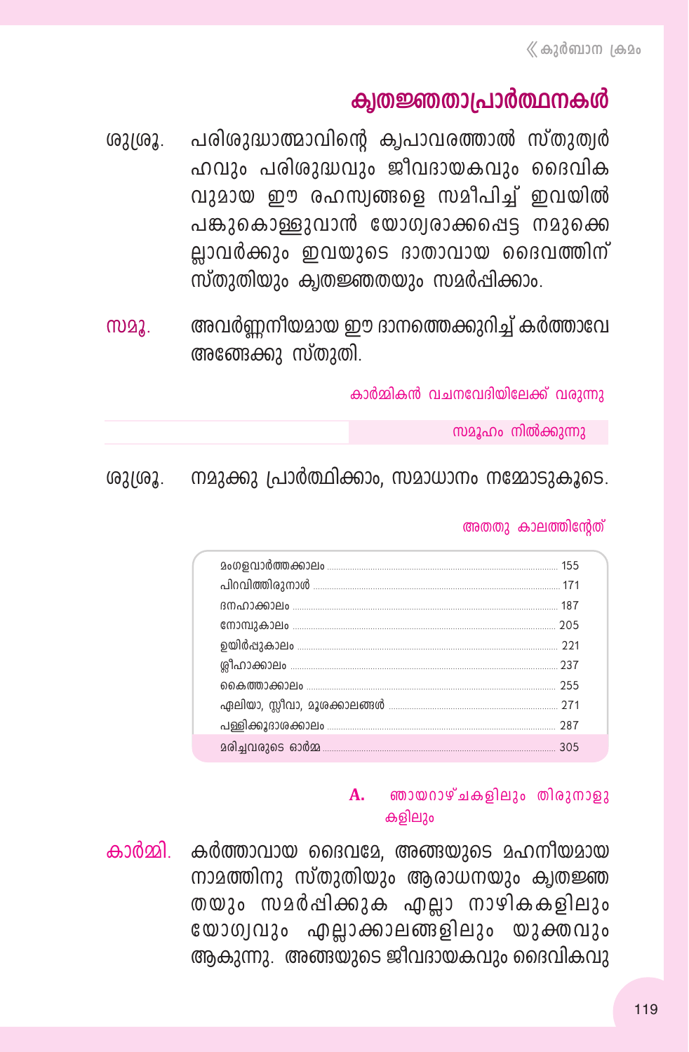## കൃതജ്ഞതാപ്രാർത്ഥനകൾ

ശുശ്രൂ. പരിശുദ്ധാത്മാവിന്റെ കൃപാവരത്താൽ സ്തുത്യർഹവും പരിശുദ്ധവും ജീവദായകവും ദൈവികവുമായ ഈ രഹസ്യങ്ങളെ സമീപിച്ച് ഇവയിൽ പങ്കുകൊള്ളുവാൻ യോഗ്യരാക്കപ്പെട്ട നമുക്കെല്ലാവർക്കും ഇവയുടെ ദാതാവായ ദൈവത്തിന് സ്തുതിയും കൃതജ്ഞതയും സമർപ്പിക്കാം.

സമൂ. അവർണ്ണനീയമായ ഈ ദാനത്തെക്കുറിച്ച് കർത്താവേ അങ്ങേക്കു സ്തുതി.

കാർമ്മികൻ വചനവേദിയിലേക്ക് വരുന്നു

സമൂഹം നിൽക്കുന്നു

ശുശ്രൂ. നമുക്കു പ്രാർത്ഥിക്കാം, സമാധാനം നമ്മോടുകൂടെ.

അതതു കാലത്തിന്റേത്

| | |
|---|---|
| മംഗളവാർത്തക്കാലം | 155 |
| പിറവിത്തിരുനാൾ | 171 |
| ദനഹാക്കാലം | 187 |
| നോമ്പുകാലം | 205 |
| ഉയിർപ്പുകാലം | 221 |
| ശ്ലീഹാക്കാലം | 237 |
| കൈത്താക്കാലം | 255 |
| ഏലിയാ, സ്ലീവാ, മൂശക്കാലങ്ങൾ | 271 |
| പള്ളിക്കൂദാശക്കാലം | 287 |
| മരിച്ചവരുടെ ഓർമ്മ | 305 |

**A.** ഞായറാഴ്ചകളിലും തിരുനാളുകളിലും

കാർമ്മി. കർത്താവായ ദൈവമേ, അങ്ങയുടെ മഹനീയമായ നാമത്തിനു സ്തുതിയും ആരാധനയും കൃതജ്ഞതയും സമർപ്പിക്കുക എല്ലാ നാഴികകളിലും യോഗ്യവും എല്ലാക്കാലങ്ങളിലും യുക്തവും ആകുന്നു. അങ്ങയുടെ ജീവദായകവും ദൈവികവു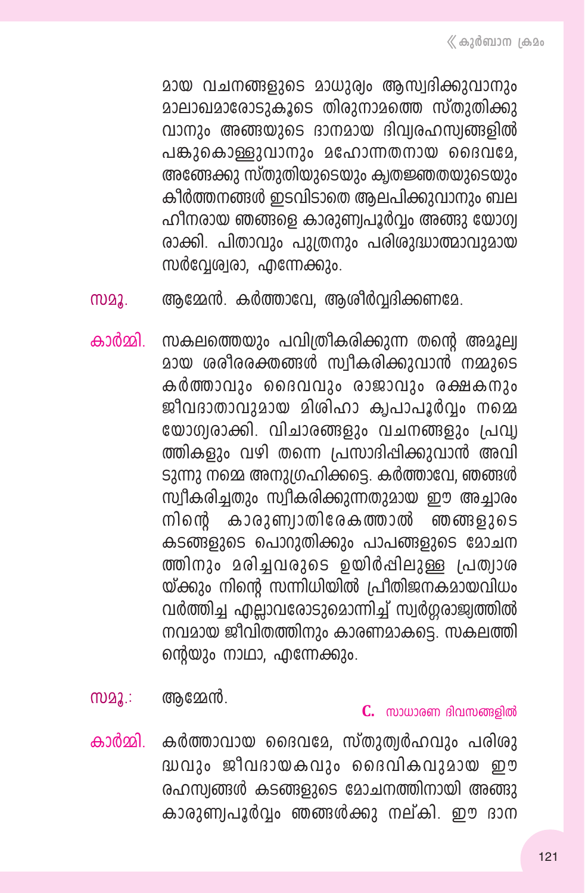മായ വചനങ്ങളുടെ മാധുര്യം ആസ്വദിക്കുവാനും മാലാഖമാരോടുകൂടെ തിരുനാമത്തെ സ്തുതിക്കുവാനും അങ്ങയുടെ ദാനമായ ദിവ്യരഹസ്യങ്ങളിൽ പങ്കുകൊള്ളുവാനും മഹോന്നതനായ ദൈവമേ, അങ്ങേക്കു സ്തുതിയുടെയും കൃതജ്ഞതയുടെയും കീർത്തനങ്ങൾ ഇടവിടാതെ ആലപിക്കുവാനും ബലഹീനരായ ഞങ്ങളെ കാരുണ്യപൂർവ്വം അങ്ങു യോഗ്യരാക്കി. പിതാവും പുത്രനും പരിശുദ്ധാത്മാവുമായ സർവ്വേശ്വരാ, എന്നേക്കും.

**സമൂ.** ആമ്മേൻ. കർത്താവേ, ആശീർവ്വദിക്കണമേ.

**കാർമ്മി.** സകലത്തെയും പവിത്രീകരിക്കുന്ന തന്റെ അമൂല്യമായ ശരീരരക്തങ്ങൾ സ്വീകരിക്കുവാൻ നമ്മുടെ കർത്താവും ദൈവവും രാജാവും രക്ഷകനും ജീവദാതാവുമായ മിശിഹാ കൃപാപൂർവ്വം നമ്മെ യോഗ്യരാക്കി. വിചാരങ്ങളും വചനങ്ങളും പ്രവൃത്തികളും വഴി തന്നെ പ്രസാദിപ്പിക്കുവാൻ അവിടുന്നു നമ്മെ അനുഗ്രഹിക്കട്ടെ. കർത്താവേ, ഞങ്ങൾ സ്വീകരിച്ചതും സ്വീകരിക്കുന്നതുമായ ഈ അച്ചാരം നിന്റെ കാരുണ്യാതിരേകത്താൽ ഞങ്ങളുടെ കടങ്ങളുടെ പൊറുതിക്കും പാപങ്ങളുടെ മോചനത്തിനും മരിച്ചവരുടെ ഉയിർപ്പിലുള്ള പ്രത്യാശയ്ക്കും നിന്റെ സന്നിധിയിൽ പ്രീതിജനകമായവിധം വർത്തിച്ച എല്ലാവരോടുമൊന്നിച്ച് സ്വർഗ്ഗരാജ്യത്തിൽ നവമായ ജീവിതത്തിനും കാരണമാകട്ടെ. സകലത്തിന്റെയും നാഥാ, എന്നേക്കും.

**സമൂ.:** ആമ്മേൻ.

**C.** സാധാരണ ദിവസങ്ങളിൽ

**കാർമ്മി.** കർത്താവായ ദൈവമേ, സ്തുത്യർഹവും പരിശുദ്ധവും ജീവദായകവും ദൈവികവുമായ ഈ രഹസ്യങ്ങൾ കടങ്ങളുടെ മോചനത്തിനായി അങ്ങു കാരുണ്യപൂർവ്വം ഞങ്ങൾക്കു നല്കി. ഈ ദാന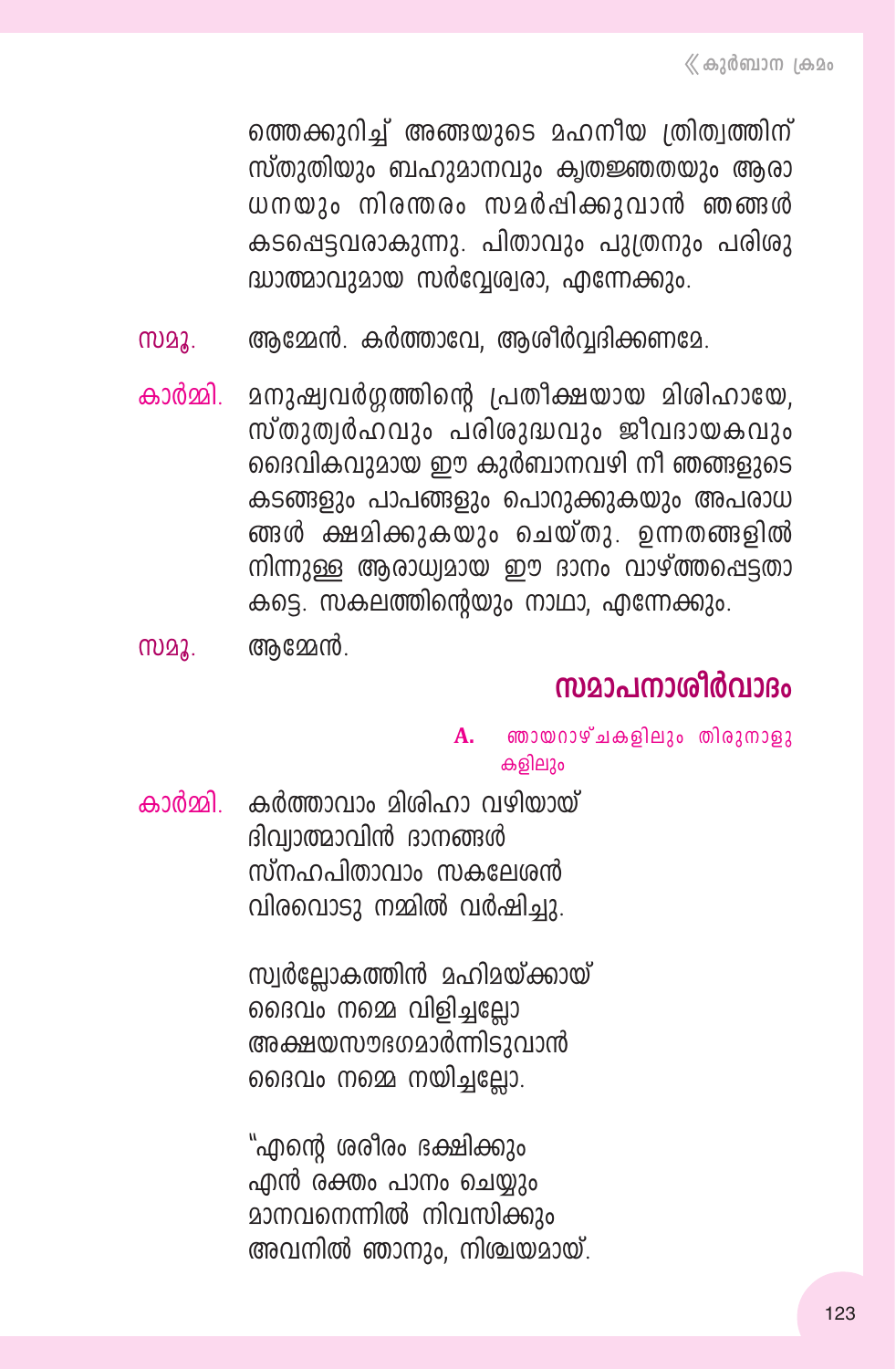ത്തെക്കുറിച്ച് അങ്ങയുടെ മഹനീയ ത്രിത്വത്തിന് സ്തുതിയും ബഹുമാനവും കൃതജ്ഞതയും ആരാധനയും നിരന്തരം സമർപ്പിക്കുവാൻ ഞങ്ങൾ കടപ്പെട്ടവരാകുന്നു. പിതാവും പുത്രനും പരിശുദ്ധാത്മാവുമായ സർവ്വേശ്വരാ, എന്നേക്കും.

സമൂ. ആമ്മേൻ. കർത്താവേ, ആശീർവ്വദിക്കണമേ.

കാർമ്മി. മനുഷ്യവർഗ്ഗത്തിന്റെ പ്രതീക്ഷയായ മിശിഹായേ, സ്തുത്യർഹവും പരിശുദ്ധവും ജീവദായകവും ദൈവികവുമായ ഈ കുർബാനവഴി നീ ഞങ്ങളുടെ കടങ്ങളും പാപങ്ങളും പൊറുക്കുകയും അപരാധങ്ങൾ ക്ഷമിക്കുകയും ചെയ്തു. ഉന്നതങ്ങളിൽ നിന്നുള്ള ആരാധ്യമായ ഈ ദാനം വാഴ്ത്തപ്പെട്ടതാകട്ടെ. സകലത്തിന്റെയും നാഥാ, എന്നേക്കും.

സമൂ. ആമ്മേൻ.

## സമാപനാശീർവാദം

**A.** ഞായറാഴ്ചകളിലും തിരുനാളുകളിലും

കാർമ്മി. കർത്താവാം മിശിഹാ വഴിയായ്
ദിവ്യാത്മാവിൻ ദാനങ്ങൾ
സ്നേഹപിതാവാം സകലേശൻ
വിരവൊടു നമ്മിൽ വർഷിച്ചു.

സ്വർല്ലോകത്തിൻ മഹിമയ്ക്കായ്
ദൈവം നമ്മെ വിളിച്ചല്ലോ
അക്ഷയസൗഭഗമാർന്നിടുവാൻ
ദൈവം നമ്മെ നയിച്ചല്ലോ.

"എന്റെ ശരീരം ഭക്ഷിക്കും
എൻ രക്തം പാനം ചെയ്യും
മാനവനെന്നിൽ നിവസിക്കും
അവനിൽ ഞാനും, നിശ്ചയമായ്.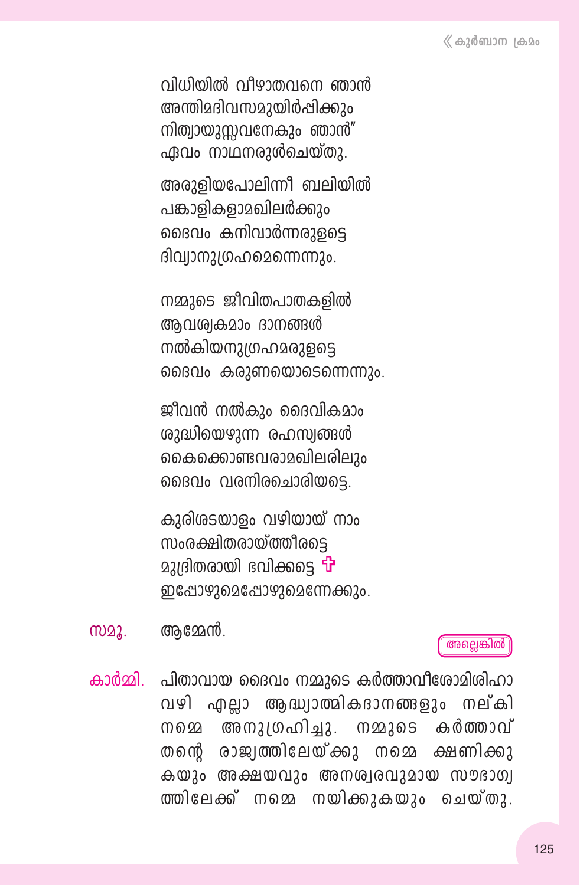വിധിയിൽ വീഴാതവനെ ഞാൻ
അന്തിമദിവസമുയിർപ്പിക്കും
നിത്യായുസ്സവനേകും ഞാൻ"
ഏവം നാഥനരുൾചെയ്തു.

അരുളിയപോലിന്നീ ബലിയിൽ
പങ്കാളികളാമഖിലർക്കും
ദൈവം കനിവാർന്നരുളട്ടെ
ദിവ്യാനുഗ്രഹമെന്നെന്നും.

നമ്മുടെ ജീവിതപാതകളിൽ
ആവശ്യകമാം ദാനങ്ങൾ
നൽകിയനുഗ്രഹമരുളട്ടെ
ദൈവം കരുണയൊടെന്നെന്നും.

ജീവൻ നൽകും ദൈവികമാം
ശുദ്ധിയെഴുന്ന രഹസ്യങ്ങൾ
കൈക്കൊണ്ടവരാമഖിലരിലും
ദൈവം വരനിരചൊരിയട്ടെ.

കുരിശടയാളം വഴിയായ് നാം
സംരക്ഷിതരായ്ത്തീരട്ടെ
മുദ്രിതരായി ഭവിക്കട്ടെ ✠
ഇപ്പോഴുമെപ്പോഴുമെന്നേക്കും.

**സമൂ.** ആമ്മേൻ.

**അല്ലെങ്കിൽ**

**കാർമ്മി.** പിതാവായ ദൈവം നമ്മുടെ കർത്താവീശോമിശിഹാ വഴി എല്ലാ ആദ്ധ്യാത്മികദാനങ്ങളും നല്കി നമ്മെ അനുഗ്രഹിച്ചു. നമ്മുടെ കർത്താവ് തന്റെ രാജ്യത്തിലേയ്ക്കു നമ്മെ ക്ഷണിക്കുകയും അക്ഷയവും അനശ്വരവുമായ സൗഭാഗ്യത്തിലേക്ക് നമ്മെ നയിക്കുകയും ചെയ്തു.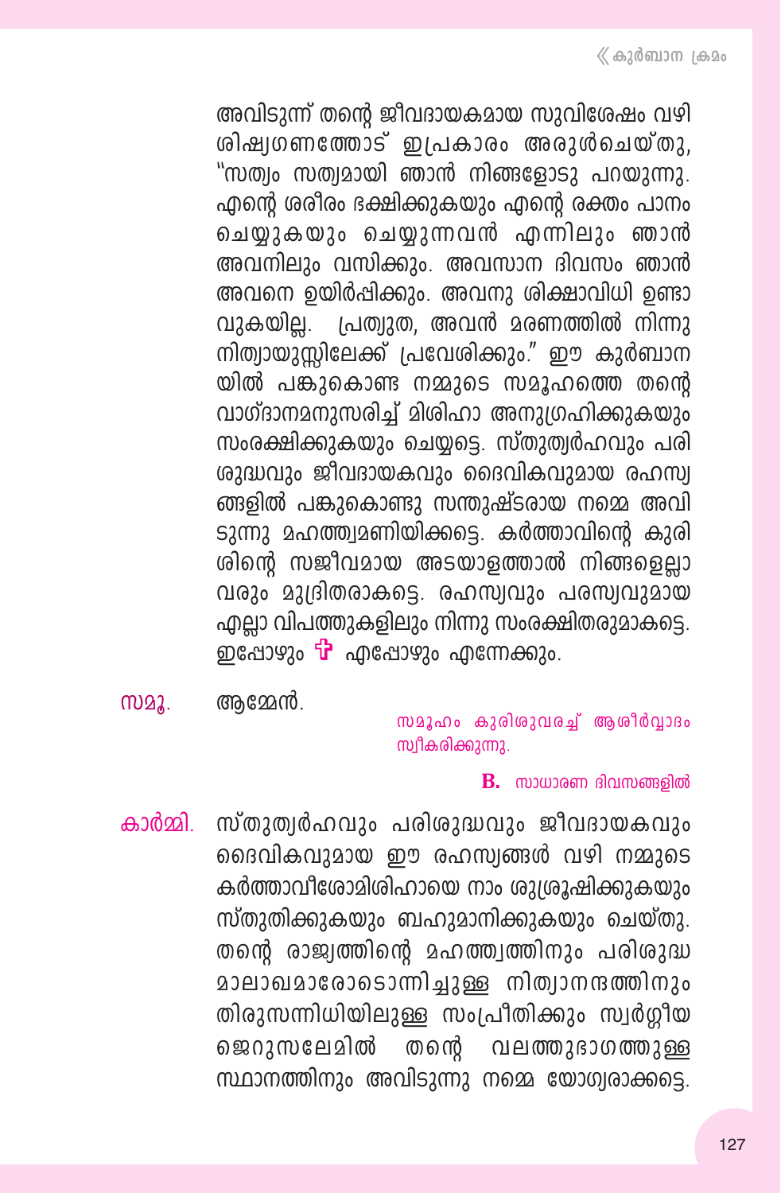അവിടുന്ന് തന്റെ ജീവദായകമായ സുവിശേഷം വഴി ശിഷ്യഗണത്തോട് ഇപ്രകാരം അരുൾചെയ്തു, "സത്യം സത്യമായി ഞാൻ നിങ്ങളോടു പറയുന്നു. എന്റെ ശരീരം ഭക്ഷിക്കുകയും എന്റെ രക്തം പാനം ചെയ്യുകയും ചെയ്യുന്നവൻ എന്നിലും ഞാൻ അവനിലും വസിക്കും. അവസാന ദിവസം ഞാൻ അവനെ ഉയിർപ്പിക്കും. അവനു ശിക്ഷാവിധി ഉണ്ടാവുകയില്ല. പ്രത്യുത, അവൻ മരണത്തിൽ നിന്നു നിത്യായുസ്സിലേക്ക് പ്രവേശിക്കും." ഈ കുർബാനയിൽ പങ്കുകൊണ്ട നമ്മുടെ സമൂഹത്തെ തന്റെ വാഗ്ദാനമനുസരിച്ച് മിശിഹാ അനുഗ്രഹിക്കുകയും സംരക്ഷിക്കുകയും ചെയ്യട്ടെ. സ്തുത്യർഹവും പരിശുദ്ധവും ജീവദായകവും ദൈവികവുമായ രഹസ്യങ്ങളിൽ പങ്കുകൊണ്ടു സന്തുഷ്ടരായ നമ്മെ അവിടുന്നു മഹത്ത്വമണിയിക്കട്ടെ. കർത്താവിന്റെ കുരിശിന്റെ സജീവമായ അടയാളത്താൽ നിങ്ങളെല്ലാവരും മുദ്രിതരാകട്ടെ. രഹസ്യവും പരസ്യവുമായ എല്ലാ വിപത്തുകളിലും നിന്നു സംരക്ഷിതരുമാകട്ടെ. ഇപ്പോഴും ✠ എപ്പോഴും എന്നേക്കും.

**സമൂ.** ആമ്മേൻ.

*സമൂഹം കുരിശുവരച്ച് ആശീർവ്വാദം സ്വീകരിക്കുന്നു.*

**B.** സാധാരണ ദിവസങ്ങളിൽ

**കാർമ്മി.** സ്തുത്യർഹവും പരിശുദ്ധവും ജീവദായകവും ദൈവികവുമായ ഈ രഹസ്യങ്ങൾ വഴി നമ്മുടെ കർത്താവീശോമിശിഹായെ നാം ശുശ്രൂഷിക്കുകയും സ്തുതിക്കുകയും ബഹുമാനിക്കുകയും ചെയ്തു. തന്റെ രാജ്യത്തിന്റെ മഹത്ത്വത്തിനും പരിശുദ്ധ മാലാഖമാരോടൊന്നിച്ചുള്ള നിത്യാനന്ദത്തിനും തിരുസന്നിധിയിലുള്ള സംപ്രീതിക്കും സ്വർഗ്ഗീയ ജെറുസലേമിൽ തന്റെ വലത്തുഭാഗത്തുള്ള സ്ഥാനത്തിനും അവിടുന്നു നമ്മെ യോഗ്യരാക്കട്ടെ.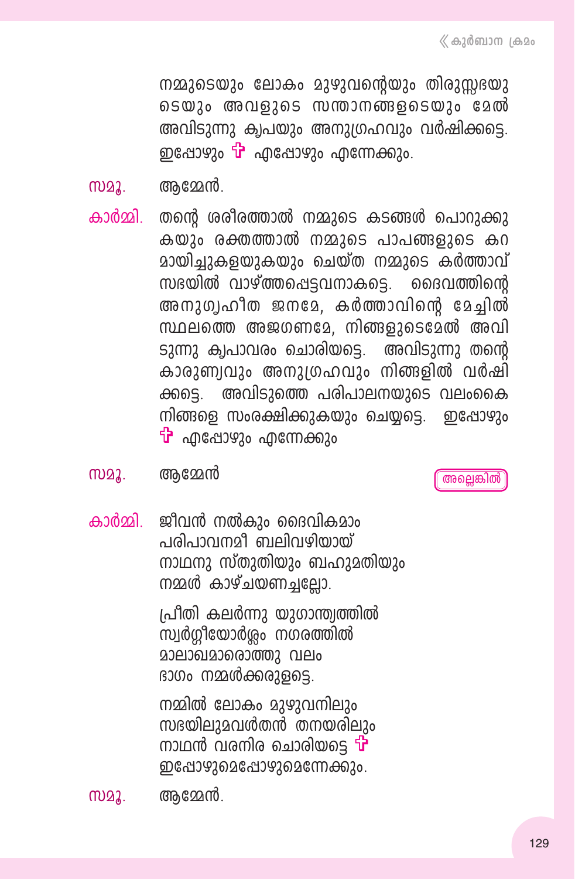നമ്മുടെയും ലോകം മുഴുവന്റെയും തിരുസ്സഭയുടെയും അവളുടെ സന്താനങ്ങളുടെയും മേൽ അവിടുന്നു കൃപയും അനുഗ്രഹവും വർഷിക്കട്ടെ. ഇപ്പോഴും ✠ എപ്പോഴും എന്നേക്കും.

**സമൂ.** ആമ്മേൻ.

**കാർമ്മി.** തന്റെ ശരീരത്താൽ നമ്മുടെ കടങ്ങൾ പൊറുക്കുകയും രക്തത്താൽ നമ്മുടെ പാപങ്ങളുടെ കറ മായിച്ചുകളയുകയും ചെയ്ത നമ്മുടെ കർത്താവ് സഭയിൽ വാഴ്ത്തപ്പെട്ടവനാകട്ടെ. ദൈവത്തിന്റെ അനുഗൃഹീത ജനമേ, കർത്താവിന്റെ മേച്ചിൽ സ്ഥലത്തെ അജഗണമേ, നിങ്ങളുടെമേൽ അവിടുന്നു കൃപാവരം ചൊരിയട്ടെ. അവിടുന്നു തന്റെ കാരുണ്യവും അനുഗ്രഹവും നിങ്ങളിൽ വർഷിക്കട്ടെ. അവിടുത്തെ പരിപാലനയുടെ വലംകൈ നിങ്ങളെ സംരക്ഷിക്കുകയും ചെയ്യട്ടെ. ഇപ്പോഴും ✠ എപ്പോഴും എന്നേക്കും

**സമൂ.** ആമ്മേൻ

**അല്ലെങ്കിൽ**

**കാർമ്മി.** ജീവൻ നൽകും ദൈവികമാം
പരിപാവനമീ ബലിവഴിയായ്
നാഥനു സ്തുതിയും ബഹുമതിയും
നമ്മൾ കാഴ്ചയണച്ചല്ലോ.

പ്രീതി കലർന്നു യുഗാന്ത്യത്തിൽ
സ്വർഗ്ഗീയോർശ്ലം നഗരത്തിൽ
മാലാഖമാരൊത്തു വലം
ഭാഗം നമ്മൾക്കരുളട്ടെ.

നമ്മിൽ ലോകം മുഴുവനിലും
സഭയിലുമവൾതൻ തനയരിലും
നാഥൻ വരനിര ചൊരിയട്ടെ ✠
ഇപ്പോഴുമെപ്പോഴുമെന്നേക്കും.

**സമൂ.** ആമ്മേൻ.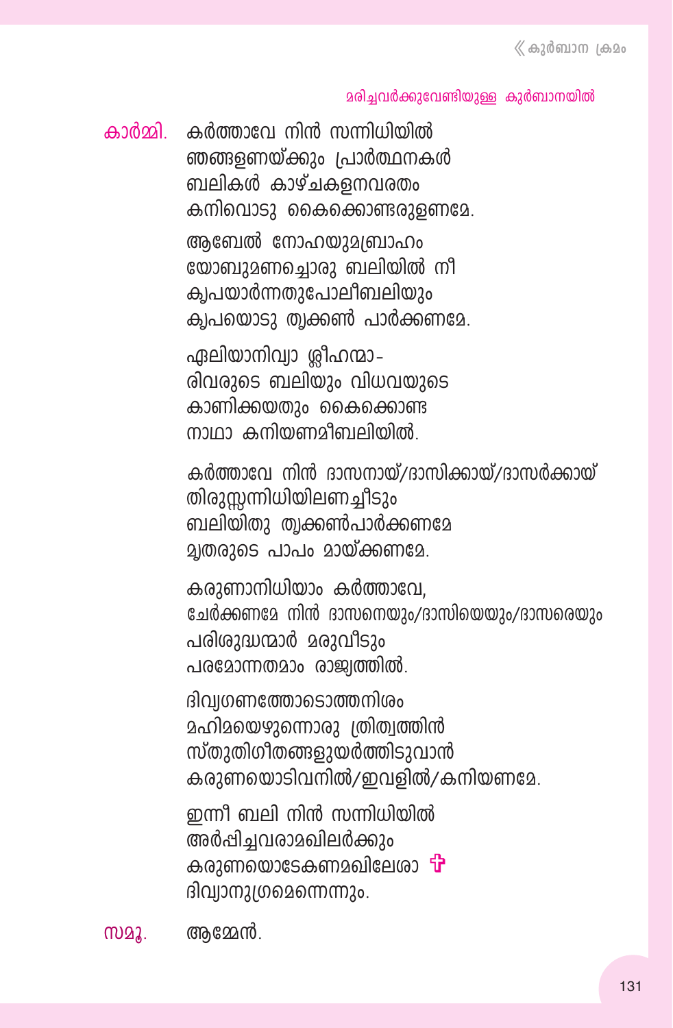മരിച്ചവർക്കുവേണ്ടിയുള്ള കുർബാനയിൽ

**കാർമ്മി.** കർത്താവേ നിൻ സന്നിധിയിൽ
ഞങ്ങളണയ്ക്കും പ്രാർത്ഥനകൾ
ബലികൾ കാഴ്ചകളനവരതം
കനിവൊടു കൈക്കൊണ്ടരുളണമേ.

ആബേൽ നോഹയുമബ്രാഹം
യോബുമണച്ചൊരു ബലിയിൽ നീ
കൃപയാർന്നതുപോലീബലിയും
കൃപയൊടു തൃക്കൺ പാർക്കണമേ.

ഏലിയാനിവ്യാ ശ്ലീഹന്മാ-
രിവരുടെ ബലിയും വിധവയുടെ
കാണിക്കയതും കൈക്കൊണ്ട
നാഥാ കനിയണമീബലിയിൽ.

കർത്താവേ നിൻ ദാസനായ്/ദാസിക്കായ്/ദാസർക്കായ്
തിരുസ്സന്നിധിയിലണച്ചീടും
ബലിയിതു തൃക്കൺപാർക്കണമേ
മൃതരുടെ പാപം മായ്ക്കണമേ.

കരുണാനിധിയാം കർത്താവേ,
ചേർക്കണമേ നിൻ ദാസനെയും/ദാസിയെയും/ദാസരെയും
പരിശുദ്ധന്മാർ മരുവീടും
പരമോന്നതമാം രാജ്യത്തിൽ.

ദിവ്യഗണത്തോടൊത്തനിശം
മഹിമയെഴുന്നൊരു ത്രിത്വത്തിൻ
സ്തുതിഗീതങ്ങളുയർത്തിടുവാൻ
കരുണയൊടിവനിൽ/ഇവളിൽ/കനിയണമേ.

ഇന്നീ ബലി നിൻ സന്നിധിയിൽ
അർപ്പിച്ചവരാമഖിലർക്കും
കരുണയൊടേകണമഖിലേശാ ✠
ദിവ്യാനുഗ്രഹമെന്നെന്നും.

**സമൂ.** ആമ്മേൻ.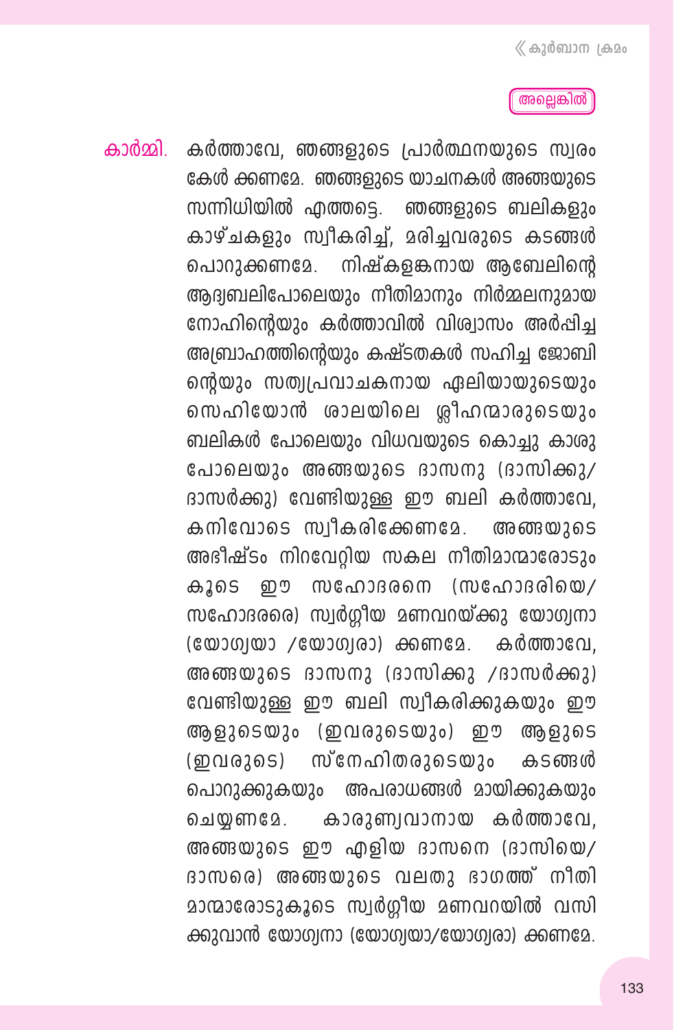അല്ലെങ്കിൽ

കാർമ്മി. കർത്താവേ, ഞങ്ങളുടെ പ്രാർത്ഥനയുടെ സ്വരം കേൾ ക്കണമേ. ഞങ്ങളുടെ യാചനകൾ അങ്ങയുടെ സന്നിധിയിൽ എത്തട്ടെ. ഞങ്ങളുടെ ബലികളും കാഴ്ചകളും സ്വീകരിച്ച്, മരിച്ചവരുടെ കടങ്ങൾ പൊറുക്കണമേ. നിഷ്കളങ്കനായ ആബേലിന്റെ ആദ്യബലിപോലെയും നീതിമാനും നിർമ്മലനുമായ നോഹിന്റെയും കർത്താവിൽ വിശ്വാസം അർപ്പിച്ച അബ്രാഹത്തിന്റെയും കഷ്ടതകൾ സഹിച്ച ജോബിന്റെയും സത്യപ്രവാചകനായ ഏലിയായുടെയും സെഹിയോൻ ശാലയിലെ ശ്ലീഹന്മാരുടെയും ബലികൾ പോലെയും വിധവയുടെ കൊച്ചു കാശു പോലെയും അങ്ങയുടെ ദാസനു (ദാസിക്കു/ദാസർക്കു) വേണ്ടിയുള്ള ഈ ബലി കർത്താവേ, കനിവോടെ സ്വീകരിക്കേണമേ. അങ്ങയുടെ അഭീഷ്ടം നിറവേറ്റിയ സകല നീതിമാന്മാരോടും കൂടെ ഈ സഹോദരനെ (സഹോദരിയെ/സഹോദരരെ) സ്വർഗ്ഗീയ മണവറയ്ക്കു യോഗ്യനാ (യോഗ്യയാ /യോഗ്യരാ) ക്കണമേ. കർത്താവേ, അങ്ങയുടെ ദാസനു (ദാസിക്കു /ദാസർക്കു) വേണ്ടിയുള്ള ഈ ബലി സ്വീകരിക്കുകയും ഈ ആളുടെയും (ഇവരുടെയും) ഈ ആളുടെ (ഇവരുടെ) സ്നേഹിതരുടെയും കടങ്ങൾ പൊറുക്കുകയും അപരാധങ്ങൾ മായിക്കുകയും ചെയ്യണമേ. കാരുണ്യവാനായ കർത്താവേ, അങ്ങയുടെ ഈ എളിയ ദാസനെ (ദാസിയെ/ദാസരെ) അങ്ങയുടെ വലതു ഭാഗത്ത് നീതിമാന്മാരോടുകൂടെ സ്വർഗ്ഗീയ മണവറയിൽ വസിക്കുവാൻ യോഗ്യനാ (യോഗ്യയാ/യോഗ്യരാ) ക്കണമേ.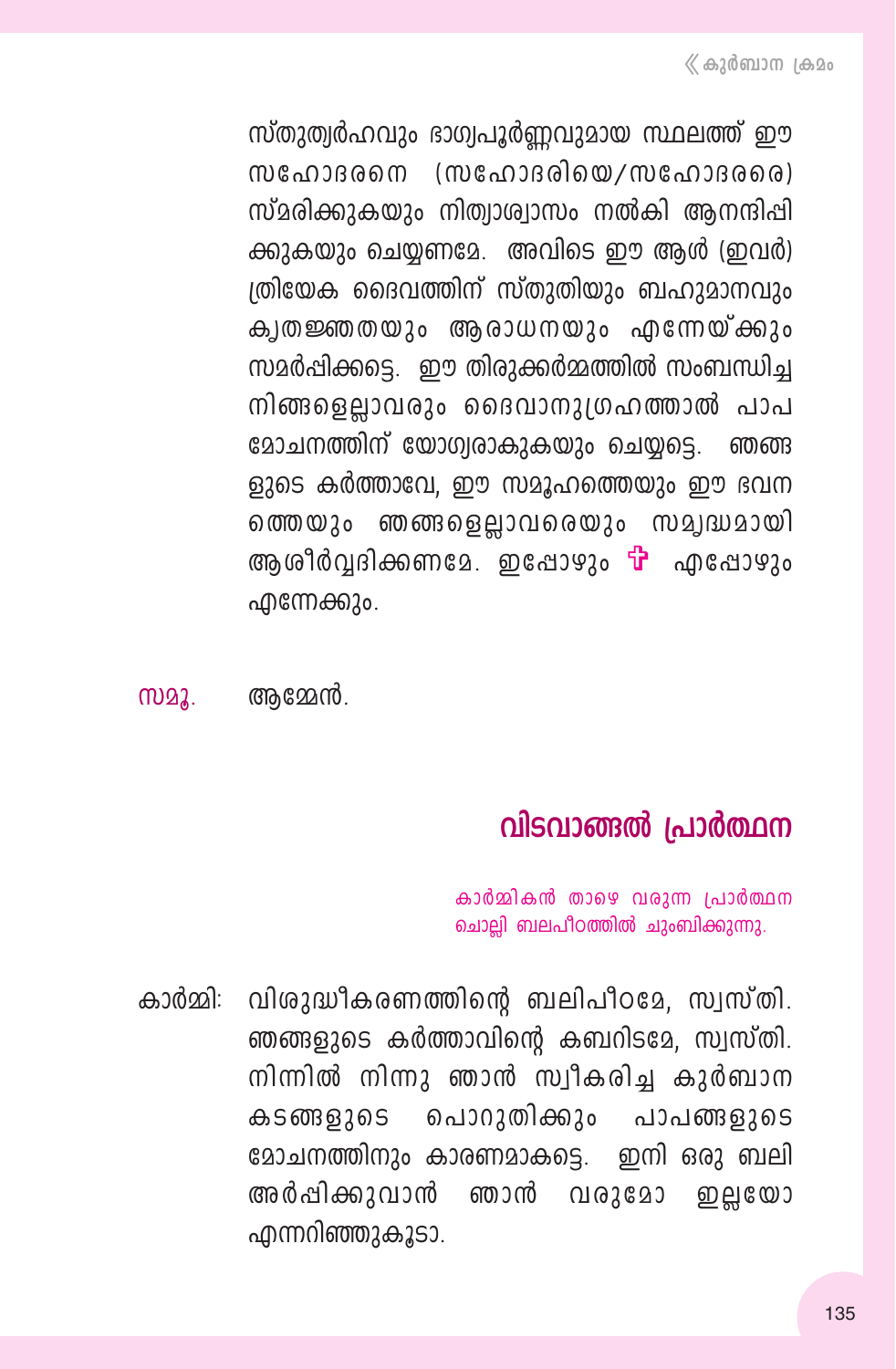സ്തുത്യർഹവും ഭാഗ്യപൂർണ്ണവുമായ സ്ഥലത്ത് ഈ സഹോദരനെ (സഹോദരിയെ/സഹോദരരെ) സ്മരിക്കുകയും നിത്യാശ്വാസം നൽകി ആനന്ദിപ്പിക്കുകയും ചെയ്യണമേ. അവിടെ ഈ ആൾ (ഇവർ) ത്രിയേക ദൈവത്തിന് സ്തുതിയും ബഹുമാനവും കൃതജ്ഞതയും ആരാധനയും എന്നേയ്ക്കും സമർപ്പിക്കട്ടെ. ഈ തിരുക്കർമ്മത്തിൽ സംബന്ധിച്ച നിങ്ങളെല്ലാവരും ദൈവാനുഗ്രഹത്താൽ പാപമോചനത്തിന് യോഗ്യരാകുകയും ചെയ്യട്ടെ. ഞങ്ങളുടെ കർത്താവേ, ഈ സമൂഹത്തെയും ഈ ഭവനത്തെയും ഞങ്ങളെല്ലാവരെയും സമൃദ്ധമായി ആശീർവ്വദിക്കണമേ. ഇപ്പോഴും ✠ എപ്പോഴും എന്നേക്കും.

സമൂ. ആമ്മേൻ.

## വിടവാങ്ങൽ പ്രാർത്ഥന

*കാർമ്മികൻ താഴെ വരുന്ന പ്രാർത്ഥന ചൊല്ലി ബലപീഠത്തിൽ ചുംബിക്കുന്നു.*

കാർമ്മി: വിശുദ്ധീകരണത്തിന്റെ ബലിപീഠമേ, സ്വസ്തി. ഞങ്ങളുടെ കർത്താവിന്റെ കബറിടമേ, സ്വസ്തി. നിന്നിൽ നിന്നു ഞാൻ സ്വീകരിച്ച കുർബാന കടങ്ങളുടെ പൊറുതിക്കും പാപങ്ങളുടെ മോചനത്തിനും കാരണമാകട്ടെ. ഇനി ഒരു ബലി അർപ്പിക്കുവാൻ ഞാൻ വരുമോ ഇല്ലയോ എന്നറിഞ്ഞുകൂടാ.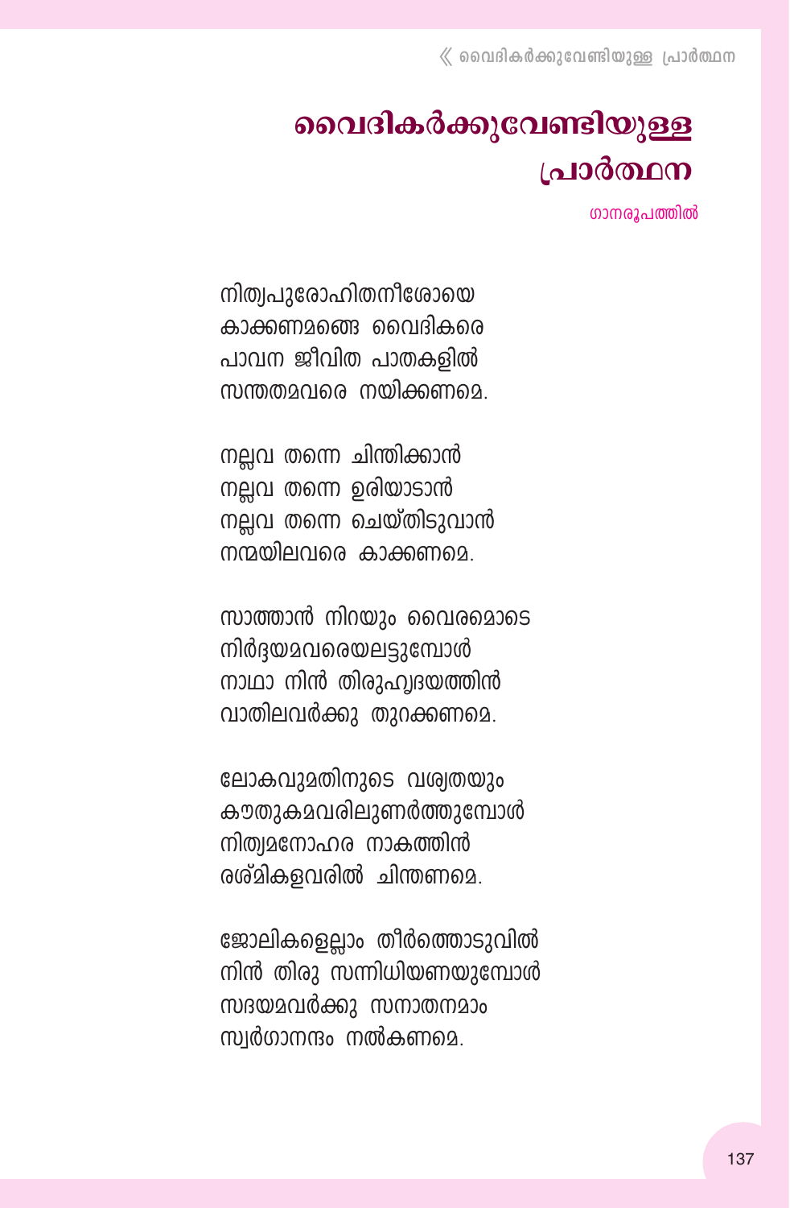# വൈദികർക്കുവേണ്ടിയുള്ള പ്രാർത്ഥന

ഗാനരൂപത്തിൽ

നിത്യപുരോഹിതനീശോയെ
കാക്കണമങ്ങെ വൈദികരെ
പാവന ജീവിത പാതകളിൽ
സന്തതമവരെ നയിക്കണമെ.

നല്ലവ തന്നെ ചിന്തിക്കാൻ
നല്ലവ തന്നെ ഉരിയാടാൻ
നല്ലവ തന്നെ ചെയ്തിടുവാൻ
നന്മയിലവരെ കാക്കണമെ.

സാത്താൻ നിറയും വൈരമൊടെ
നിർദ്ദയമവരെയലട്ടുമ്പോൾ
നാഥാ നിൻ തിരുഹൃദയത്തിൻ
വാതിലവർക്കു തുറക്കണമെ.

ലോകവുമതിനുടെ വശ്യതയും
കൗതുകമവരിലുണർത്തുമ്പോൾ
നിത്യമനോഹര നാകത്തിൻ
രശ്മികളവരിൽ ചിന്തണമെ.

ജോലികളെല്ലാം തീർത്തൊടുവിൽ
നിൻ തിരു സന്നിധിയണയുമ്പോൾ
സദയമവർക്കു സനാതനമാം
സ്വർഗാനന്ദം നൽകണമെ.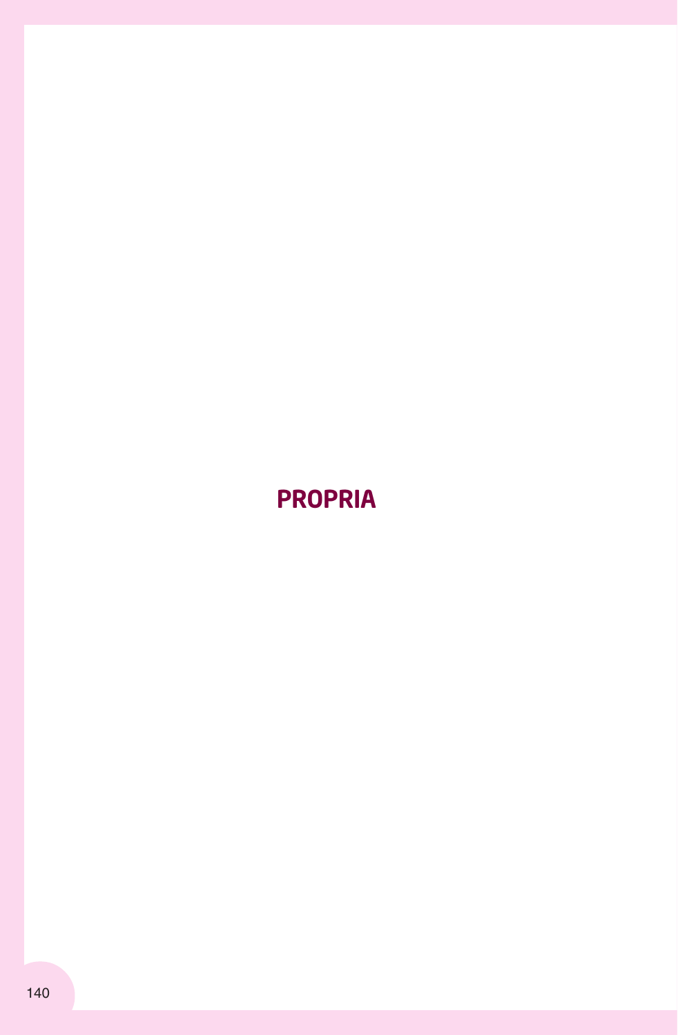# PROPRIA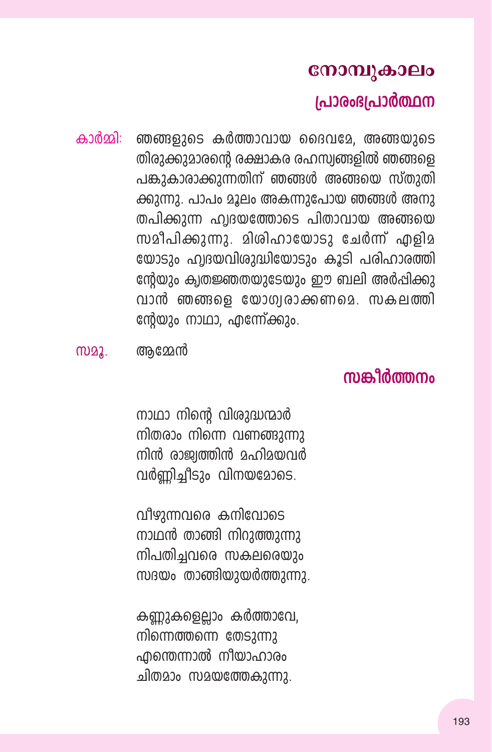# നോമ്പുകാലം

## പ്രാരംഭപ്രാർത്ഥന

കാർമ്മി: ഞങ്ങളുടെ കർത്താവായ ദൈവമേ, അങ്ങയുടെ തിരുക്കുമാരന്റെ രക്ഷാകര രഹസ്യങ്ങളിൽ ഞങ്ങളെ പങ്കുകാരാക്കുന്നതിന് ഞങ്ങൾ അങ്ങയെ സ്തുതിക്കുന്നു. പാപം മൂലം അകന്നുപോയ ഞങ്ങൾ അനുതപിക്കുന്ന ഹൃദയത്തോടെ പിതാവായ അങ്ങയെ സമീപിക്കുന്നു. മിശിഹായോടു ചേർന്ന് എളിമയോടും ഹൃദയവിശുദ്ധിയോടും കൂടി പരിഹാരത്തിന്റേയും കൃതജ്ഞതയുടേയും ഈ ബലി അർപ്പിക്കുവാൻ ഞങ്ങളെ യോഗ്യരാക്കണമെ. സകലത്തിന്റേയും നാഥാ, എന്നേക്കും.

സമൂ. ആമ്മേൻ

## സങ്കീർത്തനം

നാഥാ നിന്റെ വിശുദ്ധന്മാർ
നിതരാം നിന്നെ വണങ്ങുന്നു
നിൻ രാജ്യത്തിൻ മഹിമയവർ
വർണ്ണിച്ചീടും വിനയമോടെ.

വീഴുന്നവരെ കനിവോടെ
നാഥൻ താങ്ങി നിറുത്തുന്നു
നിപതിച്ചവരെ സകലരെയും
സദയം താങ്ങിയുയർത്തുന്നു.

കണ്ണുകളെല്ലാം കർത്താവേ,
നിന്നെത്തന്നെ തേടുന്നു
എന്തെന്നാൽ നീയാഹാരം
ചിതമാം സമയത്തേകുന്നു.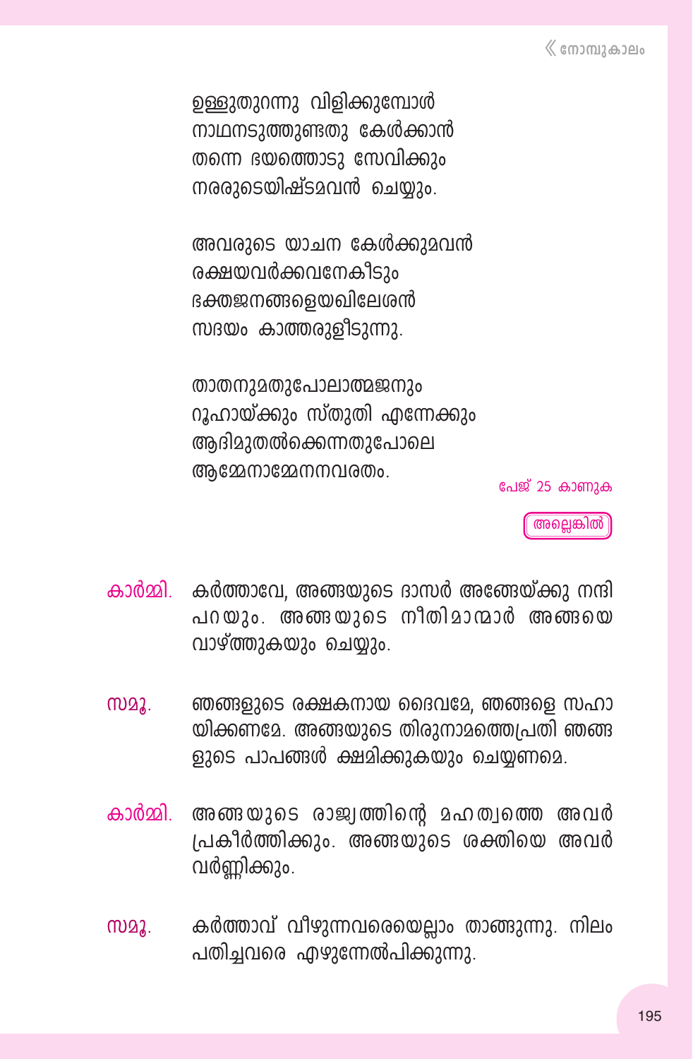ഉള്ളുതുറന്നു വിളിക്കുമ്പോൾ
നാഥനടുത്തുണ്ടതു കേൾക്കാൻ
തന്നെ ഭയത്തൊടു സേവിക്കും
നരരുടെയിഷ്ടമവൻ ചെയ്യും.

അവരുടെ യാചന കേൾക്കുമവൻ
രക്ഷയവർക്കവനേകീടും
ഭക്തജനങ്ങളെയഖിലേശൻ
സദയം കാത്തരുളീടുന്നു.

താതനുമതുപോലാത്മജനും
റൂഹായ്ക്കും സ്തുതി എന്നേക്കും
ആദിമുതൽക്കെന്നതുപോലെ
ആമ്മേനാമ്മേനനവരതം.

പേജ് 25 കാണുക

അല്ലെങ്കിൽ

**കാർമ്മി.** കർത്താവേ, അങ്ങയുടെ ദാസർ അങ്ങേയ്ക്കു നന്ദി പറയും. അങ്ങയുടെ നീതിമാന്മാർ അങ്ങയെ വാഴ്ത്തുകയും ചെയ്യും.

**സമൂ.** ഞങ്ങളുടെ രക്ഷകനായ ദൈവമേ, ഞങ്ങളെ സഹായിക്കണമേ. അങ്ങയുടെ തിരുനാമത്തെപ്രതി ഞങ്ങളുടെ പാപങ്ങൾ ക്ഷമിക്കുകയും ചെയ്യണമെ.

**കാർമ്മി.** അങ്ങയുടെ രാജ്യത്തിന്റെ മഹത്വത്തെ അവർ പ്രകീർത്തിക്കും. അങ്ങയുടെ ശക്തിയെ അവർ വർണ്ണിക്കും.

**സമൂ.** കർത്താവ് വീഴുന്നവരെയെല്ലാം താങ്ങുന്നു. നിലം പതിച്ചവരെ എഴുന്നേൽപിക്കുന്നു.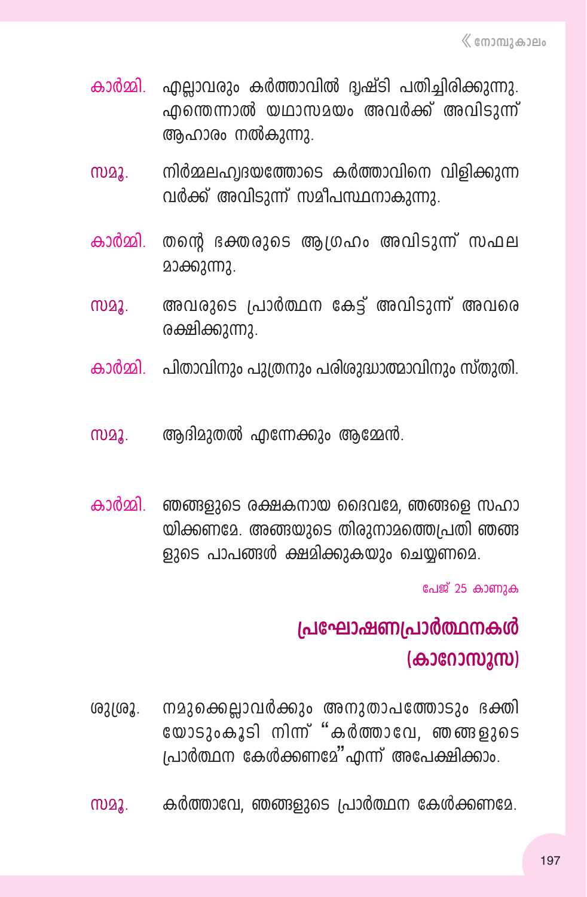കാർമ്മി. എല്ലാവരും കർത്താവിൽ ദൃഷ്ടി പതിച്ചിരിക്കുന്നു. എന്തെന്നാൽ യഥാസമയം അവർക്ക് അവിടുന്ന് ആഹാരം നൽകുന്നു.

സമൂ. നിർമ്മലഹൃദയത്തോടെ കർത്താവിനെ വിളിക്കുന്നവർക്ക് അവിടുന്ന് സമീപസ്ഥനാകുന്നു.

കാർമ്മി. തന്റെ ഭക്തരുടെ ആഗ്രഹം അവിടുന്ന് സഫലമാക്കുന്നു.

സമൂ. അവരുടെ പ്രാർത്ഥന കേട്ട് അവിടുന്ന് അവരെ രക്ഷിക്കുന്നു.

കാർമ്മി. പിതാവിനും പുത്രനും പരിശുദ്ധാത്മാവിനും സ്തുതി.

സമൂ. ആദിമുതൽ എന്നേക്കും ആമ്മേൻ.

കാർമ്മി. ഞങ്ങളുടെ രക്ഷകനായ ദൈവമേ, ഞങ്ങളെ സഹായിക്കണമേ. അങ്ങയുടെ തിരുനാമത്തെപ്രതി ഞങ്ങളുടെ പാപങ്ങൾ ക്ഷമിക്കുകയും ചെയ്യണമെ.

പേജ് 25 കാണുക

## പ്രഘോഷണപ്രാർത്ഥനകൾ (കാറോസൂസ)

ശുശ്രൂ. നമുക്കെല്ലാവർക്കും അനുതാപത്തോടും ഭക്തിയോടുംകൂടി നിന്ന് "കർത്താവേ, ഞങ്ങളുടെ പ്രാർത്ഥന കേൾക്കണമേ"എന്ന് അപേക്ഷിക്കാം.

സമൂ. കർത്താവേ, ഞങ്ങളുടെ പ്രാർത്ഥന കേൾക്കണമേ.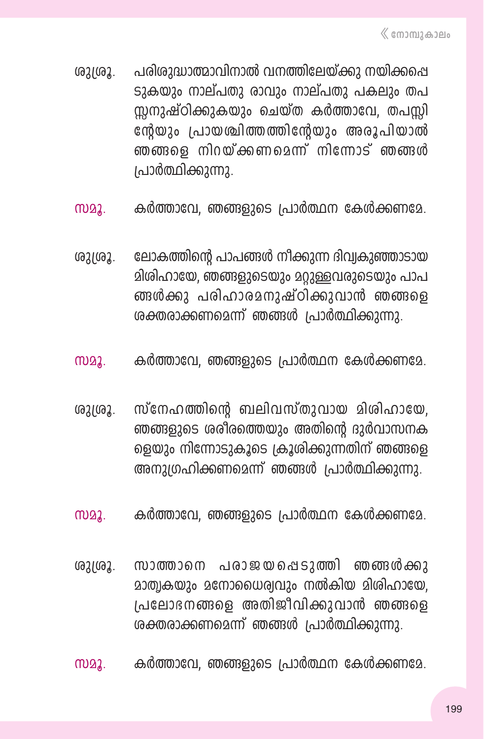ശുശ്രൂ. പരിശുദ്ധാത്മാവിനാൽ വനത്തിലേയ്ക്കു നയിക്കപ്പെടുകയും നാല്പതു രാവും നാല്പതു പകലും തപസ്സനുഷ്ഠിക്കുകയും ചെയ്ത കർത്താവേ, തപസ്സിന്റേയും പ്രായശ്ചിത്തത്തിന്റേയും അരൂപിയാൽ ഞങ്ങളെ നിറയ്ക്കണമെന്ന് നിന്നോട് ഞങ്ങൾ പ്രാർത്ഥിക്കുന്നു.

സമൂ. കർത്താവേ, ഞങ്ങളുടെ പ്രാർത്ഥന കേൾക്കണമേ.

ശുശ്രൂ. ലോകത്തിന്റെ പാപങ്ങൾ നീക്കുന്ന ദിവ്യകുഞ്ഞാടായ മിശിഹായേ, ഞങ്ങളുടെയും മറ്റുള്ളവരുടെയും പാപങ്ങൾക്കു പരിഹാരമനുഷ്ഠിക്കുവാൻ ഞങ്ങളെ ശക്തരാക്കണമെന്ന് ഞങ്ങൾ പ്രാർത്ഥിക്കുന്നു.

സമൂ. കർത്താവേ, ഞങ്ങളുടെ പ്രാർത്ഥന കേൾക്കണമേ.

ശുശ്രൂ. സ്നേഹത്തിന്റെ ബലിവസ്തുവായ മിശിഹായേ, ഞങ്ങളുടെ ശരീരത്തെയും അതിന്റെ ദുർവാസനകളെയും നിന്നോടുകൂടെ ക്രൂശിക്കുന്നതിന് ഞങ്ങളെ അനുഗ്രഹിക്കണമെന്ന് ഞങ്ങൾ പ്രാർത്ഥിക്കുന്നു.

സമൂ. കർത്താവേ, ഞങ്ങളുടെ പ്രാർത്ഥന കേൾക്കണമേ.

ശുശ്രൂ. സാത്താനെ പരാജയപ്പെടുത്തി ഞങ്ങൾക്കു മാതൃകയും മനോധൈര്യവും നൽകിയ മിശിഹായേ, പ്രലോഭനങ്ങളെ അതിജീവിക്കുവാൻ ഞങ്ങളെ ശക്തരാക്കണമെന്ന് ഞങ്ങൾ പ്രാർത്ഥിക്കുന്നു.

സമൂ. കർത്താവേ, ഞങ്ങളുടെ പ്രാർത്ഥന കേൾക്കണമേ.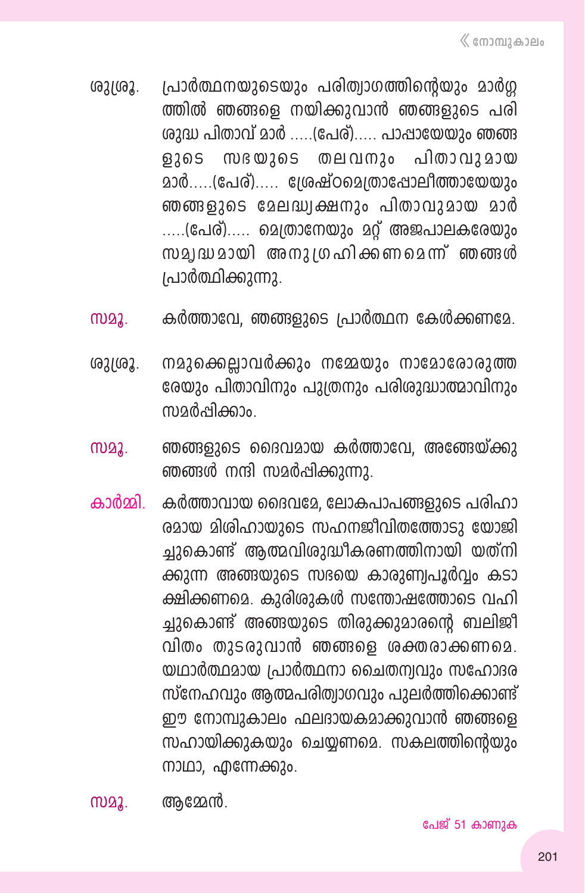ശുശ്രൂ. പ്രാർത്ഥനയുടെയും പരിത്യാഗത്തിന്റെയും മാർഗ്ഗത്തിൽ ഞങ്ങളെ നയിക്കുവാൻ ഞങ്ങളുടെ പരിശുദ്ധ പിതാവ് മാർ .....(പേര്)..... പാപ്പായേയും ഞങ്ങളുടെ സഭയുടെ തലവനും പിതാവുമായ മാർ.....(പേര്)..... ശ്രേഷ്ഠമെത്രാപ്പോലീത്തായേയും ഞങ്ങളുടെ മേലദ്ധ്യക്ഷനും പിതാവുമായ മാർ .....(പേര്)..... മെത്രാനേയും മറ്റ് അജപാലകരേയും സമൃദ്ധമായി അനുഗ്രഹിക്കണമെന്ന് ഞങ്ങൾ പ്രാർത്ഥിക്കുന്നു.

സമൂ. കർത്താവേ, ഞങ്ങളുടെ പ്രാർത്ഥന കേൾക്കണമേ.

ശുശ്രൂ. നമുക്കെല്ലാവർക്കും നമ്മേയും നാമോരോരുത്തരേയും പിതാവിനും പുത്രനും പരിശുദ്ധാത്മാവിനും സമർപ്പിക്കാം.

സമൂ. ഞങ്ങളുടെ ദൈവമായ കർത്താവേ, അങ്ങേയ്ക്കു ഞങ്ങൾ നന്ദി സമർപ്പിക്കുന്നു.

കാർമ്മി. കർത്താവായ ദൈവമേ, ലോകപാപങ്ങളുടെ പരിഹാരമായ മിശിഹായുടെ സഹനജീവിതത്തോടു യോജിച്ചുകൊണ്ട് ആത്മവിശുദ്ധീകരണത്തിനായി യത്നിക്കുന്ന അങ്ങയുടെ സഭയെ കാരുണ്യപൂർവ്വം കടാക്ഷിക്കണമെ. കുരിശുകൾ സന്തോഷത്തോടെ വഹിച്ചുകൊണ്ട് അങ്ങയുടെ തിരുക്കുമാരന്റെ ബലിജീവിതം തുടരുവാൻ ഞങ്ങളെ ശക്തരാക്കണമെ. യഥാർത്ഥമായ പ്രാർത്ഥനാ ചൈതന്യവും സഹോദരസ്നേഹവും ആത്മപരിത്യാഗവും പുലർത്തിക്കൊണ്ട് ഈ നോമ്പുകാലം ഫലദായകമാക്കുവാൻ ഞങ്ങളെ സഹായിക്കുകയും ചെയ്യണമെ. സകലത്തിന്റെയും നാഥാ, എന്നേക്കും.

സമൂ. ആമ്മേൻ.

പേജ് 51 കാണുക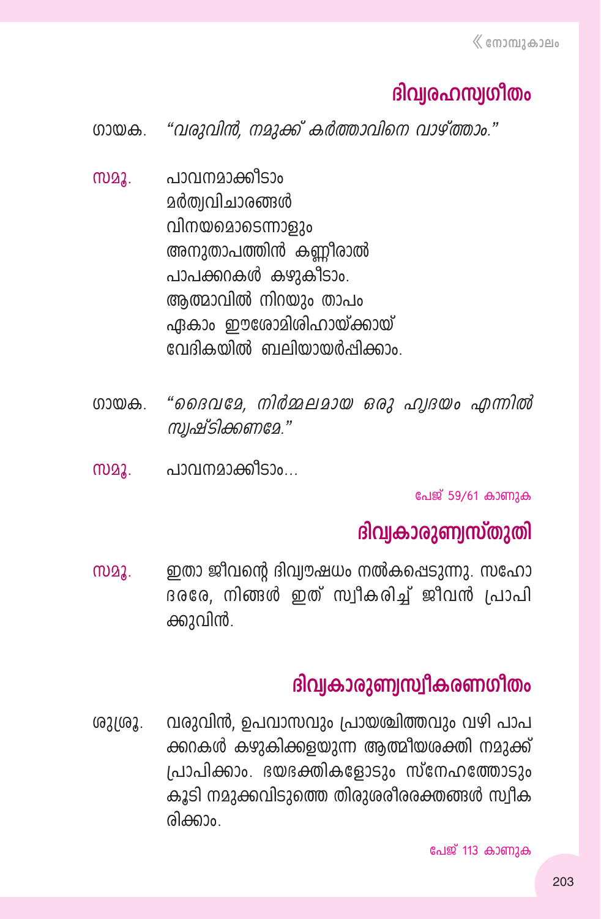## ദിവ്യരഹസ്യഗീതം

ഗായക. *"വരുവിൻ, നമുക്ക് കർത്താവിനെ വാഴ്ത്താം."*

സമൂ. പാവനമാക്കീടാം
മർത്ത്യവിചാരങ്ങൾ
വിനയമൊടെന്നാളും
അനുതാപത്തിൻ കണ്ണീരാൽ
പാപക്കറകൾ കഴുകീടാം.
ആത്മാവിൽ നിറയും താപം
ഏകാം ഈശോമിശിഹായ്ക്കായ്
വേദികയിൽ ബലിയായർപ്പിക്കാം.

ഗായക. *"ദൈവമേ, നിർമ്മലമായ ഒരു ഹൃദയം എന്നിൽ സൃഷ്ടിക്കണമേ."*

സമൂ. പാവനമാക്കീടാം...

പേജ് 59/61 കാണുക

## ദിവ്യകാരുണ്യസ്തുതി

സമൂ. ഇതാ ജീവന്റെ ദിവ്യൗഷധം നൽകപ്പെടുന്നു. സഹോദരരേ, നിങ്ങൾ ഇത് സ്വീകരിച്ച് ജീവൻ പ്രാപിക്കുവിൻ.

## ദിവ്യകാരുണ്യസ്വീകരണഗീതം

ശുശ്രൂ. വരുവിൻ, ഉപവാസവും പ്രായശ്ചിത്തവും വഴി പാപക്കറകൾ കഴുകിക്കളയുന്ന ആത്മീയശക്തി നമുക്ക് പ്രാപിക്കാം. ഭയഭക്തികളോടും സ്നേഹത്തോടും കൂടി നമുക്കവിടുത്തെ തിരുശരീരരക്തങ്ങൾ സ്വീകരിക്കാം.

പേജ് 113 കാണുക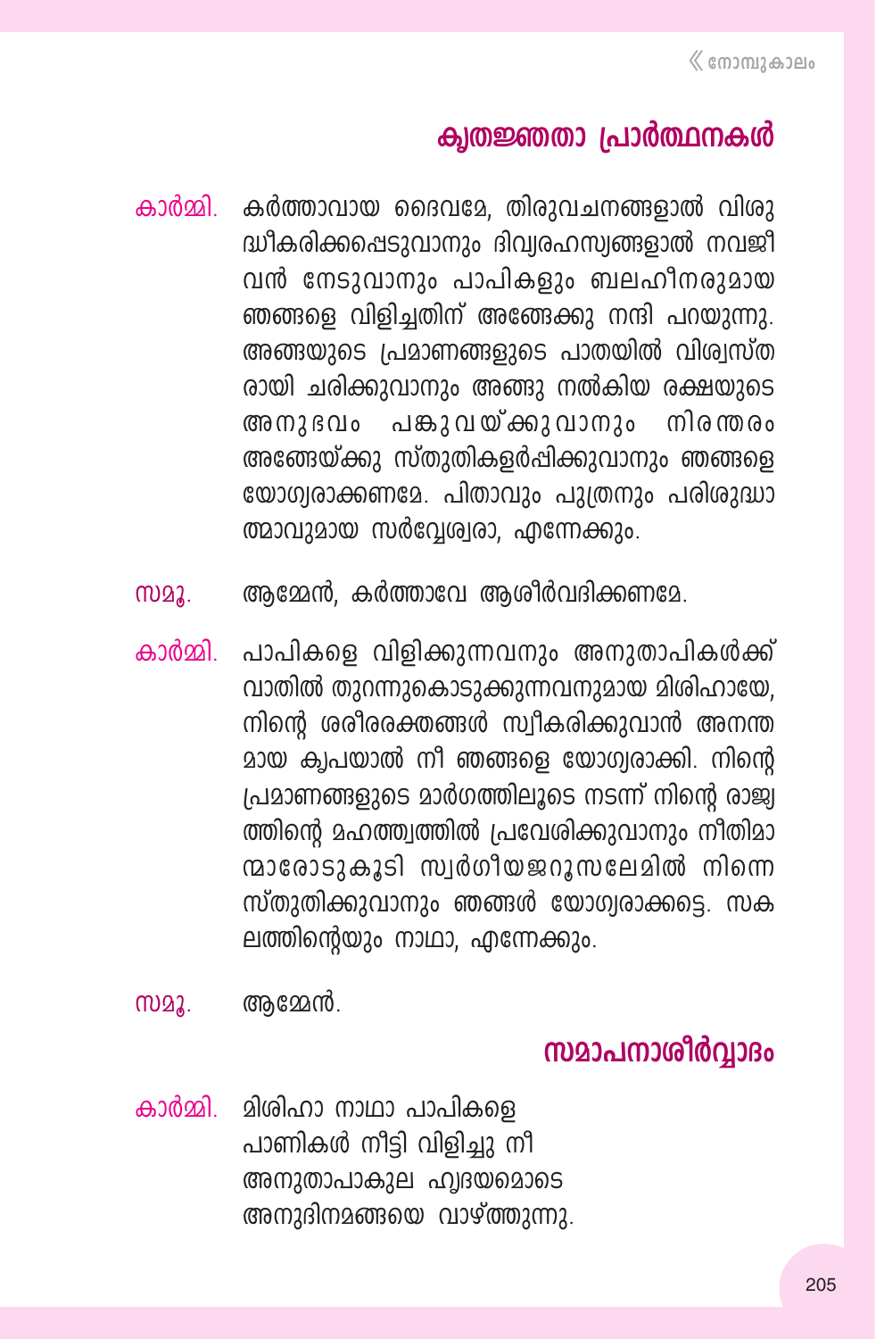## കൃതജ്ഞതാ പ്രാർത്ഥനകൾ

**കാർമ്മി.** കർത്താവായ ദൈവമേ, തിരുവചനങ്ങളാൽ വിശുദ്ധീകരിക്കപ്പെടുവാനും ദിവ്യരഹസ്യങ്ങളാൽ നവജീവൻ നേടുവാനും പാപികളും ബലഹീനരുമായ ഞങ്ങളെ വിളിച്ചതിന് അങ്ങേക്കു നന്ദി പറയുന്നു. അങ്ങയുടെ പ്രമാണങ്ങളുടെ പാതയിൽ വിശ്വസ്തരായി ചരിക്കുവാനും അങ്ങു നൽകിയ രക്ഷയുടെ അനുഭവം പങ്കുവയ്ക്കുവാനും നിരന്തരം അങ്ങേയ്ക്കു സ്തുതികളർപ്പിക്കുവാനും ഞങ്ങളെ യോഗ്യരാക്കണമേ. പിതാവും പുത്രനും പരിശുദ്ധാത്മാവുമായ സർവ്വേശ്വരാ, എന്നേക്കും.

**സമൂ.** ആമ്മേൻ, കർത്താവേ ആശീർവദിക്കണമേ.

**കാർമ്മി.** പാപികളെ വിളിക്കുന്നവനും അനുതാപികൾക്ക് വാതിൽ തുറന്നുകൊടുക്കുന്നവനുമായ മിശിഹായേ, നിന്റെ ശരീരരക്തങ്ങൾ സ്വീകരിക്കുവാൻ അനന്തമായ കൃപയാൽ നീ ഞങ്ങളെ യോഗ്യരാക്കി. നിന്റെ പ്രമാണങ്ങളുടെ മാർഗത്തിലൂടെ നടന്ന് നിന്റെ രാജ്യത്തിന്റെ മഹത്ത്വത്തിൽ പ്രവേശിക്കുവാനും നീതിമാന്മാരോടുകൂടി സ്വർഗീയജറൂസലേമിൽ നിന്നെ സ്തുതിക്കുവാനും ഞങ്ങൾ യോഗ്യരാക്കട്ടെ. സകലത്തിന്റെയും നാഥാ, എന്നേക്കും.

**സമൂ.** ആമ്മേൻ.

## സമാപനാശീർവ്വാദം

**കാർമ്മി.** മിശിഹാ നാഥാ പാപികളെ
പാണികൾ നീട്ടി വിളിച്ചു നീ
അനുതാപാകുല ഹൃദയമൊടെ
അനുദിനമങ്ങയെ വാഴ്ത്തുന്നു.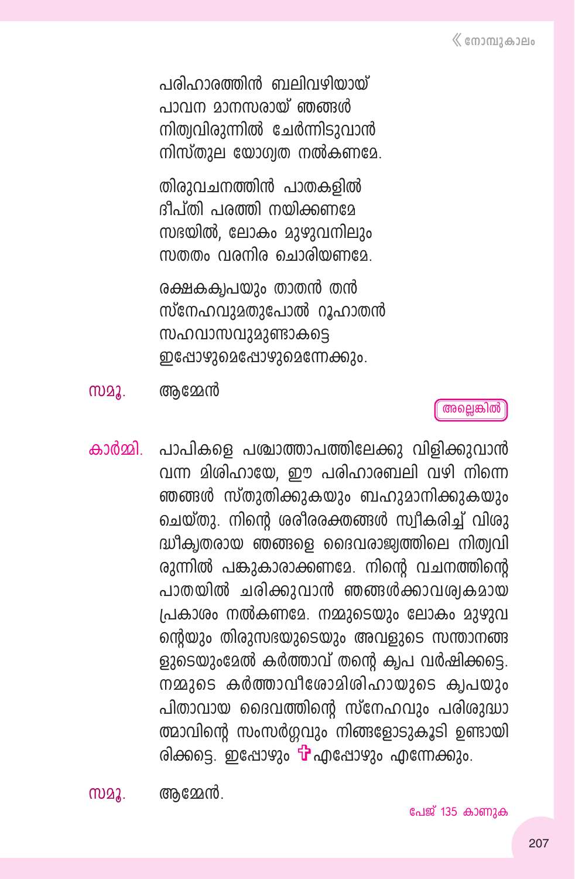പരിഹാരത്തിൻ ബലിവഴിയായ്
പാവന മാനസരായ് ഞങ്ങൾ
നിത്യവിരുന്നിൽ ചേർന്നിടുവാൻ
നിസ്തുല യോഗ്യത നൽകണമേ.

തിരുവചനത്തിൻ പാതകളിൽ
ദീപ്തി പരത്തി നയിക്കണമേ
സഭയിൽ, ലോകം മുഴുവനിലും
സതതം വരനിര ചൊരിയണമേ.

രക്ഷകകൃപയും താതൻ തൻ
സ്നേഹവുമതുപോൽ റൂഹാതൻ
സഹവാസവുമുണ്ടാകട്ടെ
ഇപ്പോഴുമെപ്പോഴുമെന്നേക്കും.

**സമൂ.** ആമ്മേൻ

**അല്ലെങ്കിൽ**

**കാർമ്മി.** പാപികളെ പശ്ചാത്താപത്തിലേക്കു വിളിക്കുവാൻ വന്ന മിശിഹായേ, ഈ പരിഹാരബലി വഴി നിന്നെ ഞങ്ങൾ സ്തുതിക്കുകയും ബഹുമാനിക്കുകയും ചെയ്തു. നിന്റെ ശരീരരക്തങ്ങൾ സ്വീകരിച്ച് വിശുദ്ധീകൃതരായ ഞങ്ങളെ ദൈവരാജ്യത്തിലെ നിത്യവിരുന്നിൽ പങ്കുകാരാക്കണമേ. നിന്റെ വചനത്തിന്റെ പാതയിൽ ചരിക്കുവാൻ ഞങ്ങൾക്കാവശ്യകമായ പ്രകാശം നൽകണമേ. നമ്മുടെയും ലോകം മുഴുവന്റെയും തിരുസഭയുടെയും അവളുടെ സന്താനങ്ങളുടെയുംമേൽ കർത്താവ് തന്റെ കൃപ വർഷിക്കട്ടെ. നമ്മുടെ കർത്താവീശോമിശിഹായുടെ കൃപയും പിതാവായ ദൈവത്തിന്റെ സ്നേഹവും പരിശുദ്ധാത്മാവിന്റെ സംസർഗ്ഗവും നിങ്ങളോടുകൂടി ഉണ്ടായിരിക്കട്ടെ. ഇപ്പോഴും ✠ എപ്പോഴും എന്നേക്കും.

**സമൂ.** ആമ്മേൻ.

പേജ് 135 കാണുക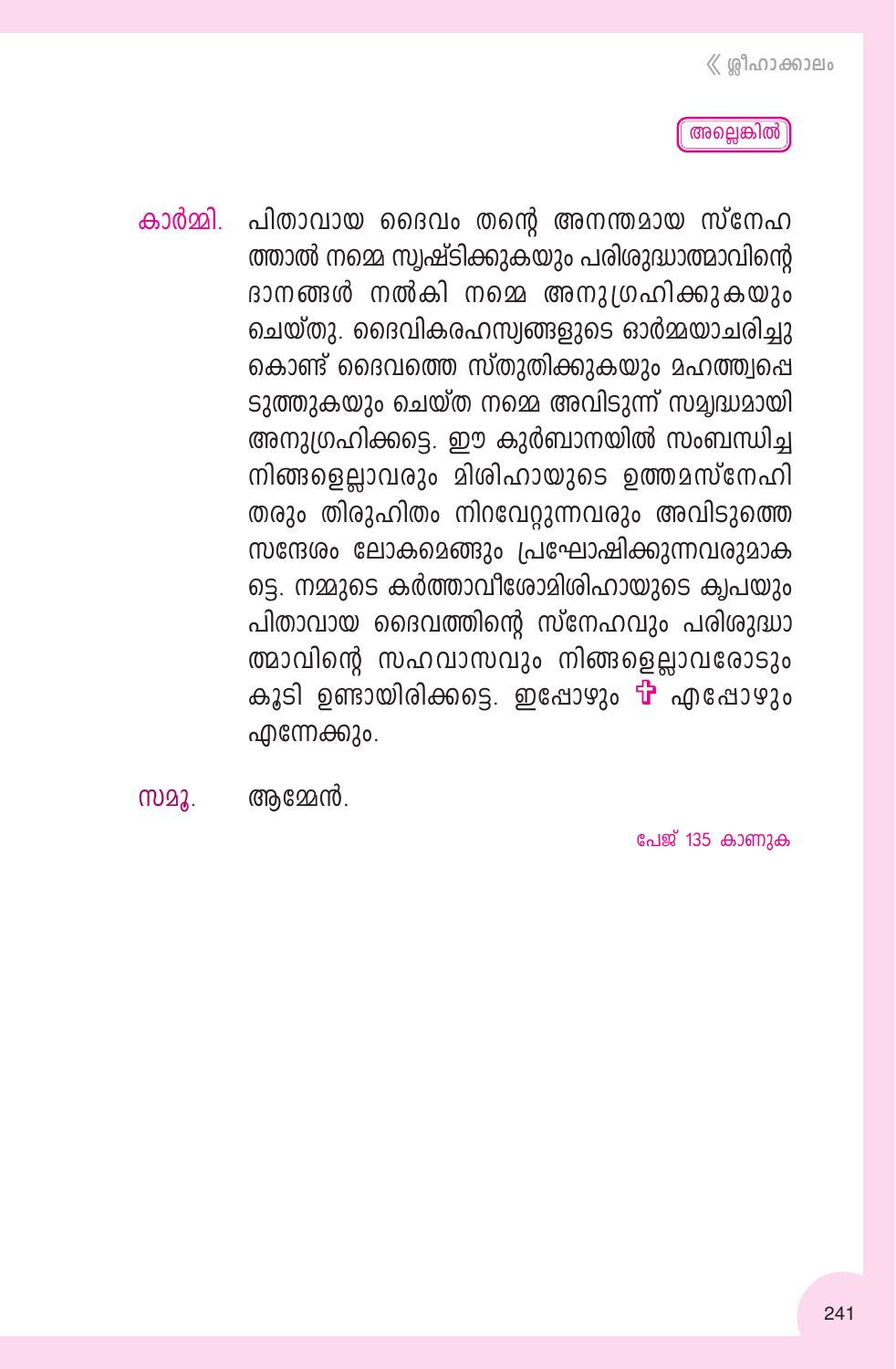അല്ലെങ്കിൽ

**കാർമ്മി.** പിതാവായ ദൈവം തന്റെ അനന്തമായ സ്നേഹത്താൽ നമ്മെ സൃഷ്ടിക്കുകയും പരിശുദ്ധാത്മാവിന്റെ ദാനങ്ങൾ നൽകി നമ്മെ അനുഗ്രഹിക്കുകയും ചെയ്തു. ദൈവികരഹസ്യങ്ങളുടെ ഓർമ്മയാചരിച്ചുകൊണ്ട് ദൈവത്തെ സ്തുതിക്കുകയും മഹത്ത്വപ്പെടുത്തുകയും ചെയ്ത നമ്മെ അവിടുന്ന് സമൃദ്ധമായി അനുഗ്രഹിക്കട്ടെ. ഈ കുർബാനയിൽ സംബന്ധിച്ച നിങ്ങളെല്ലാവരും മിശിഹായുടെ ഉത്തമസ്നേഹിതരും തിരുഹിതം നിറവേറ്റുന്നവരും അവിടുത്തെ സന്ദേശം ലോകമെങ്ങും പ്രഘോഷിക്കുന്നവരുമാകട്ടെ. നമ്മുടെ കർത്താവീശോമിശിഹായുടെ കൃപയും പിതാവായ ദൈവത്തിന്റെ സ്നേഹവും പരിശുദ്ധാത്മാവിന്റെ സഹവാസവും നിങ്ങളെല്ലാവരോടും കൂടി ഉണ്ടായിരിക്കട്ടെ. ഇപ്പോഴും ✠ എപ്പോഴും എന്നേക്കും.

**സമൂ.** ആമ്മേൻ.

പേജ് 135 കാണുക